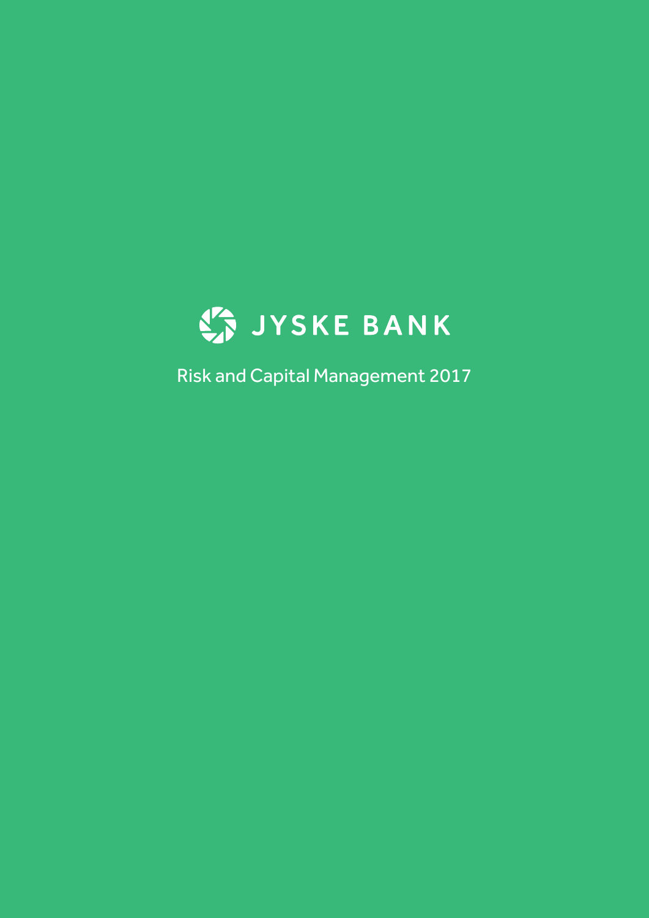# JYSKE BANK

Risk and Capital Management 2017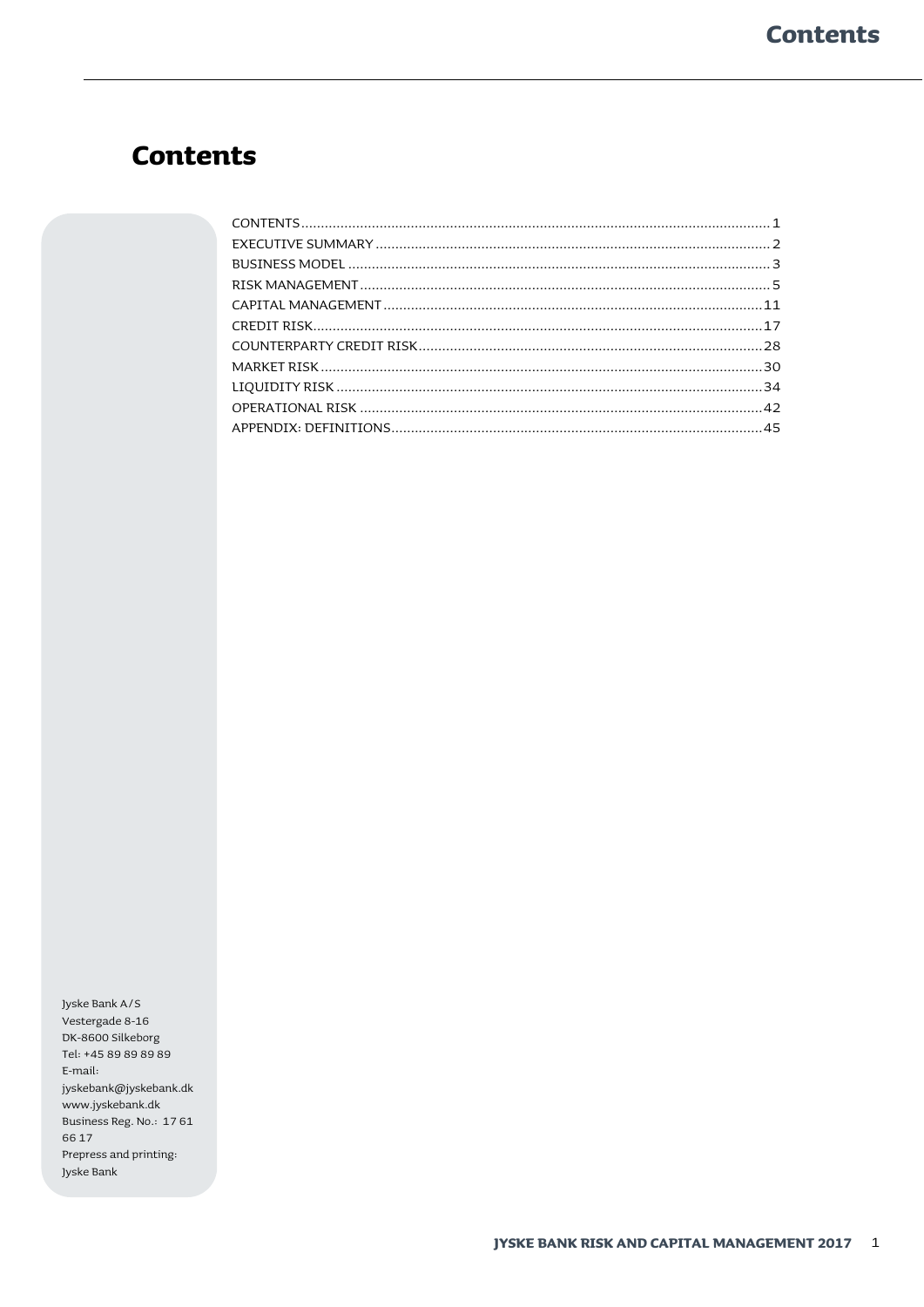# Contents

| | |
|---|---|
| CONTENTS | 1 |
| EXECUTIVE SUMMARY | 2 |
| BUSINESS MODEL | 3 |
| RISK MANAGEMENT | 5 |
| CAPITAL MANAGEMENT | 11 |
| CREDIT RISK | 17 |
| COUNTERPARTY CREDIT RISK | 28 |
| MARKET RISK | 30 |
| LIQUIDITY RISK | 34 |
| OPERATIONAL RISK | 42 |
| APPENDIX: DEFINITIONS | 45 |

Jyske Bank A/S
Vestergade 8-16
DK-8600 Silkeborg
Tel: +45 89 89 89 89
E-mail:
jyskebank@jyskebank.dk
www.jyskebank.dk
Business Reg. No.: 17 61 66 17
Prepress and printing:
Jyske Bank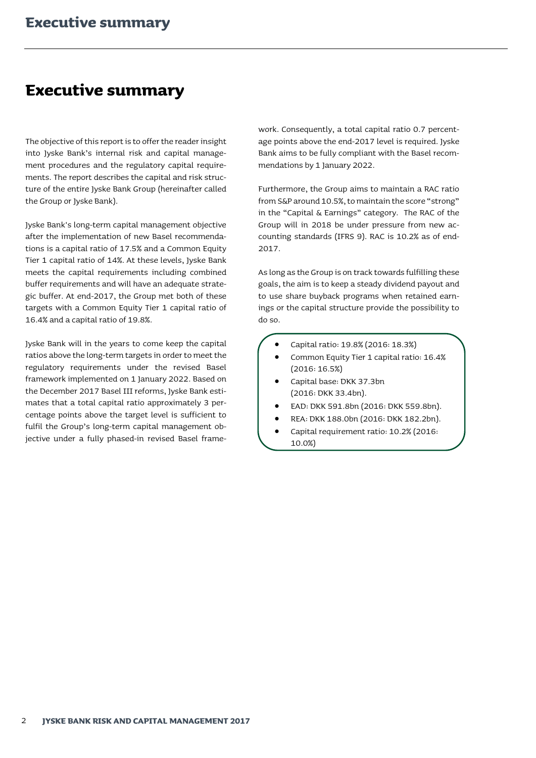# Executive summary

The objective of this report is to offer the reader insight into Jyske Bank's internal risk and capital management procedures and the regulatory capital requirements. The report describes the capital and risk structure of the entire Jyske Bank Group (hereinafter called the Group or Jyske Bank).

Jyske Bank's long-term capital management objective after the implementation of new Basel recommendations is a capital ratio of 17.5% and a Common Equity Tier 1 capital ratio of 14%. At these levels, Jyske Bank meets the capital requirements including combined buffer requirements and will have an adequate strategic buffer. At end-2017, the Group met both of these targets with a Common Equity Tier 1 capital ratio of 16.4% and a capital ratio of 19.8%.

Jyske Bank will in the years to come keep the capital ratios above the long-term targets in order to meet the regulatory requirements under the revised Basel framework implemented on 1 January 2022. Based on the December 2017 Basel III reforms, Jyske Bank estimates that a total capital ratio approximately 3 percentage points above the target level is sufficient to fulfil the Group's long-term capital management objective under a fully phased-in revised Basel framework. Consequently, a total capital ratio 0.7 percentage points above the end-2017 level is required. Jyske Bank aims to be fully compliant with the Basel recommendations by 1 January 2022.

Furthermore, the Group aims to maintain a RAC ratio from S&P around 10.5%, to maintain the score "strong" in the "Capital & Earnings" category. The RAC of the Group will in 2018 be under pressure from new accounting standards (IFRS 9). RAC is 10.2% as of end-2017.

As long as the Group is on track towards fulfilling these goals, the aim is to keep a steady dividend payout and to use share buyback programs when retained earnings or the capital structure provide the possibility to do so.

- Capital ratio: 19.8% (2016: 18.3%)
- Common Equity Tier 1 capital ratio: 16.4% (2016: 16.5%)
- Capital base: DKK 37.3bn (2016: DKK 33.4bn).
- EAD: DKK 591.8bn (2016: DKK 559.8bn).
- REA: DKK 188.0bn (2016: DKK 182.2bn).
- Capital requirement ratio: 10.2% (2016: 10.0%)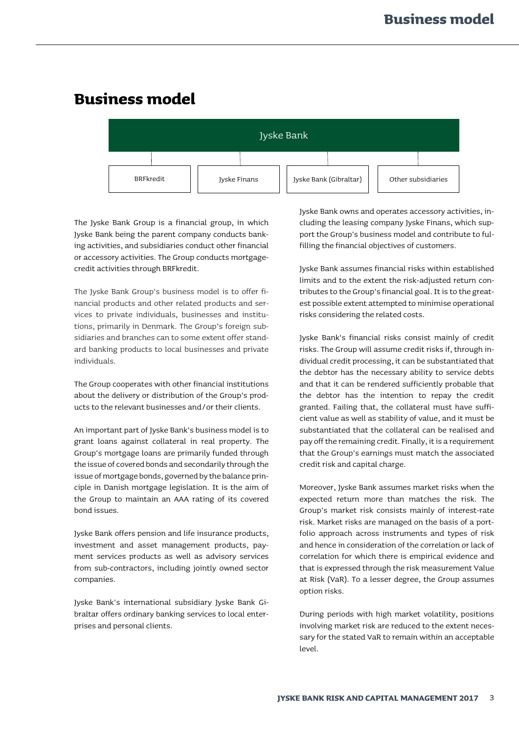# Business model

Jyske Bank

BRFkredit | Jyske Finans | Jyske Bank (Gibraltar) | Other subsidiaries

The Jyske Bank Group is a financial group, in which Jyske Bank being the parent company conducts banking activities, and subsidiaries conduct other financial or accessory activities. The Group conducts mortgage-credit activities through BRFkredit.

The Jyske Bank Group's business model is to offer financial products and other related products and services to private individuals, businesses and institutions, primarily in Denmark. The Group's foreign subsidiaries and branches can to some extent offer standard banking products to local businesses and private individuals.

The Group cooperates with other financial institutions about the delivery or distribution of the Group's products to the relevant businesses and/or their clients.

An important part of Jyske Bank's business model is to grant loans against collateral in real property. The Group's mortgage loans are primarily funded through the issue of covered bonds and secondarily through the issue of mortgage bonds, governed by the balance principle in Danish mortgage legislation. It is the aim of the Group to maintain an AAA rating of its covered bond issues.

Jyske Bank offers pension and life insurance products, investment and asset management products, payment services products as well as advisory services from sub-contractors, including jointly owned sector companies.

Jyske Bank's international subsidiary Jyske Bank Gibraltar offers ordinary banking services to local enterprises and personal clients.

Jyske Bank owns and operates accessory activities, including the leasing company Jyske Finans, which support the Group's business model and contribute to fulfilling the financial objectives of customers.

Jyske Bank assumes financial risks within established limits and to the extent the risk-adjusted return contributes to the Group's financial goal. It is to the greatest possible extent attempted to minimise operational risks considering the related costs.

Jyske Bank's financial risks consist mainly of credit risks. The Group will assume credit risks if, through individual credit processing, it can be substantiated that the debtor has the necessary ability to service debts and that it can be rendered sufficiently probable that the debtor has the intention to repay the credit granted. Failing that, the collateral must have sufficient value as well as stability of value, and it must be substantiated that the collateral can be realised and pay off the remaining credit. Finally, it is a requirement that the Group's earnings must match the associated credit risk and capital charge.

Moreover, Jyske Bank assumes market risks when the expected return more than matches the risk. The Group's market risk consists mainly of interest-rate risk. Market risks are managed on the basis of a portfolio approach across instruments and types of risk and hence in consideration of the correlation or lack of correlation for which there is empirical evidence and that is expressed through the risk measurement Value at Risk (VaR). To a lesser degree, the Group assumes option risks.

During periods with high market volatility, positions involving market risk are reduced to the extent necessary for the stated VaR to remain within an acceptable level.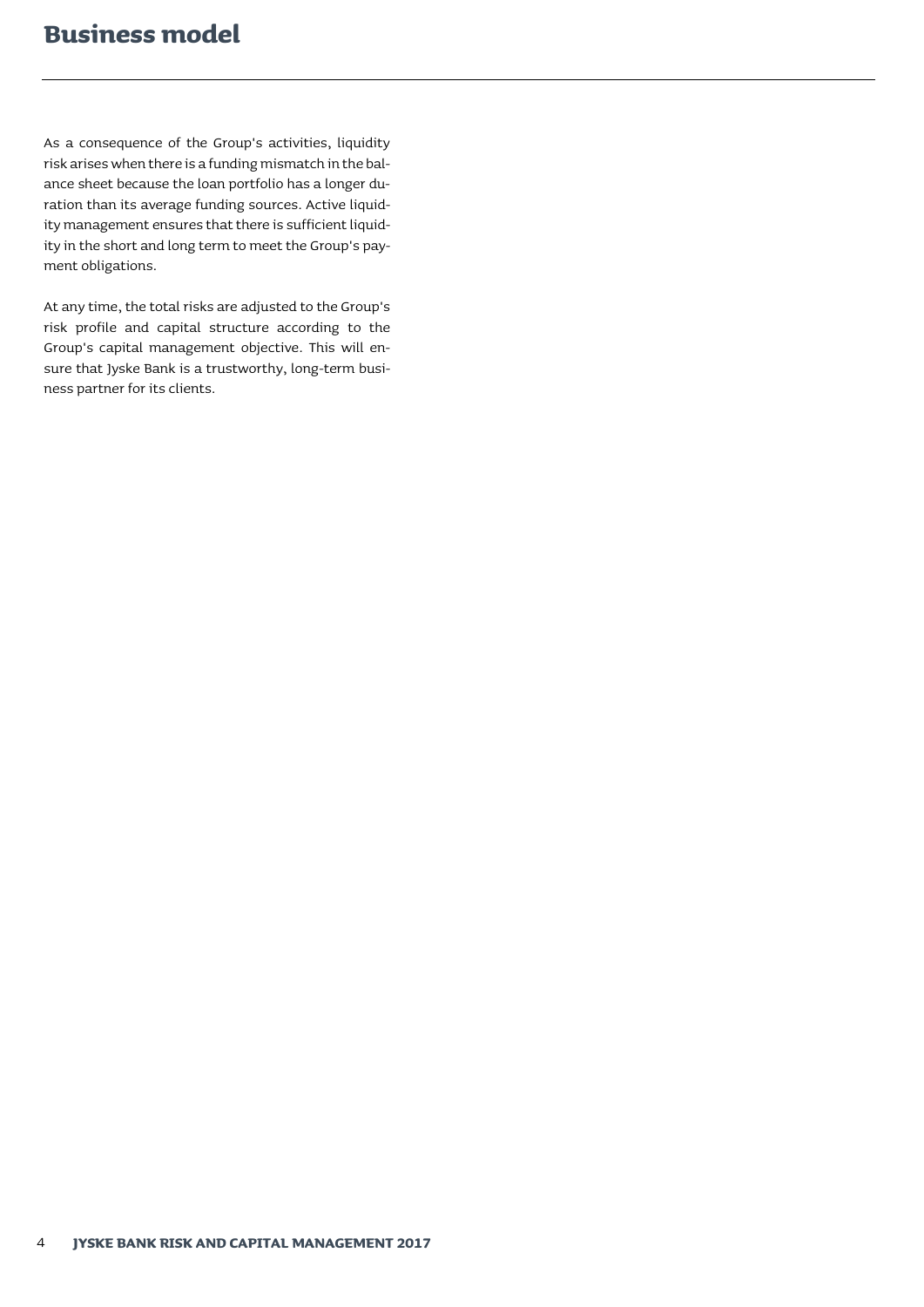# Business model

As a consequence of the Group's activities, liquidity risk arises when there is a funding mismatch in the balance sheet because the loan portfolio has a longer duration than its average funding sources. Active liquidity management ensures that there is sufficient liquidity in the short and long term to meet the Group's payment obligations.

At any time, the total risks are adjusted to the Group's risk profile and capital structure according to the Group's capital management objective. This will ensure that Jyske Bank is a trustworthy, long-term business partner for its clients.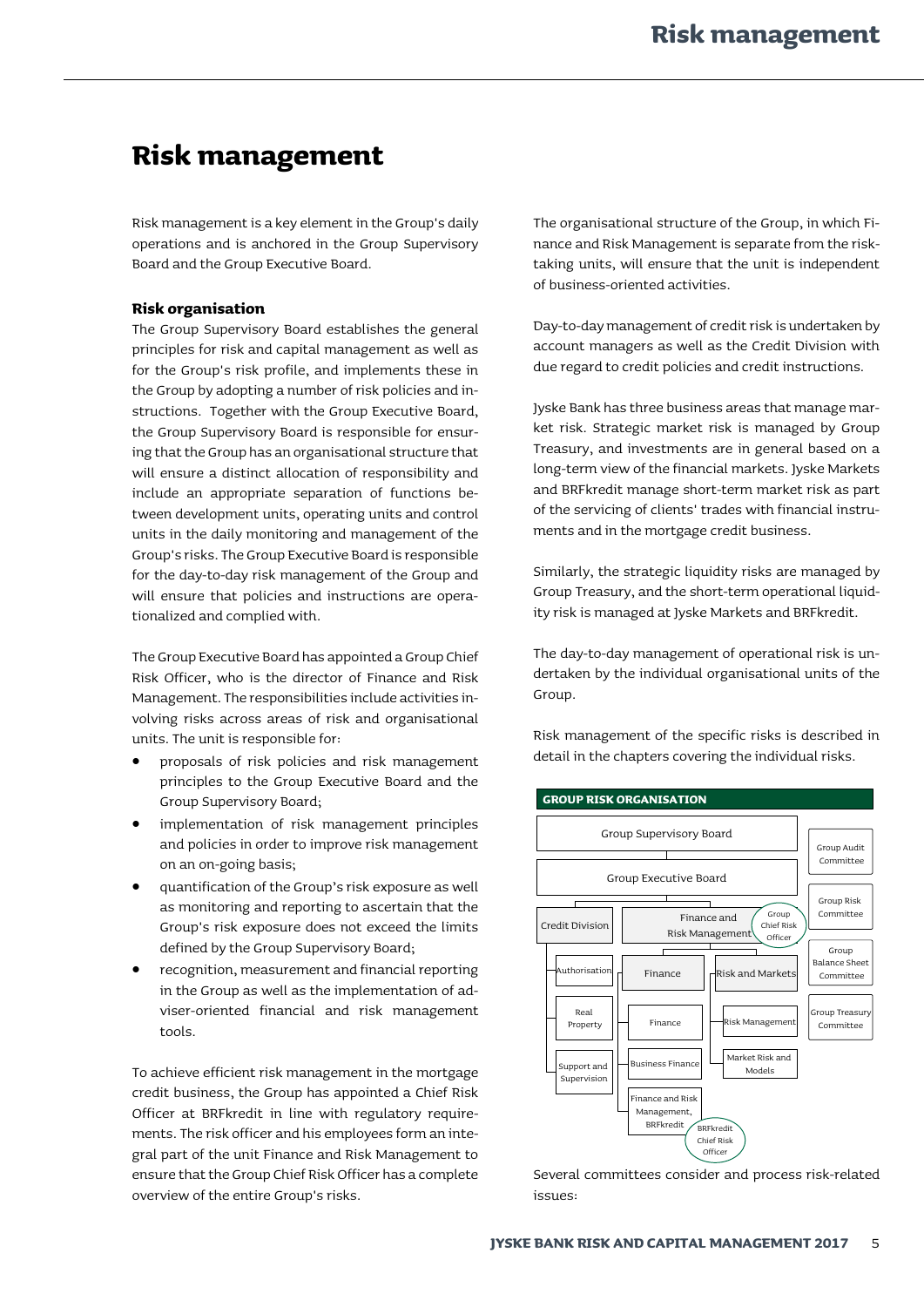# Risk management

Risk management is a key element in the Group's daily operations and is anchored in the Group Supervisory Board and the Group Executive Board.

### Risk organisation

The Group Supervisory Board establishes the general principles for risk and capital management as well as for the Group's risk profile, and implements these in the Group by adopting a number of risk policies and instructions. Together with the Group Executive Board, the Group Supervisory Board is responsible for ensuring that the Group has an organisational structure that will ensure a distinct allocation of responsibility and include an appropriate separation of functions between development units, operating units and control units in the daily monitoring and management of the Group's risks. The Group Executive Board is responsible for the day-to-day risk management of the Group and will ensure that policies and instructions are operationalized and complied with.

The Group Executive Board has appointed a Group Chief Risk Officer, who is the director of Finance and Risk Management. The responsibilities include activities involving risks across areas of risk and organisational units. The unit is responsible for:

- proposals of risk policies and risk management principles to the Group Executive Board and the Group Supervisory Board;
- implementation of risk management principles and policies in order to improve risk management on an on-going basis;
- quantification of the Group's risk exposure as well as monitoring and reporting to ascertain that the Group's risk exposure does not exceed the limits defined by the Group Supervisory Board;
- recognition, measurement and financial reporting in the Group as well as the implementation of adviser-oriented financial and risk management tools.

To achieve efficient risk management in the mortgage credit business, the Group has appointed a Chief Risk Officer at BRFkredit in line with regulatory requirements. The risk officer and his employees form an integral part of the unit Finance and Risk Management to ensure that the Group Chief Risk Officer has a complete overview of the entire Group's risks.

The organisational structure of the Group, in which Finance and Risk Management is separate from the risk-taking units, will ensure that the unit is independent of business-oriented activities.

Day-to-day management of credit risk is undertaken by account managers as well as the Credit Division with due regard to credit policies and credit instructions.

Jyske Bank has three business areas that manage market risk. Strategic market risk is managed by Group Treasury, and investments are in general based on a long-term view of the financial markets. Jyske Markets and BRFkredit manage short-term market risk as part of the servicing of clients' trades with financial instruments and in the mortgage credit business.

Similarly, the strategic liquidity risks are managed by Group Treasury, and the short-term operational liquidity risk is managed at Jyske Markets and BRFkredit.

The day-to-day management of operational risk is undertaken by the individual organisational units of the Group.

Risk management of the specific risks is described in detail in the chapters covering the individual risks.

**GROUP RISK ORGANISATION**

Group Supervisory Board

Group Executive Board

Credit Division

Authorisation

Real Property

Support and Supervision

Finance and Risk Management

Group Chief Risk Officer

Finance

Finance

Business Finance

Finance and Risk Management, BRFkredit

BRFkredit Chief Risk Officer

Risk and Markets

Risk Management

Market Risk and Models

Group Audit Committee

Group Risk Committee

Group Balance Sheet Committee

Group Treasury Committee

Several committees consider and process risk-related issues: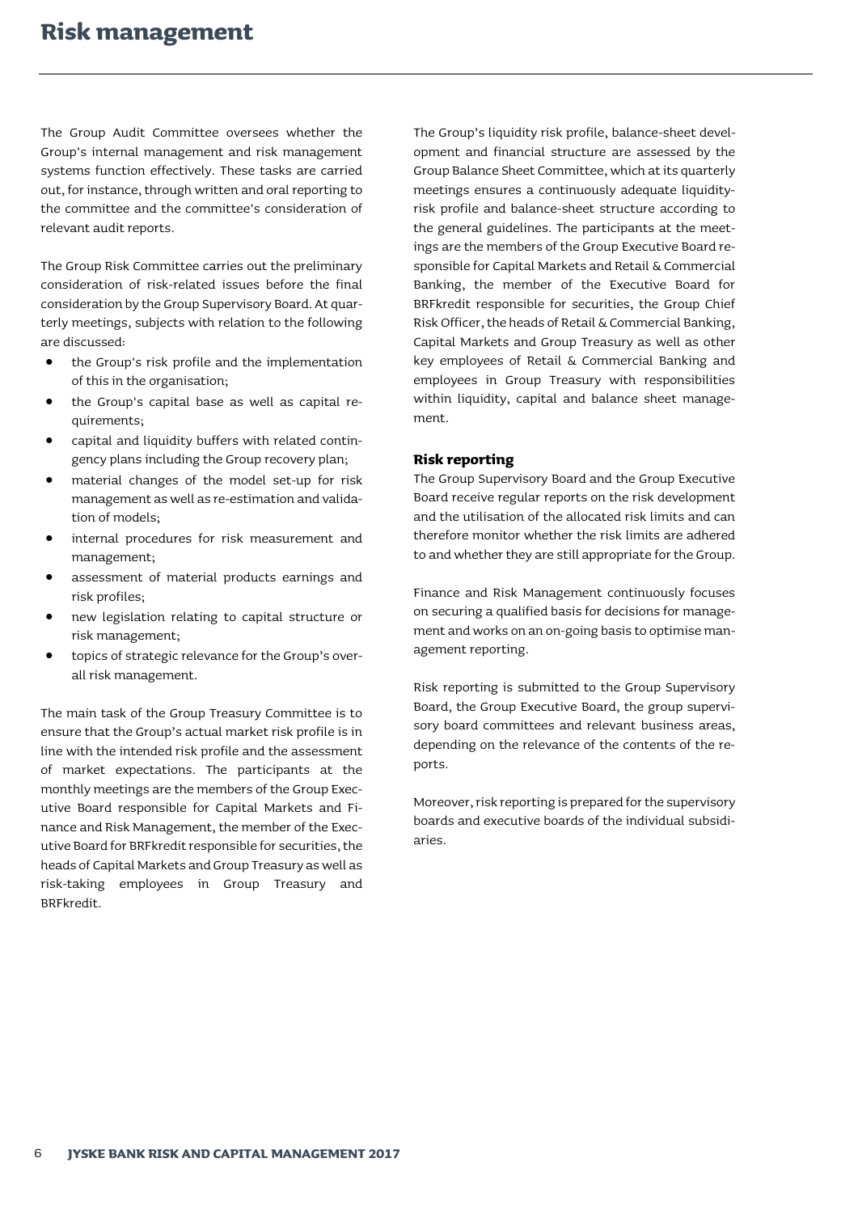# Risk management

The Group Audit Committee oversees whether the Group's internal management and risk management systems function effectively. These tasks are carried out, for instance, through written and oral reporting to the committee and the committee's consideration of relevant audit reports.

The Group Risk Committee carries out the preliminary consideration of risk-related issues before the final consideration by the Group Supervisory Board. At quarterly meetings, subjects with relation to the following are discussed:

- the Group's risk profile and the implementation of this in the organisation;
- the Group's capital base as well as capital requirements;
- capital and liquidity buffers with related contingency plans including the Group recovery plan;
- material changes of the model set-up for risk management as well as re-estimation and validation of models;
- internal procedures for risk measurement and management;
- assessment of material products earnings and risk profiles;
- new legislation relating to capital structure or risk management;
- topics of strategic relevance for the Group's overall risk management.

The main task of the Group Treasury Committee is to ensure that the Group's actual market risk profile is in line with the intended risk profile and the assessment of market expectations. The participants at the monthly meetings are the members of the Group Executive Board responsible for Capital Markets and Finance and Risk Management, the member of the Executive Board for BRFkredit responsible for securities, the heads of Capital Markets and Group Treasury as well as risk-taking employees in Group Treasury and BRFkredit.

The Group's liquidity risk profile, balance-sheet development and financial structure are assessed by the Group Balance Sheet Committee, which at its quarterly meetings ensures a continuously adequate liquidity-risk profile and balance-sheet structure according to the general guidelines. The participants at the meetings are the members of the Group Executive Board responsible for Capital Markets and Retail & Commercial Banking, the member of the Executive Board for BRFkredit responsible for securities, the Group Chief Risk Officer, the heads of Retail & Commercial Banking, Capital Markets and Group Treasury as well as other key employees of Retail & Commercial Banking and employees in Group Treasury with responsibilities within liquidity, capital and balance sheet management.

### Risk reporting

The Group Supervisory Board and the Group Executive Board receive regular reports on the risk development and the utilisation of the allocated risk limits and can therefore monitor whether the risk limits are adhered to and whether they are still appropriate for the Group.

Finance and Risk Management continuously focuses on securing a qualified basis for decisions for management and works on an on-going basis to optimise management reporting.

Risk reporting is submitted to the Group Supervisory Board, the Group Executive Board, the group supervisory board committees and relevant business areas, depending on the relevance of the contents of the reports.

Moreover, risk reporting is prepared for the supervisory boards and executive boards of the individual subsidiaries.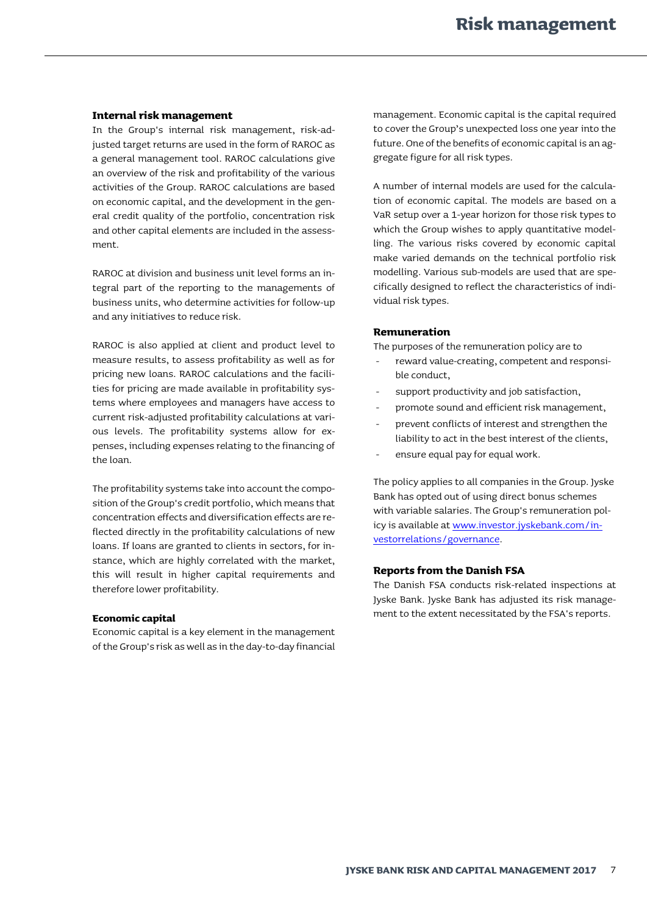### Internal risk management

In the Group's internal risk management, risk-adjusted target returns are used in the form of RAROC as a general management tool. RAROC calculations give an overview of the risk and profitability of the various activities of the Group. RAROC calculations are based on economic capital, and the development in the general credit quality of the portfolio, concentration risk and other capital elements are included in the assessment.

RAROC at division and business unit level forms an integral part of the reporting to the managements of business units, who determine activities for follow-up and any initiatives to reduce risk.

RAROC is also applied at client and product level to measure results, to assess profitability as well as for pricing new loans. RAROC calculations and the facilities for pricing are made available in profitability systems where employees and managers have access to current risk-adjusted profitability calculations at various levels. The profitability systems allow for expenses, including expenses relating to the financing of the loan.

The profitability systems take into account the composition of the Group's credit portfolio, which means that concentration effects and diversification effects are reflected directly in the profitability calculations of new loans. If loans are granted to clients in sectors, for instance, which are highly correlated with the market, this will result in higher capital requirements and therefore lower profitability.

### Economic capital

Economic capital is a key element in the management of the Group's risk as well as in the day-to-day financial management. Economic capital is the capital required to cover the Group's unexpected loss one year into the future. One of the benefits of economic capital is an aggregate figure for all risk types.

A number of internal models are used for the calculation of economic capital. The models are based on a VaR setup over a 1-year horizon for those risk types to which the Group wishes to apply quantitative modelling. The various risks covered by economic capital make varied demands on the technical portfolio risk modelling. Various sub-models are used that are specifically designed to reflect the characteristics of individual risk types.

### Remuneration

The purposes of the remuneration policy are to

- reward value-creating, competent and responsible conduct,
- support productivity and job satisfaction,
- promote sound and efficient risk management,
- prevent conflicts of interest and strengthen the liability to act in the best interest of the clients,
- ensure equal pay for equal work.

The policy applies to all companies in the Group. Jyske Bank has opted out of using direct bonus schemes with variable salaries. The Group's remuneration policy is available at www.investor.jyskebank.com/investorrelations/governance.

### Reports from the Danish FSA

The Danish FSA conducts risk-related inspections at Jyske Bank. Jyske Bank has adjusted its risk management to the extent necessitated by the FSA's reports.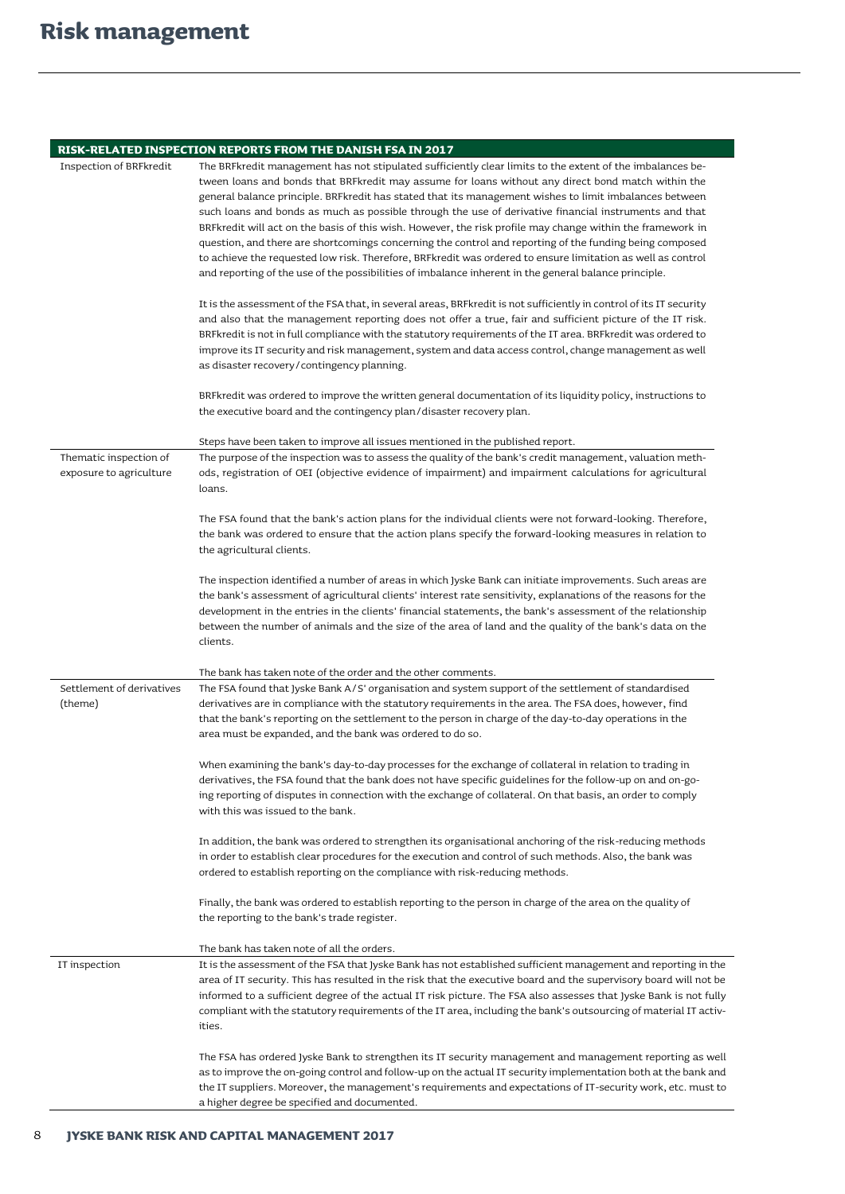# Risk management

| RISK-RELATED INSPECTION REPORTS FROM THE DANISH FSA IN 2017 | |
|---|---|
| Inspection of BRFkredit | The BRFkredit management has not stipulated sufficiently clear limits to the extent of the imbalances between loans and bonds that BRFkredit may assume for loans without any direct bond match within the general balance principle. BRFkredit has stated that its management wishes to limit imbalances between such loans and bonds as much as possible through the use of derivative financial instruments and that BRFkredit will act on the basis of this wish. However, the risk profile may change within the framework in question, and there are shortcomings concerning the control and reporting of the funding being composed to achieve the requested low risk. Therefore, BRFkredit was ordered to ensure limitation as well as control and reporting of the use of the possibilities of imbalance inherent in the general balance principle.<br><br>It is the assessment of the FSA that, in several areas, BRFkredit is not sufficiently in control of its IT security and also that the management reporting does not offer a true, fair and sufficient picture of the IT risk. BRFkredit is not in full compliance with the statutory requirements of the IT area. BRFkredit was ordered to improve its IT security and risk management, system and data access control, change management as well as disaster recovery/contingency planning.<br><br>BRFkredit was ordered to improve the written general documentation of its liquidity policy, instructions to the executive board and the contingency plan/disaster recovery plan.<br><br>Steps have been taken to improve all issues mentioned in the published report. |
| Thematic inspection of exposure to agriculture | The purpose of the inspection was to assess the quality of the bank's credit management, valuation methods, registration of OEI (objective evidence of impairment) and impairment calculations for agricultural loans.<br><br>The FSA found that the bank's action plans for the individual clients were not forward-looking. Therefore, the bank was ordered to ensure that the action plans specify the forward-looking measures in relation to the agricultural clients.<br><br>The inspection identified a number of areas in which Jyske Bank can initiate improvements. Such areas are the bank's assessment of agricultural clients' interest rate sensitivity, explanations of the reasons for the development in the entries in the clients' financial statements, the bank's assessment of the relationship between the number of animals and the size of the area of land and the quality of the bank's data on the clients.<br><br>The bank has taken note of the order and the other comments. |
| Settlement of derivatives (theme) | The FSA found that Jyske Bank A/S' organisation and system support of the settlement of standardised derivatives are in compliance with the statutory requirements in the area. The FSA does, however, find that the bank's reporting on the settlement to the person in charge of the day-to-day operations in the area must be expanded, and the bank was ordered to do so.<br><br>When examining the bank's day-to-day processes for the exchange of collateral in relation to trading in derivatives, the FSA found that the bank does not have specific guidelines for the follow-up on and on-going reporting of disputes in connection with the exchange of collateral. On that basis, an order to comply with this was issued to the bank.<br><br>In addition, the bank was ordered to strengthen its organisational anchoring of the risk-reducing methods in order to establish clear procedures for the execution and control of such methods. Also, the bank was ordered to establish reporting on the compliance with risk-reducing methods.<br><br>Finally, the bank was ordered to establish reporting to the person in charge of the area on the quality of the reporting to the bank's trade register.<br><br>The bank has taken note of all the orders. |
| IT inspection | It is the assessment of the FSA that Jyske Bank has not established sufficient management and reporting in the area of IT security. This has resulted in the risk that the executive board and the supervisory board will not be informed to a sufficient degree of the actual IT risk picture. The FSA also assesses that Jyske Bank is not fully compliant with the statutory requirements of the IT area, including the bank's outsourcing of material IT activities.<br><br>The FSA has ordered Jyske Bank to strengthen its IT security management and management reporting as well as to improve the on-going control and follow-up on the actual IT security implementation both at the bank and the IT suppliers. Moreover, the management's requirements and expectations of IT-security work, etc. must to a higher degree be specified and documented. |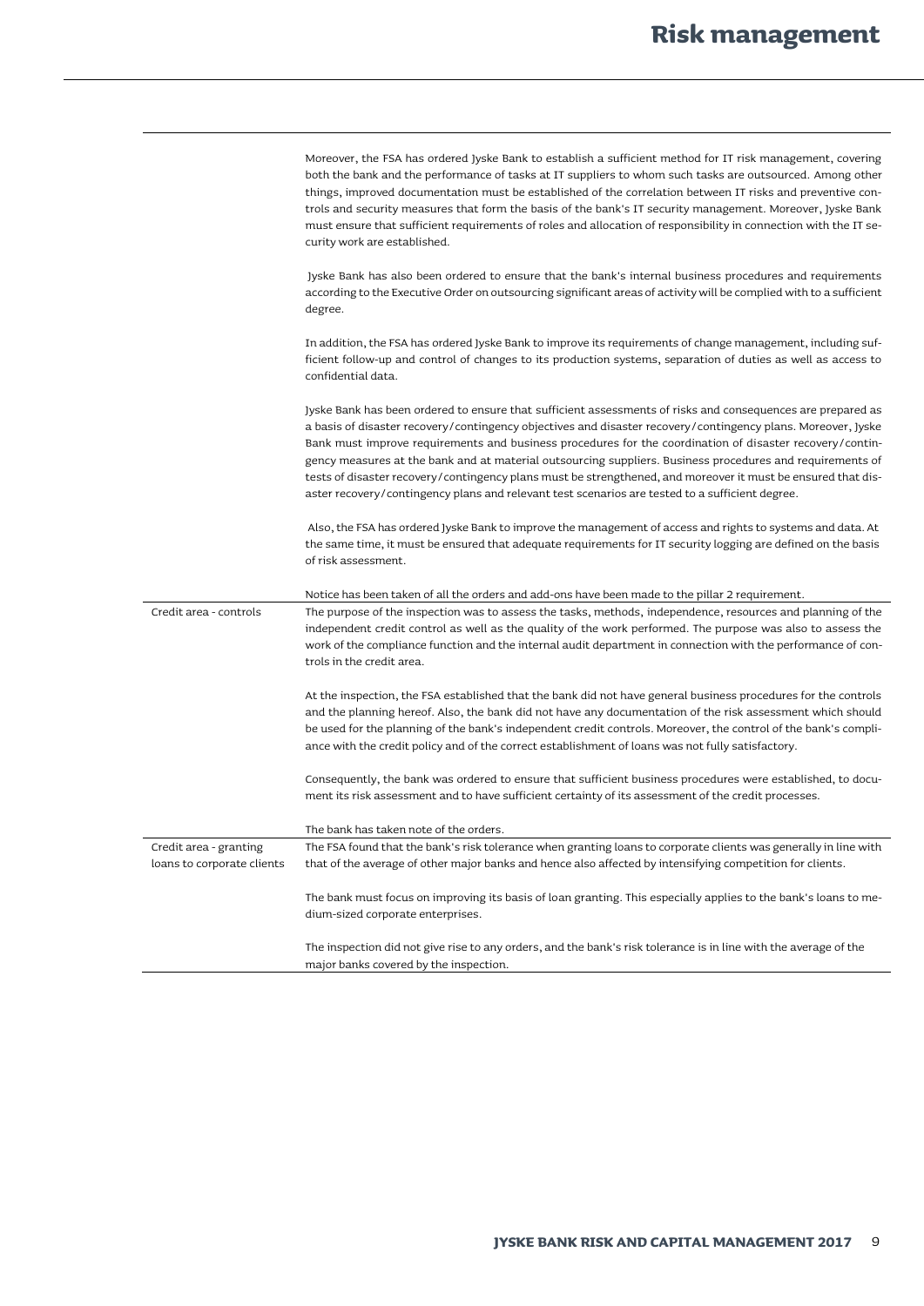| | |
|---|---|
| | Moreover, the FSA has ordered Jyske Bank to establish a sufficient method for IT risk management, covering both the bank and the performance of tasks at IT suppliers to whom such tasks are outsourced. Among other things, improved documentation must be established of the correlation between IT risks and preventive controls and security measures that form the basis of the bank's IT security management. Moreover, Jyske Bank must ensure that sufficient requirements of roles and allocation of responsibility in connection with the IT security work are established.<br><br>Jyske Bank has also been ordered to ensure that the bank's internal business procedures and requirements according to the Executive Order on outsourcing significant areas of activity will be complied with to a sufficient degree.<br><br>In addition, the FSA has ordered Jyske Bank to improve its requirements of change management, including sufficient follow-up and control of changes to its production systems, separation of duties as well as access to confidential data.<br><br>Jyske Bank has been ordered to ensure that sufficient assessments of risks and consequences are prepared as a basis of disaster recovery/contingency objectives and disaster recovery/contingency plans. Moreover, Jyske Bank must improve requirements and business procedures for the coordination of disaster recovery/contingency measures at the bank and at material outsourcing suppliers. Business procedures and requirements of tests of disaster recovery/contingency plans must be strengthened, and moreover it must be ensured that disaster recovery/contingency plans and relevant test scenarios are tested to a sufficient degree.<br><br>Also, the FSA has ordered Jyske Bank to improve the management of access and rights to systems and data. At the same time, it must be ensured that adequate requirements for IT security logging are defined on the basis of risk assessment.<br><br>Notice has been taken of all the orders and add-ons have been made to the pillar 2 requirement. |
| Credit area - controls | The purpose of the inspection was to assess the tasks, methods, independence, resources and planning of the independent credit control as well as the quality of the work performed. The purpose was also to assess the work of the compliance function and the internal audit department in connection with the performance of controls in the credit area.<br><br>At the inspection, the FSA established that the bank did not have general business procedures for the controls and the planning hereof. Also, the bank did not have any documentation of the risk assessment which should be used for the planning of the bank's independent credit controls. Moreover, the control of the bank's compliance with the credit policy and of the correct establishment of loans was not fully satisfactory.<br><br>Consequently, the bank was ordered to ensure that sufficient business procedures were established, to document its risk assessment and to have sufficient certainty of its assessment of the credit processes.<br><br>The bank has taken note of the orders. |
| Credit area - granting loans to corporate clients | The FSA found that the bank's risk tolerance when granting loans to corporate clients was generally in line with that of the average of other major banks and hence also affected by intensifying competition for clients.<br><br>The bank must focus on improving its basis of loan granting. This especially applies to the bank's loans to medium-sized corporate enterprises.<br><br>The inspection did not give rise to any orders, and the bank's risk tolerance is in line with the average of the major banks covered by the inspection. |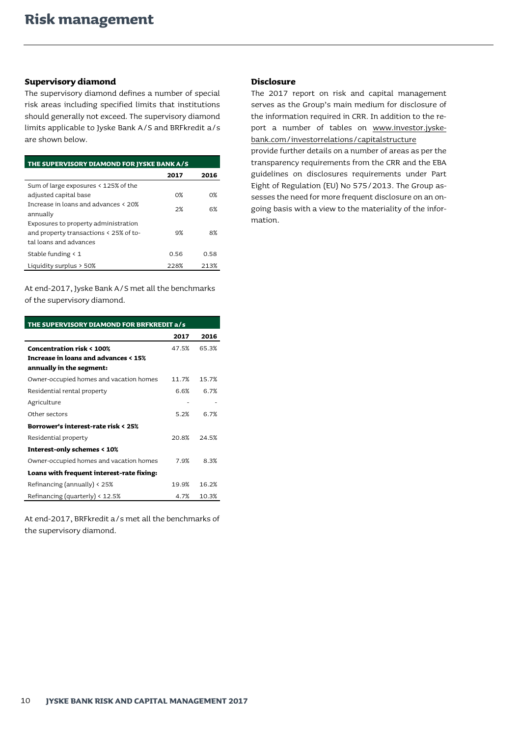# Risk management

## Supervisory diamond

The supervisory diamond defines a number of special risk areas including specified limits that institutions should generally not exceed. The supervisory diamond limits applicable to Jyske Bank A/S and BRFkredit a/s are shown below.

| THE SUPERVISORY DIAMOND FOR JYSKE BANK A/S | 2017 | 2016 |
|---|---|---|
| Sum of large exposures < 125% of the adjusted capital base | 0% | 0% |
| Increase in loans and advances < 20% annually | 2% | 6% |
| Exposures to property administration and property transactions < 25% of total loans and advances | 9% | 8% |
| Stable funding < 1 | 0.56 | 0.58 |
| Liquidity surplus > 50% | 228% | 213% |

At end-2017, Jyske Bank A/S met all the benchmarks of the supervisory diamond.

| THE SUPERVISORY DIAMOND FOR BRFKREDIT a/s | 2017 | 2016 |
|---|---|---|
| **Concentration risk < 100%** | 47.5% | 65.3% |
| **Increase in loans and advances < 15% annually in the segment:** | | |
| Owner-occupied homes and vacation homes | 11.7% | 15.7% |
| Residential rental property | 6.6% | 6.7% |
| Agriculture | - | - |
| Other sectors | 5.2% | 6.7% |
| **Borrower's interest-rate risk < 25%** | | |
| Residential property | 20.8% | 24.5% |
| **Interest-only schemes < 10%** | | |
| Owner-occupied homes and vacation homes | 7.9% | 8.3% |
| **Loans with frequent interest-rate fixing:** | | |
| Refinancing (annually) < 25% | 19.9% | 16.2% |
| Refinancing (quarterly) < 12.5% | 4.7% | 10.3% |

At end-2017, BRFkredit a/s met all the benchmarks of the supervisory diamond.

## Disclosure

The 2017 report on risk and capital management serves as the Group's main medium for disclosure of the information required in CRR. In addition to the report a number of tables on www.investor.jyskebank.com/investorrelations/capitalstructure provide further details on a number of areas as per the transparency requirements from the CRR and the EBA guidelines on disclosures requirements under Part Eight of Regulation (EU) No 575/2013. The Group assesses the need for more frequent disclosure on an ongoing basis with a view to the materiality of the information.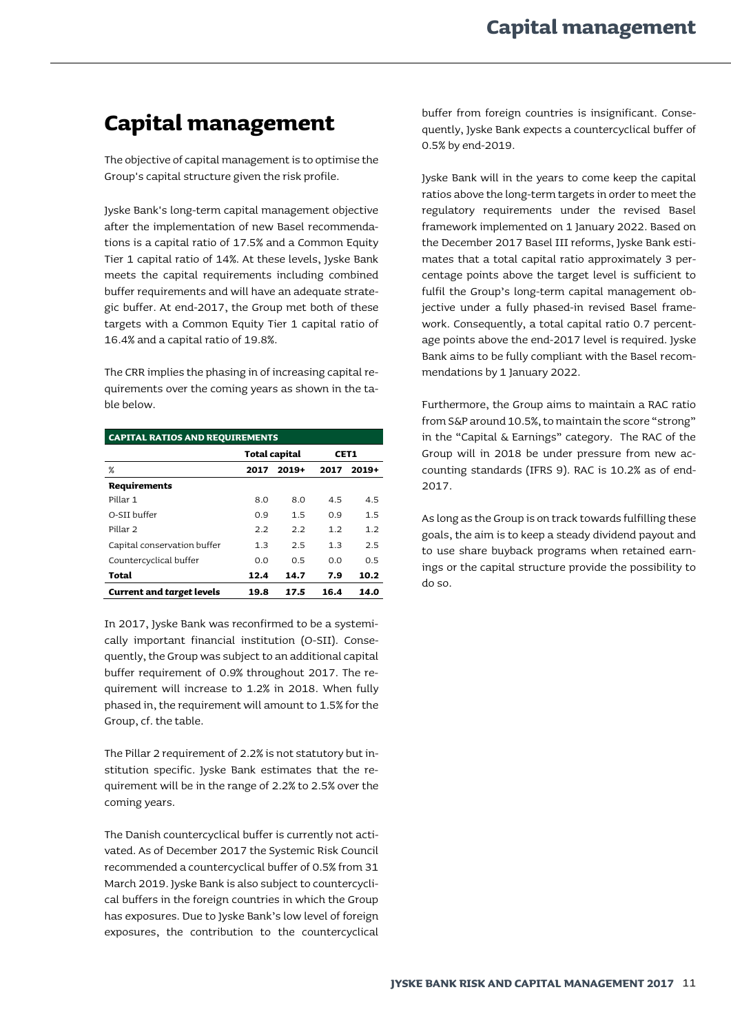# Capital management

The objective of capital management is to optimise the Group's capital structure given the risk profile.

Jyske Bank's long-term capital management objective after the implementation of new Basel recommendations is a capital ratio of 17.5% and a Common Equity Tier 1 capital ratio of 14%. At these levels, Jyske Bank meets the capital requirements including combined buffer requirements and will have an adequate strategic buffer. At end-2017, the Group met both of these targets with a Common Equity Tier 1 capital ratio of 16.4% and a capital ratio of 19.8%.

The CRR implies the phasing in of increasing capital requirements over the coming years as shown in the table below.

**CAPITAL RATIOS AND REQUIREMENTS**

| | Total capital | | CET1 | |
|---|---|---|---|---|
| % | 2017 | 2019+ | 2017 | 2019+ |
| **Requirements** | | | | |
| Pillar 1 | 8.0 | 8.0 | 4.5 | 4.5 |
| O-SII buffer | 0.9 | 1.5 | 0.9 | 1.5 |
| Pillar 2 | 2.2 | 2.2 | 1.2 | 1.2 |
| Capital conservation buffer | 1.3 | 2.5 | 1.3 | 2.5 |
| Countercyclical buffer | 0.0 | 0.5 | 0.0 | 0.5 |
| **Total** | **12.4** | **14.7** | **7.9** | **10.2** |
| **Current and *target* levels** | **19.8** | ***17.5*** | **16.4** | ***14.0*** |

In 2017, Jyske Bank was reconfirmed to be a systemically important financial institution (O-SII). Consequently, the Group was subject to an additional capital buffer requirement of 0.9% throughout 2017. The requirement will increase to 1.2% in 2018. When fully phased in, the requirement will amount to 1.5% for the Group, cf. the table.

The Pillar 2 requirement of 2.2% is not statutory but institution specific. Jyske Bank estimates that the requirement will be in the range of 2.2% to 2.5% over the coming years.

The Danish countercyclical buffer is currently not activated. As of December 2017 the Systemic Risk Council recommended a countercyclical buffer of 0.5% from 31 March 2019. Jyske Bank is also subject to countercyclical buffers in the foreign countries in which the Group has exposures. Due to Jyske Bank's low level of foreign exposures, the contribution to the countercyclical buffer from foreign countries is insignificant. Consequently, Jyske Bank expects a countercyclical buffer of 0.5% by end-2019.

Jyske Bank will in the years to come keep the capital ratios above the long-term targets in order to meet the regulatory requirements under the revised Basel framework implemented on 1 January 2022. Based on the December 2017 Basel III reforms, Jyske Bank estimates that a total capital ratio approximately 3 percentage points above the target level is sufficient to fulfil the Group's long-term capital management objective under a fully phased-in revised Basel framework. Consequently, a total capital ratio 0.7 percentage points above the end-2017 level is required. Jyske Bank aims to be fully compliant with the Basel recommendations by 1 January 2022.

Furthermore, the Group aims to maintain a RAC ratio from S&P around 10.5%, to maintain the score "strong" in the "Capital & Earnings" category. The RAC of the Group will in 2018 be under pressure from new accounting standards (IFRS 9). RAC is 10.2% as of end-2017.

As long as the Group is on track towards fulfilling these goals, the aim is to keep a steady dividend payout and to use share buyback programs when retained earnings or the capital structure provide the possibility to do so.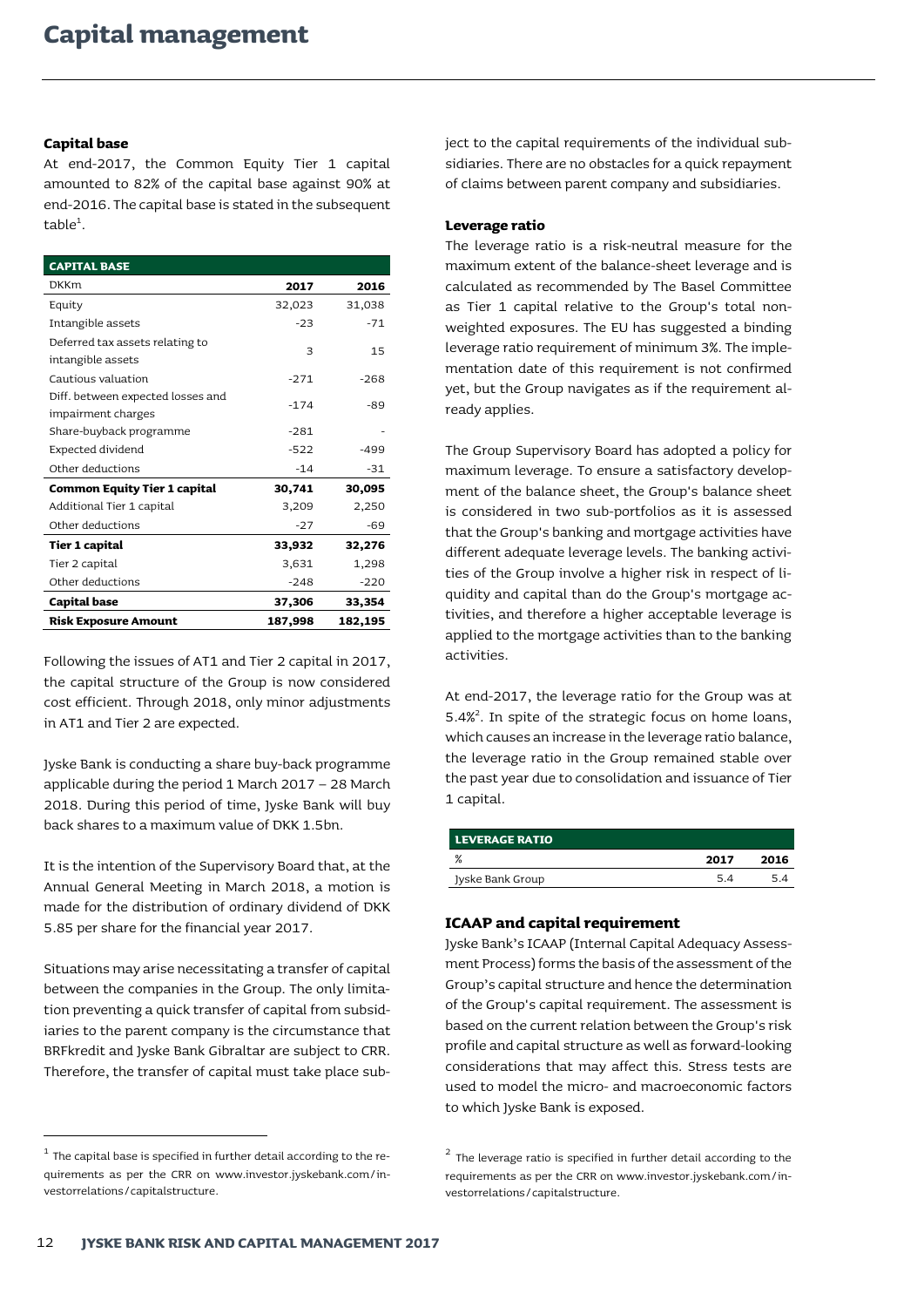# Capital management

### Capital base

At end-2017, the Common Equity Tier 1 capital amounted to 82% of the capital base against 90% at end-2016. The capital base is stated in the subsequent table[1].

| CAPITAL BASE | | |
|---|---|---|
| DKKm | **2017** | **2016** |
| Equity | 32,023 | 31,038 |
| Intangible assets | -23 | -71 |
| Deferred tax assets relating to intangible assets | 3 | 15 |
| Cautious valuation | -271 | -268 |
| Diff. between expected losses and impairment charges | -174 | -89 |
| Share-buyback programme | -281 | - |
| Expected dividend | -522 | -499 |
| Other deductions | -14 | -31 |
| **Common Equity Tier 1 capital** | **30,741** | **30,095** |
| Additional Tier 1 capital | 3,209 | 2,250 |
| Other deductions | -27 | -69 |
| **Tier 1 capital** | **33,932** | **32,276** |
| Tier 2 capital | 3,631 | 1,298 |
| Other deductions | -248 | -220 |
| **Capital base** | **37,306** | **33,354** |
| **Risk Exposure Amount** | **187,998** | **182,195** |

Following the issues of AT1 and Tier 2 capital in 2017, the capital structure of the Group is now considered cost efficient. Through 2018, only minor adjustments in AT1 and Tier 2 are expected.

Jyske Bank is conducting a share buy-back programme applicable during the period 1 March 2017 – 28 March 2018. During this period of time, Jyske Bank will buy back shares to a maximum value of DKK 1.5bn.

It is the intention of the Supervisory Board that, at the Annual General Meeting in March 2018, a motion is made for the distribution of ordinary dividend of DKK 5.85 per share for the financial year 2017.

Situations may arise necessitating a transfer of capital between the companies in the Group. The only limitation preventing a quick transfer of capital from subsidiaries to the parent company is the circumstance that BRFkredit and Jyske Bank Gibraltar are subject to CRR. Therefore, the transfer of capital must take place subject to the capital requirements of the individual subsidiaries. There are no obstacles for a quick repayment of claims between parent company and subsidiaries.

### Leverage ratio

The leverage ratio is a risk-neutral measure for the maximum extent of the balance-sheet leverage and is calculated as recommended by The Basel Committee as Tier 1 capital relative to the Group's total non-weighted exposures. The EU has suggested a binding leverage ratio requirement of minimum 3%. The implementation date of this requirement is not confirmed yet, but the Group navigates as if the requirement already applies.

The Group Supervisory Board has adopted a policy for maximum leverage. To ensure a satisfactory development of the balance sheet, the Group's balance sheet is considered in two sub-portfolios as it is assessed that the Group's banking and mortgage activities have different adequate leverage levels. The banking activities of the Group involve a higher risk in respect of liquidity and capital than do the Group's mortgage activities, and therefore a higher acceptable leverage is applied to the mortgage activities than to the banking activities.

At end-2017, the leverage ratio for the Group was at 5.4%[2]. In spite of the strategic focus on home loans, which causes an increase in the leverage ratio balance, the leverage ratio in the Group remained stable over the past year due to consolidation and issuance of Tier 1 capital.

| LEVERAGE RATIO | | |
|---|---|---|
| % | **2017** | **2016** |
| Jyske Bank Group | 5.4 | 5.4 |

### ICAAP and capital requirement

Jyske Bank's ICAAP (Internal Capital Adequacy Assessment Process) forms the basis of the assessment of the Group's capital structure and hence the determination of the Group's capital requirement. The assessment is based on the current relation between the Group's risk profile and capital structure as well as forward-looking considerations that may affect this. Stress tests are used to model the micro- and macroeconomic factors to which Jyske Bank is exposed.

[1] The capital base is specified in further detail according to the requirements as per the CRR on www.investor.jyskebank.com/investorrelations/capitalstructure.

[2] The leverage ratio is specified in further detail according to the requirements as per the CRR on www.investor.jyskebank.com/investorrelations/capitalstructure.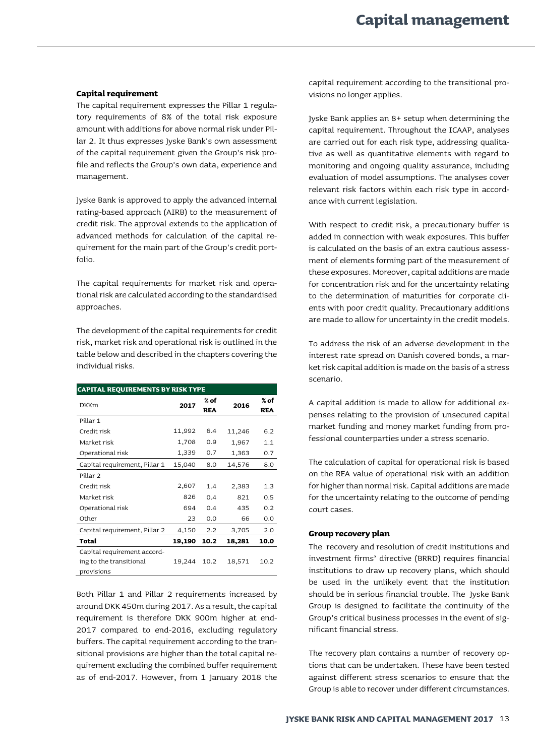# Capital management

### Capital requirement

The capital requirement expresses the Pillar 1 regulatory requirements of 8% of the total risk exposure amount with additions for above normal risk under Pillar 2. It thus expresses Jyske Bank's own assessment of the capital requirement given the Group's risk profile and reflects the Group's own data, experience and management.

Jyske Bank is approved to apply the advanced internal rating-based approach (AIRB) to the measurement of credit risk. The approval extends to the application of advanced methods for calculation of the capital requirement for the main part of the Group's credit portfolio.

The capital requirements for market risk and operational risk are calculated according to the standardised approaches.

The development of the capital requirements for credit risk, market risk and operational risk is outlined in the table below and described in the chapters covering the individual risks.

**CAPITAL REQUIREMENTS BY RISK TYPE**

| DKKm | 2017 | % of REA | 2016 | % of REA |
|---|---|---|---|---|
| Pillar 1 | | | | |
| Credit risk | 11,992 | 6.4 | 11,246 | 6.2 |
| Market risk | 1,708 | 0.9 | 1,967 | 1.1 |
| Operational risk | 1,339 | 0.7 | 1,363 | 0.7 |
| Capital requirement, Pillar 1 | 15,040 | 8.0 | 14,576 | 8.0 |
| Pillar 2 | | | | |
| Credit risk | 2,607 | 1.4 | 2,383 | 1.3 |
| Market risk | 826 | 0.4 | 821 | 0.5 |
| Operational risk | 694 | 0.4 | 435 | 0.2 |
| Other | 23 | 0.0 | 66 | 0.0 |
| Capital requirement, Pillar 2 | 4,150 | 2.2 | 3,705 | 2.0 |
| **Total** | **19,190** | **10.2** | **18,281** | **10.0** |
| Capital requirement according to the transitional provisions | 19,244 | 10.2 | 18,571 | 10.2 |

Both Pillar 1 and Pillar 2 requirements increased by around DKK 450m during 2017. As a result, the capital requirement is therefore DKK 900m higher at end-2017 compared to end-2016, excluding regulatory buffers. The capital requirement according to the transitional provisions are higher than the total capital requirement excluding the combined buffer requirement as of end-2017. However, from 1 January 2018 the capital requirement according to the transitional provisions no longer applies.

Jyske Bank applies an 8+ setup when determining the capital requirement. Throughout the ICAAP, analyses are carried out for each risk type, addressing qualitative as well as quantitative elements with regard to monitoring and ongoing quality assurance, including evaluation of model assumptions. The analyses cover relevant risk factors within each risk type in accordance with current legislation.

With respect to credit risk, a precautionary buffer is added in connection with weak exposures. This buffer is calculated on the basis of an extra cautious assessment of elements forming part of the measurement of these exposures. Moreover, capital additions are made for concentration risk and for the uncertainty relating to the determination of maturities for corporate clients with poor credit quality. Precautionary additions are made to allow for uncertainty in the credit models.

To address the risk of an adverse development in the interest rate spread on Danish covered bonds, a market risk capital addition is made on the basis of a stress scenario.

A capital addition is made to allow for additional expenses relating to the provision of unsecured capital market funding and money market funding from professional counterparties under a stress scenario.

The calculation of capital for operational risk is based on the REA value of operational risk with an addition for higher than normal risk. Capital additions are made for the uncertainty relating to the outcome of pending court cases.

### Group recovery plan

The recovery and resolution of credit institutions and investment firms' directive (BRRD) requires financial institutions to draw up recovery plans, which should be used in the unlikely event that the institution should be in serious financial trouble. The Jyske Bank Group is designed to facilitate the continuity of the Group's critical business processes in the event of significant financial stress.

The recovery plan contains a number of recovery options that can be undertaken. These have been tested against different stress scenarios to ensure that the Group is able to recover under different circumstances.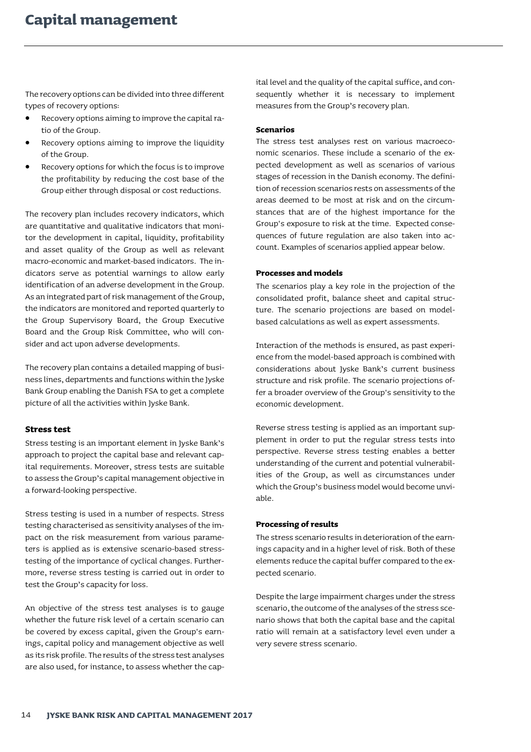# Capital management

The recovery options can be divided into three different types of recovery options:

- Recovery options aiming to improve the capital ratio of the Group.
- Recovery options aiming to improve the liquidity of the Group.
- Recovery options for which the focus is to improve the profitability by reducing the cost base of the Group either through disposal or cost reductions.

The recovery plan includes recovery indicators, which are quantitative and qualitative indicators that monitor the development in capital, liquidity, profitability and asset quality of the Group as well as relevant macro-economic and market-based indicators. The indicators serve as potential warnings to allow early identification of an adverse development in the Group. As an integrated part of risk management of the Group, the indicators are monitored and reported quarterly to the Group Supervisory Board, the Group Executive Board and the Group Risk Committee, who will consider and act upon adverse developments.

The recovery plan contains a detailed mapping of business lines, departments and functions within the Jyske Bank Group enabling the Danish FSA to get a complete picture of all the activities within Jyske Bank.

### Stress test

Stress testing is an important element in Jyske Bank's approach to project the capital base and relevant capital requirements. Moreover, stress tests are suitable to assess the Group's capital management objective in a forward-looking perspective.

Stress testing is used in a number of respects. Stress testing characterised as sensitivity analyses of the impact on the risk measurement from various parameters is applied as is extensive scenario-based stress-testing of the importance of cyclical changes. Furthermore, reverse stress testing is carried out in order to test the Group's capacity for loss.

An objective of the stress test analyses is to gauge whether the future risk level of a certain scenario can be covered by excess capital, given the Group's earnings, capital policy and management objective as well as its risk profile. The results of the stress test analyses are also used, for instance, to assess whether the capital level and the quality of the capital suffice, and consequently whether it is necessary to implement measures from the Group's recovery plan.

### Scenarios

The stress test analyses rest on various macroeconomic scenarios. These include a scenario of the expected development as well as scenarios of various stages of recession in the Danish economy. The definition of recession scenarios rests on assessments of the areas deemed to be most at risk and on the circumstances that are of the highest importance for the Group's exposure to risk at the time. Expected consequences of future regulation are also taken into account. Examples of scenarios applied appear below.

### Processes and models

The scenarios play a key role in the projection of the consolidated profit, balance sheet and capital structure. The scenario projections are based on model-based calculations as well as expert assessments.

Interaction of the methods is ensured, as past experience from the model-based approach is combined with considerations about Jyske Bank's current business structure and risk profile. The scenario projections offer a broader overview of the Group's sensitivity to the economic development.

Reverse stress testing is applied as an important supplement in order to put the regular stress tests into perspective. Reverse stress testing enables a better understanding of the current and potential vulnerabilities of the Group, as well as circumstances under which the Group's business model would become unviable.

### Processing of results

The stress scenario results in deterioration of the earnings capacity and in a higher level of risk. Both of these elements reduce the capital buffer compared to the expected scenario.

Despite the large impairment charges under the stress scenario, the outcome of the analyses of the stress scenario shows that both the capital base and the capital ratio will remain at a satisfactory level even under a very severe stress scenario.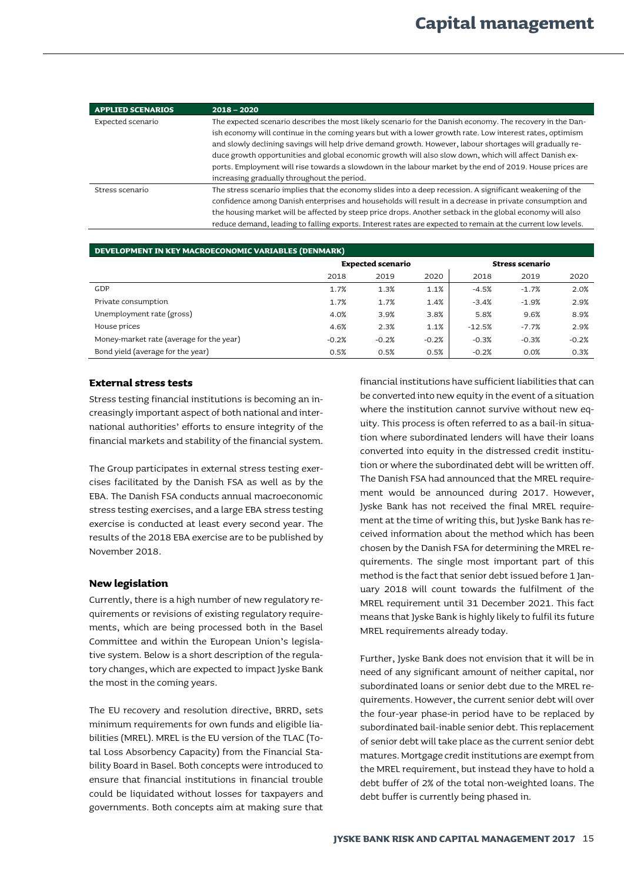| APPLIED SCENARIOS | 2018 – 2020 |
|---|---|
| Expected scenario | The expected scenario describes the most likely scenario for the Danish economy. The recovery in the Danish economy will continue in the coming years but with a lower growth rate. Low interest rates, optimism and slowly declining savings will help drive demand growth. However, labour shortages will gradually reduce growth opportunities and global economic growth will also slow down, which will affect Danish exports. Employment will rise towards a slowdown in the labour market by the end of 2019. House prices are increasing gradually throughout the period. |
| Stress scenario | The stress scenario implies that the economy slides into a deep recession. A significant weakening of the confidence among Danish enterprises and households will result in a decrease in private consumption and the housing market will be affected by steep price drops. Another setback in the global economy will also reduce demand, leading to falling exports. Interest rates are expected to remain at the current low levels. |

**DEVELOPMENT IN KEY MACROECONOMIC VARIABLES (DENMARK)**

| | Expected scenario | | | Stress scenario | | |
|---|---|---|---|---|---|---|
| | 2018 | 2019 | 2020 | 2018 | 2019 | 2020 |
| GDP | 1.7% | 1.3% | 1.1% | -4.5% | -1.7% | 2.0% |
| Private consumption | 1.7% | 1.7% | 1.4% | -3.4% | -1.9% | 2.9% |
| Unemployment rate (gross) | 4.0% | 3.9% | 3.8% | 5.8% | 9.6% | 8.9% |
| House prices | 4.6% | 2.3% | 1.1% | -12.5% | -7.7% | 2.9% |
| Money-market rate (average for the year) | -0.2% | -0.2% | -0.2% | -0.3% | -0.3% | -0.2% |
| Bond yield (average for the year) | 0.5% | 0.5% | 0.5% | -0.2% | 0.0% | 0.3% |

### External stress tests

Stress testing financial institutions is becoming an increasingly important aspect of both national and international authorities' efforts to ensure integrity of the financial markets and stability of the financial system.

The Group participates in external stress testing exercises facilitated by the Danish FSA as well as by the EBA. The Danish FSA conducts annual macroeconomic stress testing exercises, and a large EBA stress testing exercise is conducted at least every second year. The results of the 2018 EBA exercise are to be published by November 2018.

### New legislation

Currently, there is a high number of new regulatory requirements or revisions of existing regulatory requirements, which are being processed both in the Basel Committee and within the European Union's legislative system. Below is a short description of the regulatory changes, which are expected to impact Jyske Bank the most in the coming years.

The EU recovery and resolution directive, BRRD, sets minimum requirements for own funds and eligible liabilities (MREL). MREL is the EU version of the TLAC (Total Loss Absorbency Capacity) from the Financial Stability Board in Basel. Both concepts were introduced to ensure that financial institutions in financial trouble could be liquidated without losses for taxpayers and governments. Both concepts aim at making sure that financial institutions have sufficient liabilities that can be converted into new equity in the event of a situation where the institution cannot survive without new equity. This process is often referred to as a bail-in situation where subordinated lenders will have their loans converted into equity in the distressed credit institution or where the subordinated debt will be written off. The Danish FSA had announced that the MREL requirement would be announced during 2017. However, Jyske Bank has not received the final MREL requirement at the time of writing this, but Jyske Bank has received information about the method which has been chosen by the Danish FSA for determining the MREL requirements. The single most important part of this method is the fact that senior debt issued before 1 January 2018 will count towards the fulfilment of the MREL requirement until 31 December 2021. This fact means that Jyske Bank is highly likely to fulfil its future MREL requirements already today.

Further, Jyske Bank does not envision that it will be in need of any significant amount of neither capital, nor subordinated loans or senior debt due to the MREL requirements. However, the current senior debt will over the four-year phase-in period have to be replaced by subordinated bail-inable senior debt. This replacement of senior debt will take place as the current senior debt matures. Mortgage credit institutions are exempt from the MREL requirement, but instead they have to hold a debt buffer of 2% of the total non-weighted loans. The debt buffer is currently being phased in.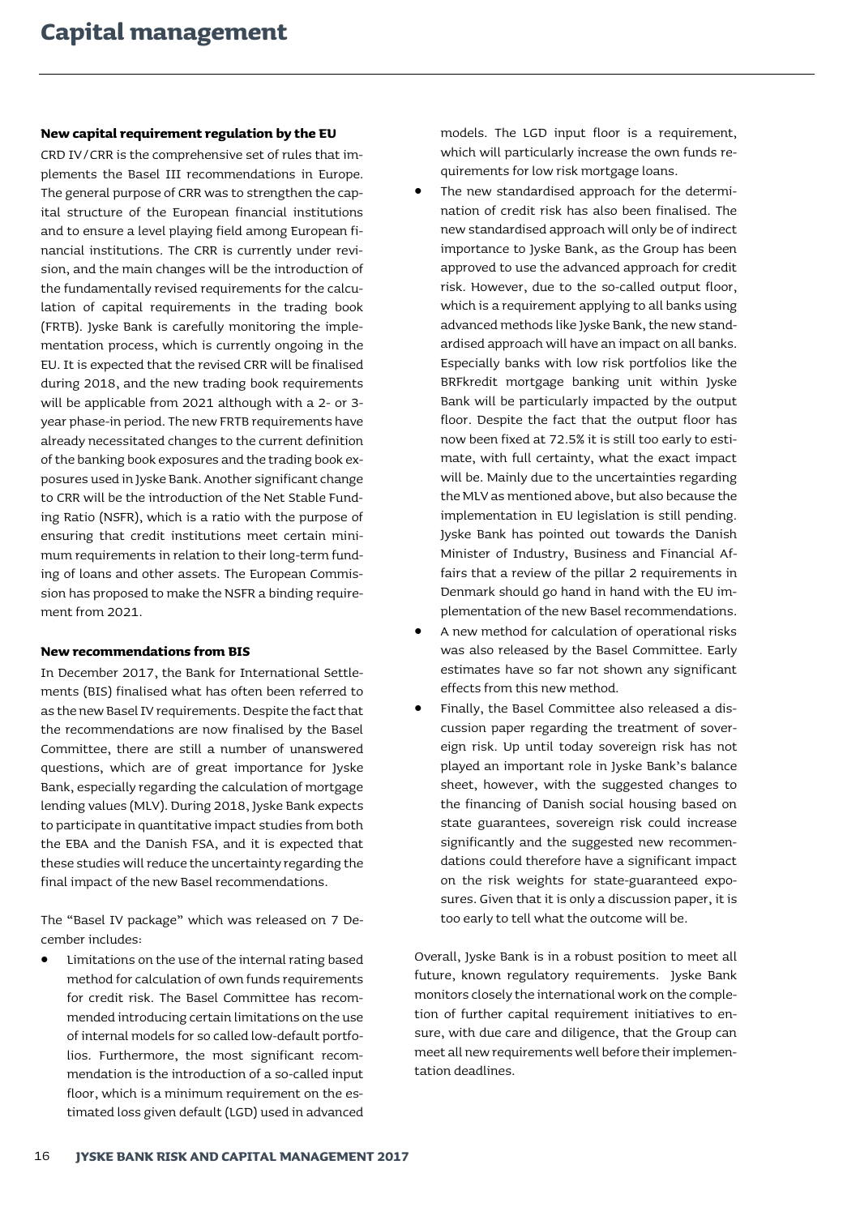# Capital management

### New capital requirement regulation by the EU

CRD IV/CRR is the comprehensive set of rules that implements the Basel III recommendations in Europe. The general purpose of CRR was to strengthen the capital structure of the European financial institutions and to ensure a level playing field among European financial institutions. The CRR is currently under revision, and the main changes will be the introduction of the fundamentally revised requirements for the calculation of capital requirements in the trading book (FRTB). Jyske Bank is carefully monitoring the implementation process, which is currently ongoing in the EU. It is expected that the revised CRR will be finalised during 2018, and the new trading book requirements will be applicable from 2021 although with a 2- or 3-year phase-in period. The new FRTB requirements have already necessitated changes to the current definition of the banking book exposures and the trading book exposures used in Jyske Bank. Another significant change to CRR will be the introduction of the Net Stable Funding Ratio (NSFR), which is a ratio with the purpose of ensuring that credit institutions meet certain minimum requirements in relation to their long-term funding of loans and other assets. The European Commission has proposed to make the NSFR a binding requirement from 2021.

### New recommendations from BIS

In December 2017, the Bank for International Settlements (BIS) finalised what has often been referred to as the new Basel IV requirements. Despite the fact that the recommendations are now finalised by the Basel Committee, there are still a number of unanswered questions, which are of great importance for Jyske Bank, especially regarding the calculation of mortgage lending values (MLV). During 2018, Jyske Bank expects to participate in quantitative impact studies from both the EBA and the Danish FSA, and it is expected that these studies will reduce the uncertainty regarding the final impact of the new Basel recommendations.

The "Basel IV package" which was released on 7 December includes:

- Limitations on the use of the internal rating based method for calculation of own funds requirements for credit risk. The Basel Committee has recommended introducing certain limitations on the use of internal models for so called low-default portfolios. Furthermore, the most significant recommendation is the introduction of a so-called input floor, which is a minimum requirement on the estimated loss given default (LGD) used in advanced models. The LGD input floor is a requirement, which will particularly increase the own funds requirements for low risk mortgage loans.
- The new standardised approach for the determination of credit risk has also been finalised. The new standardised approach will only be of indirect importance to Jyske Bank, as the Group has been approved to use the advanced approach for credit risk. However, due to the so-called output floor, which is a requirement applying to all banks using advanced methods like Jyske Bank, the new standardised approach will have an impact on all banks. Especially banks with low risk portfolios like the BRFkredit mortgage banking unit within Jyske Bank will be particularly impacted by the output floor. Despite the fact that the output floor has now been fixed at 72.5% it is still too early to estimate, with full certainty, what the exact impact will be. Mainly due to the uncertainties regarding the MLV as mentioned above, but also because the implementation in EU legislation is still pending. Jyske Bank has pointed out towards the Danish Minister of Industry, Business and Financial Affairs that a review of the pillar 2 requirements in Denmark should go hand in hand with the EU implementation of the new Basel recommendations.
- A new method for calculation of operational risks was also released by the Basel Committee. Early estimates have so far not shown any significant effects from this new method.
- Finally, the Basel Committee also released a discussion paper regarding the treatment of sovereign risk. Up until today sovereign risk has not played an important role in Jyske Bank's balance sheet, however, with the suggested changes to the financing of Danish social housing based on state guarantees, sovereign risk could increase significantly and the suggested new recommendations could therefore have a significant impact on the risk weights for state-guaranteed exposures. Given that it is only a discussion paper, it is too early to tell what the outcome will be.

Overall, Jyske Bank is in a robust position to meet all future, known regulatory requirements. Jyske Bank monitors closely the international work on the completion of further capital requirement initiatives to ensure, with due care and diligence, that the Group can meet all new requirements well before their implementation deadlines.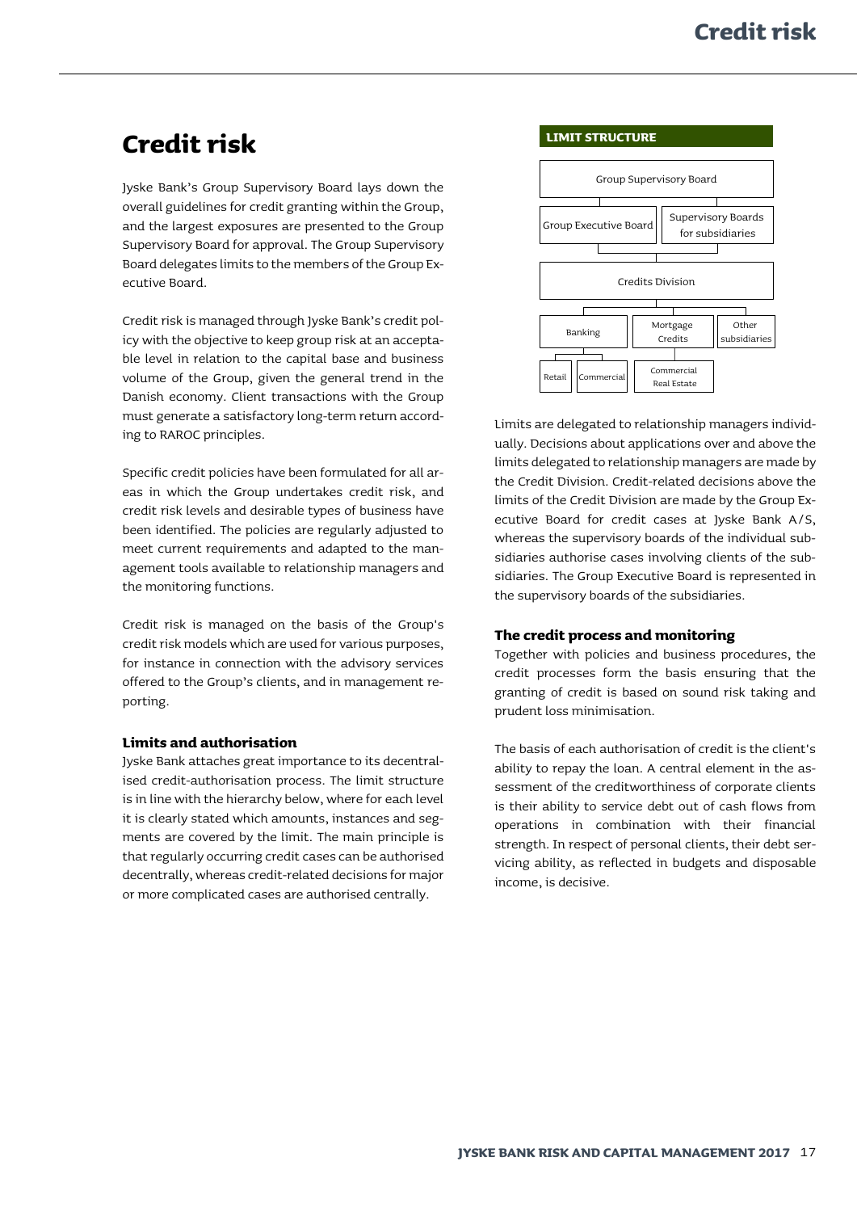# Credit risk

Jyske Bank's Group Supervisory Board lays down the overall guidelines for credit granting within the Group, and the largest exposures are presented to the Group Supervisory Board for approval. The Group Supervisory Board delegates limits to the members of the Group Executive Board.

Credit risk is managed through Jyske Bank's credit policy with the objective to keep group risk at an acceptable level in relation to the capital base and business volume of the Group, given the general trend in the Danish economy. Client transactions with the Group must generate a satisfactory long-term return according to RAROC principles.

Specific credit policies have been formulated for all areas in which the Group undertakes credit risk, and credit risk levels and desirable types of business have been identified. The policies are regularly adjusted to meet current requirements and adapted to the management tools available to relationship managers and the monitoring functions.

Credit risk is managed on the basis of the Group's credit risk models which are used for various purposes, for instance in connection with the advisory services offered to the Group's clients, and in management reporting.

### Limits and authorisation

Jyske Bank attaches great importance to its decentralised credit-authorisation process. The limit structure is in line with the hierarchy below, where for each level it is clearly stated which amounts, instances and segments are covered by the limit. The main principle is that regularly occurring credit cases can be authorised decentrally, whereas credit-related decisions for major or more complicated cases are authorised centrally.

**LIMIT STRUCTURE**

Group Supervisory Board

Group Executive Board

Supervisory Boards for subsidiaries

Credits Division

Banking

Mortgage Credits

Other subsidiaries

Retail

Commercial

Commercial Real Estate

Limits are delegated to relationship managers individually. Decisions about applications over and above the limits delegated to relationship managers are made by the Credit Division. Credit-related decisions above the limits of the Credit Division are made by the Group Executive Board for credit cases at Jyske Bank A/S, whereas the supervisory boards of the individual subsidiaries authorise cases involving clients of the subsidiaries. The Group Executive Board is represented in the supervisory boards of the subsidiaries.

### The credit process and monitoring

Together with policies and business procedures, the credit processes form the basis ensuring that the granting of credit is based on sound risk taking and prudent loss minimisation.

The basis of each authorisation of credit is the client's ability to repay the loan. A central element in the assessment of the creditworthiness of corporate clients is their ability to service debt out of cash flows from operations in combination with their financial strength. In respect of personal clients, their debt servicing ability, as reflected in budgets and disposable income, is decisive.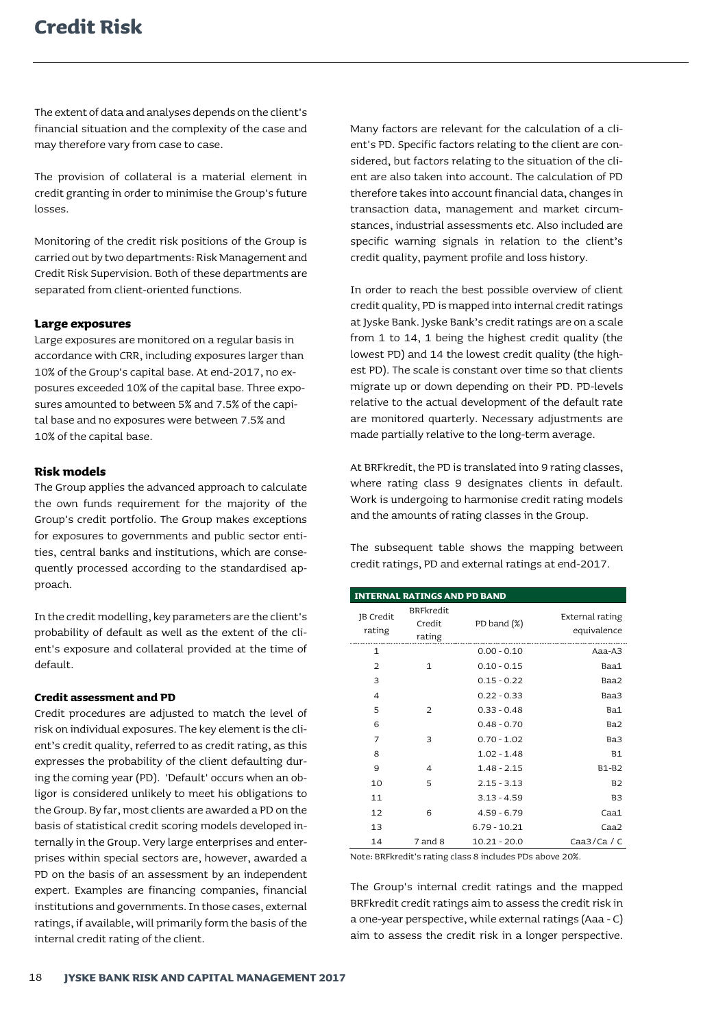# Credit Risk

The extent of data and analyses depends on the client's financial situation and the complexity of the case and may therefore vary from case to case.

The provision of collateral is a material element in credit granting in order to minimise the Group's future losses.

Monitoring of the credit risk positions of the Group is carried out by two departments: Risk Management and Credit Risk Supervision. Both of these departments are separated from client-oriented functions.

### Large exposures

Large exposures are monitored on a regular basis in accordance with CRR, including exposures larger than 10% of the Group's capital base. At end-2017, no exposures exceeded 10% of the capital base. Three exposures amounted to between 5% and 7.5% of the capital base and no exposures were between 7.5% and 10% of the capital base.

### Risk models

The Group applies the advanced approach to calculate the own funds requirement for the majority of the Group's credit portfolio. The Group makes exceptions for exposures to governments and public sector entities, central banks and institutions, which are consequently processed according to the standardised approach.

In the credit modelling, key parameters are the client's probability of default as well as the extent of the client's exposure and collateral provided at the time of default.

#### Credit assessment and PD

Credit procedures are adjusted to match the level of risk on individual exposures. The key element is the client's credit quality, referred to as credit rating, as this expresses the probability of the client defaulting during the coming year (PD). 'Default' occurs when an obligor is considered unlikely to meet his obligations to the Group. By far, most clients are awarded a PD on the basis of statistical credit scoring models developed internally in the Group. Very large enterprises and enterprises within special sectors are, however, awarded a PD on the basis of an assessment by an independent expert. Examples are financing companies, financial institutions and governments. In those cases, external ratings, if available, will primarily form the basis of the internal credit rating of the client.

Many factors are relevant for the calculation of a client's PD. Specific factors relating to the client are considered, but factors relating to the situation of the client are also taken into account. The calculation of PD therefore takes into account financial data, changes in transaction data, management and market circumstances, industrial assessments etc. Also included are specific warning signals in relation to the client's credit quality, payment profile and loss history.

In order to reach the best possible overview of client credit quality, PD is mapped into internal credit ratings at Jyske Bank. Jyske Bank's credit ratings are on a scale from 1 to 14, 1 being the highest credit quality (the lowest PD) and 14 the lowest credit quality (the highest PD). The scale is constant over time so that clients migrate up or down depending on their PD. PD-levels relative to the actual development of the default rate are monitored quarterly. Necessary adjustments are made partially relative to the long-term average.

At BRFkredit, the PD is translated into 9 rating classes, where rating class 9 designates clients in default. Work is undergoing to harmonise credit rating models and the amounts of rating classes in the Group.

The subsequent table shows the mapping between credit ratings, PD and external ratings at end-2017.

**INTERNAL RATINGS AND PD BAND**

| JB Credit rating | BRFkredit Credit rating | PD band (%) | External rating equivalence |
|---|---|---|---|
| 1 | | 0.00 - 0.10 | Aaa-A3 |
| 2 | 1 | 0.10 - 0.15 | Baa1 |
| 3 | | 0.15 - 0.22 | Baa2 |
| 4 | | 0.22 - 0.33 | Baa3 |
| 5 | 2 | 0.33 - 0.48 | Ba1 |
| 6 | | 0.48 - 0.70 | Ba2 |
| 7 | 3 | 0.70 - 1.02 | Ba3 |
| 8 | | 1.02 - 1.48 | B1 |
| 9 | 4 | 1.48 - 2.15 | B1-B2 |
| 10 | 5 | 2.15 - 3.13 | B2 |
| 11 | | 3.13 - 4.59 | B3 |
| 12 | 6 | 4.59 - 6.79 | Caa1 |
| 13 | | 6.79 - 10.21 | Caa2 |
| 14 | 7 and 8 | 10.21 - 20.0 | Caa3/Ca / C |

Note: BRFkredit's rating class 8 includes PDs above 20%.

The Group's internal credit ratings and the mapped BRFkredit credit ratings aim to assess the credit risk in a one-year perspective, while external ratings (Aaa - C) aim to assess the credit risk in a longer perspective.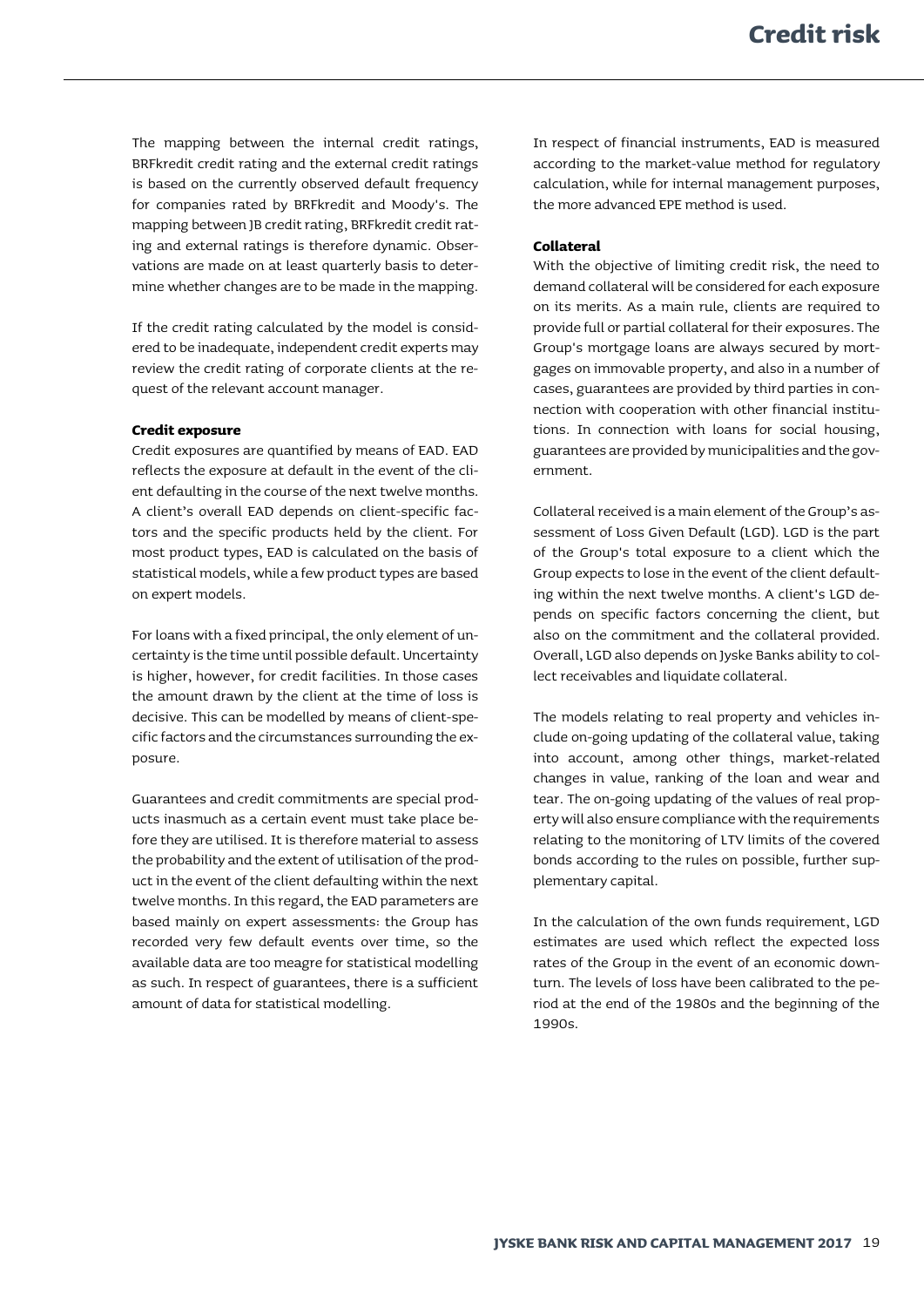The mapping between the internal credit ratings, BRFkredit credit rating and the external credit ratings is based on the currently observed default frequency for companies rated by BRFkredit and Moody's. The mapping between JB credit rating, BRFkredit credit rating and external ratings is therefore dynamic. Observations are made on at least quarterly basis to determine whether changes are to be made in the mapping.

If the credit rating calculated by the model is considered to be inadequate, independent credit experts may review the credit rating of corporate clients at the request of the relevant account manager.

#### Credit exposure

Credit exposures are quantified by means of EAD. EAD reflects the exposure at default in the event of the client defaulting in the course of the next twelve months. A client's overall EAD depends on client-specific factors and the specific products held by the client. For most product types, EAD is calculated on the basis of statistical models, while a few product types are based on expert models.

For loans with a fixed principal, the only element of uncertainty is the time until possible default. Uncertainty is higher, however, for credit facilities. In those cases the amount drawn by the client at the time of loss is decisive. This can be modelled by means of client-specific factors and the circumstances surrounding the exposure.

Guarantees and credit commitments are special products inasmuch as a certain event must take place before they are utilised. It is therefore material to assess the probability and the extent of utilisation of the product in the event of the client defaulting within the next twelve months. In this regard, the EAD parameters are based mainly on expert assessments: the Group has recorded very few default events over time, so the available data are too meagre for statistical modelling as such. In respect of guarantees, there is a sufficient amount of data for statistical modelling.

In respect of financial instruments, EAD is measured according to the market-value method for regulatory calculation, while for internal management purposes, the more advanced EPE method is used.

#### Collateral

With the objective of limiting credit risk, the need to demand collateral will be considered for each exposure on its merits. As a main rule, clients are required to provide full or partial collateral for their exposures. The Group's mortgage loans are always secured by mortgages on immovable property, and also in a number of cases, guarantees are provided by third parties in connection with cooperation with other financial institutions. In connection with loans for social housing, guarantees are provided by municipalities and the government.

Collateral received is a main element of the Group's assessment of Loss Given Default (LGD). LGD is the part of the Group's total exposure to a client which the Group expects to lose in the event of the client defaulting within the next twelve months. A client's LGD depends on specific factors concerning the client, but also on the commitment and the collateral provided. Overall, LGD also depends on Jyske Banks ability to collect receivables and liquidate collateral.

The models relating to real property and vehicles include on-going updating of the collateral value, taking into account, among other things, market-related changes in value, ranking of the loan and wear and tear. The on-going updating of the values of real property will also ensure compliance with the requirements relating to the monitoring of LTV limits of the covered bonds according to the rules on possible, further supplementary capital.

In the calculation of the own funds requirement, LGD estimates are used which reflect the expected loss rates of the Group in the event of an economic downturn. The levels of loss have been calibrated to the period at the end of the 1980s and the beginning of the 1990s.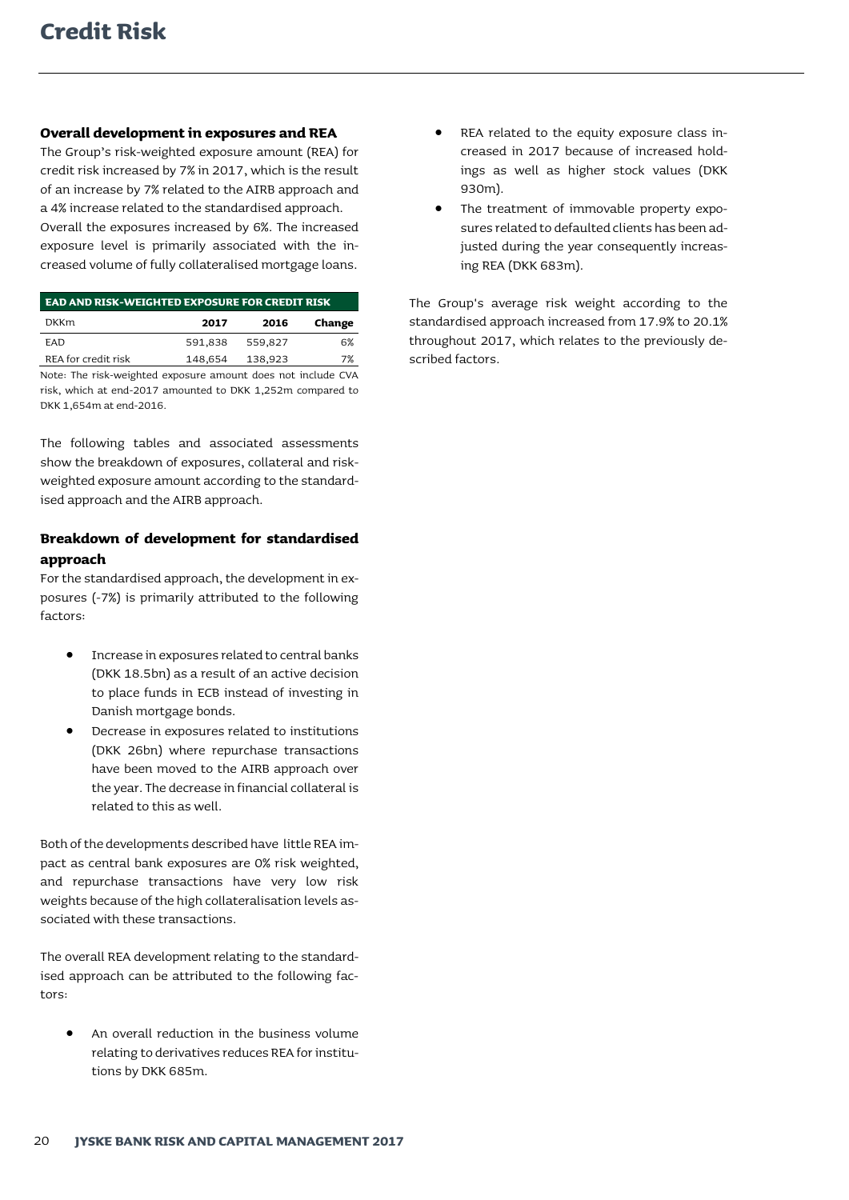# Credit Risk

### Overall development in exposures and REA

The Group's risk-weighted exposure amount (REA) for credit risk increased by 7% in 2017, which is the result of an increase by 7% related to the AIRB approach and a 4% increase related to the standardised approach. Overall the exposures increased by 6%. The increased exposure level is primarily associated with the increased volume of fully collateralised mortgage loans.

| EAD AND RISK-WEIGHTED EXPOSURE FOR CREDIT RISK | | | |
|---|---|---|---|
| DKKm | 2017 | 2016 | Change |
| EAD | 591,838 | 559,827 | 6% |
| REA for credit risk | 148,654 | 138,923 | 7% |

Note: The risk-weighted exposure amount does not include CVA risk, which at end-2017 amounted to DKK 1,252m compared to DKK 1,654m at end-2016.

The following tables and associated assessments show the breakdown of exposures, collateral and risk-weighted exposure amount according to the standardised approach and the AIRB approach.

### Breakdown of development for standardised approach

For the standardised approach, the development in exposures (-7%) is primarily attributed to the following factors:

- Increase in exposures related to central banks (DKK 18.5bn) as a result of an active decision to place funds in ECB instead of investing in Danish mortgage bonds.
- Decrease in exposures related to institutions (DKK 26bn) where repurchase transactions have been moved to the AIRB approach over the year. The decrease in financial collateral is related to this as well.

Both of the developments described have little REA impact as central bank exposures are 0% risk weighted, and repurchase transactions have very low risk weights because of the high collateralisation levels associated with these transactions.

The overall REA development relating to the standardised approach can be attributed to the following factors:

- An overall reduction in the business volume relating to derivatives reduces REA for institutions by DKK 685m.
- REA related to the equity exposure class increased in 2017 because of increased holdings as well as higher stock values (DKK 930m).
- The treatment of immovable property exposures related to defaulted clients has been adjusted during the year consequently increasing REA (DKK 683m).

The Group's average risk weight according to the standardised approach increased from 17.9% to 20.1% throughout 2017, which relates to the previously described factors.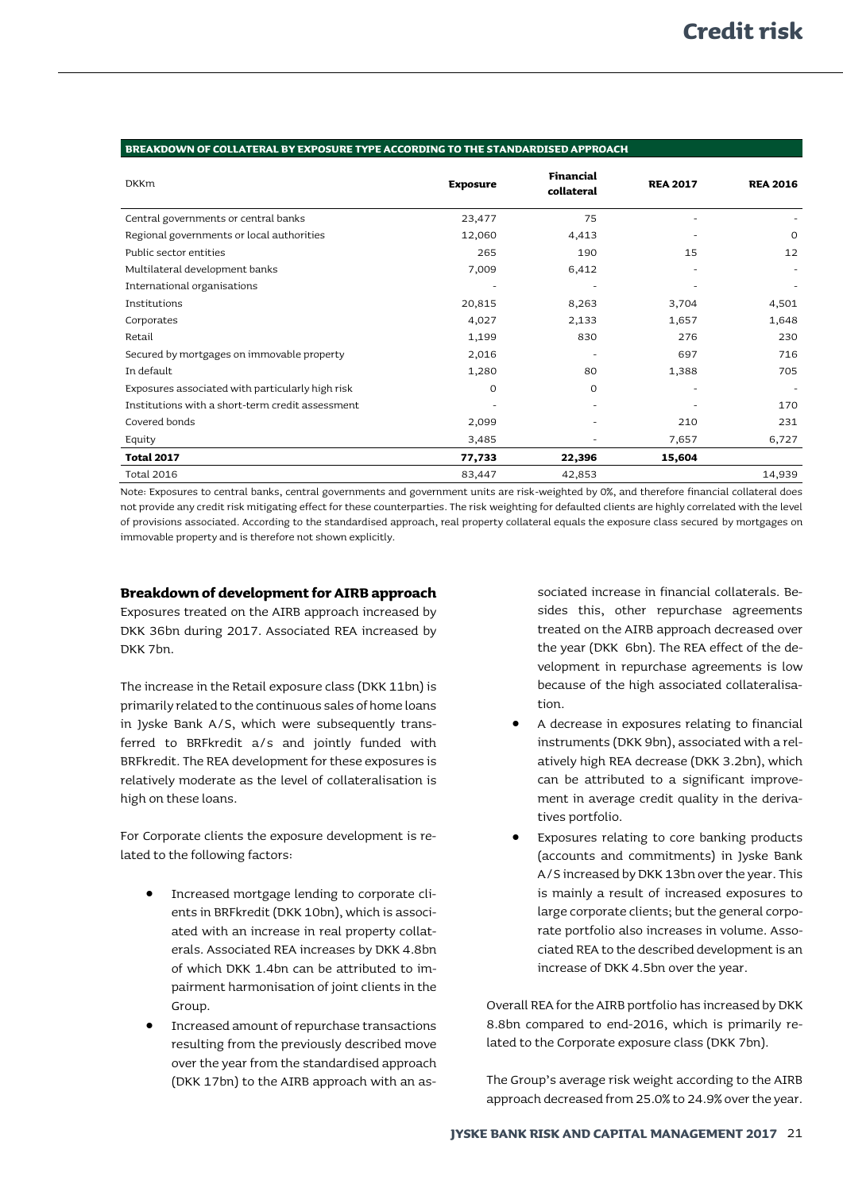## BREAKDOWN OF COLLATERAL BY EXPOSURE TYPE ACCORDING TO THE STANDARDISED APPROACH

| DKKm | Exposure | Financial collateral | REA 2017 | REA 2016 |
|---|---|---|---|---|
| Central governments or central banks | 23,477 | 75 | - | - |
| Regional governments or local authorities | 12,060 | 4,413 | - | 0 |
| Public sector entities | 265 | 190 | 15 | 12 |
| Multilateral development banks | 7,009 | 6,412 | - | - |
| International organisations | - | - | - | - |
| Institutions | 20,815 | 8,263 | 3,704 | 4,501 |
| Corporates | 4,027 | 2,133 | 1,657 | 1,648 |
| Retail | 1,199 | 830 | 276 | 230 |
| Secured by mortgages on immovable property | 2,016 | - | 697 | 716 |
| In default | 1,280 | 80 | 1,388 | 705 |
| Exposures associated with particularly high risk | 0 | 0 | - | - |
| Institutions with a short-term credit assessment | - | - | - | 170 |
| Covered bonds | 2,099 | - | 210 | 231 |
| Equity | 3,485 | - | 7,657 | 6,727 |
| **Total 2017** | **77,733** | **22,396** | **15,604** | |
| Total 2016 | 83,447 | 42,853 | | 14,939 |

Note: Exposures to central banks, central governments and government units are risk-weighted by 0%, and therefore financial collateral does not provide any credit risk mitigating effect for these counterparties. The risk weighting for defaulted clients are highly correlated with the level of provisions associated. According to the standardised approach, real property collateral equals the exposure class secured by mortgages on immovable property and is therefore not shown explicitly.

### Breakdown of development for AIRB approach

Exposures treated on the AIRB approach increased by DKK 36bn during 2017. Associated REA increased by DKK 7bn.

The increase in the Retail exposure class (DKK 11bn) is primarily related to the continuous sales of home loans in Jyske Bank A/S, which were subsequently transferred to BRFkredit a/s and jointly funded with BRFkredit. The REA development for these exposures is relatively moderate as the level of collateralisation is high on these loans.

For Corporate clients the exposure development is related to the following factors:

- Increased mortgage lending to corporate clients in BRFkredit (DKK 10bn), which is associated with an increase in real property collaterals. Associated REA increases by DKK 4.8bn of which DKK 1.4bn can be attributed to impairment harmonisation of joint clients in the Group.
- Increased amount of repurchase transactions resulting from the previously described move over the year from the standardised approach (DKK 17bn) to the AIRB approach with an associated increase in financial collaterals. Besides this, other repurchase agreements treated on the AIRB approach decreased over the year (DKK 6bn). The REA effect of the development in repurchase agreements is low because of the high associated collateralisation.
- A decrease in exposures relating to financial instruments (DKK 9bn), associated with a relatively high REA decrease (DKK 3.2bn), which can be attributed to a significant improvement in average credit quality in the derivatives portfolio.
- Exposures relating to core banking products (accounts and commitments) in Jyske Bank A/S increased by DKK 13bn over the year. This is mainly a result of increased exposures to large corporate clients; but the general corporate portfolio also increases in volume. Associated REA to the described development is an increase of DKK 4.5bn over the year.

Overall REA for the AIRB portfolio has increased by DKK 8.8bn compared to end-2016, which is primarily related to the Corporate exposure class (DKK 7bn).

The Group's average risk weight according to the AIRB approach decreased from 25.0% to 24.9% over the year.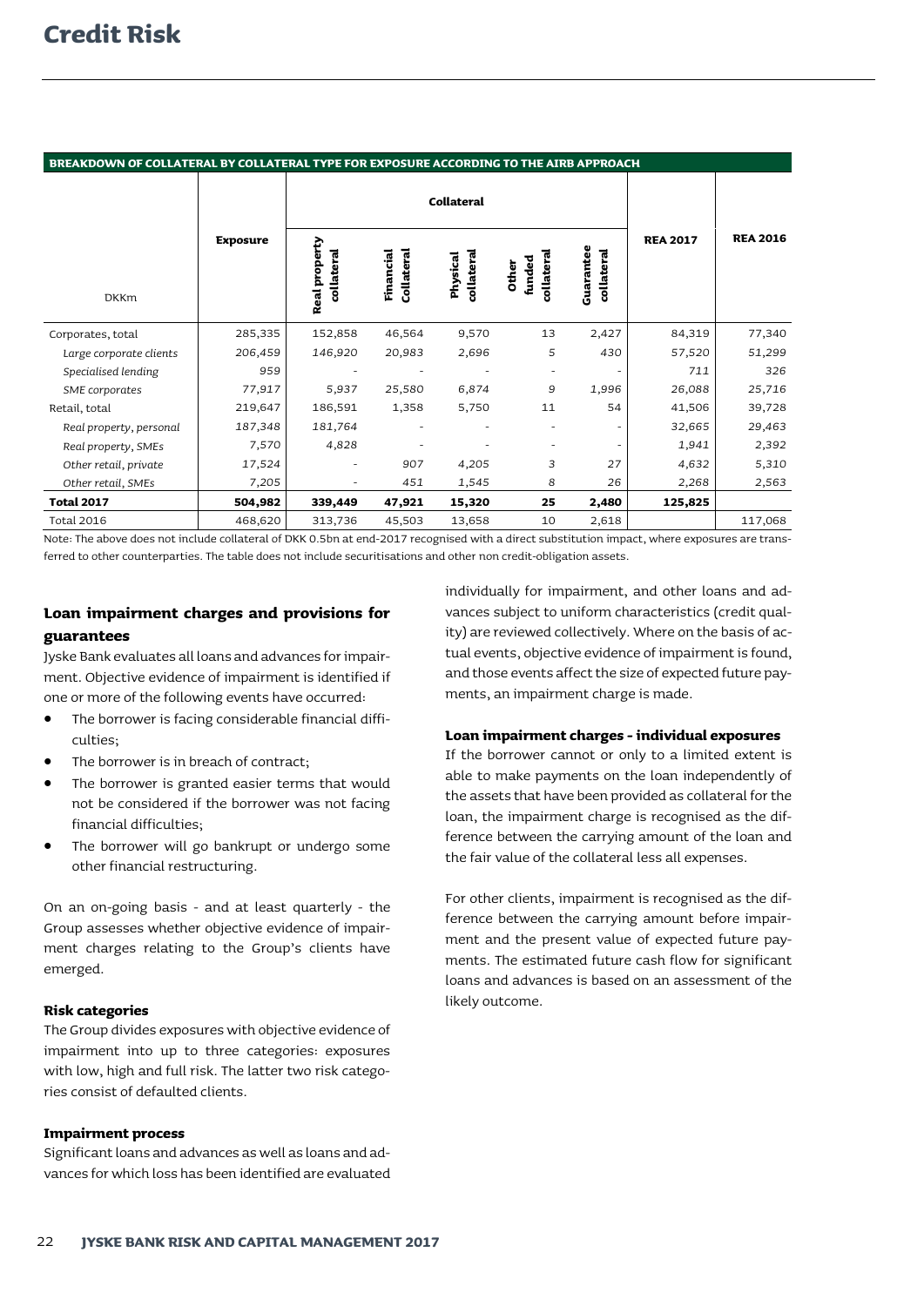# Credit Risk

**BREAKDOWN OF COLLATERAL BY COLLATERAL TYPE FOR EXPOSURE ACCORDING TO THE AIRB APPROACH**

| DKKm | Exposure | Collateral | | | | | REA 2017 | REA 2016 |
|---|---|---|---|---|---|---|---|---|
| | | Real property collateral | Financial Collateral | Physical collateral | Other funded collateral | Guarantee collateral | | |
| Corporates, total | 285,335 | 152,858 | 46,564 | 9,570 | 13 | 2,427 | 84,319 | 77,340 |
| *Large corporate clients* | *206,459* | *146,920* | *20,983* | *2,696* | *5* | *430* | *57,520* | *51,299* |
| *Specialised lending* | *959* | - | - | - | - | - | *711* | *326* |
| *SME corporates* | *77,917* | *5,937* | *25,580* | *6,874* | *9* | *1,996* | *26,088* | *25,716* |
| Retail, total | 219,647 | 186,591 | 1,358 | 5,750 | 11 | 54 | 41,506 | 39,728 |
| *Real property, personal* | *187,348* | *181,764* | - | - | - | - | *32,665* | *29,463* |
| *Real property, SMEs* | *7,570* | *4,828* | - | - | - | - | *1,941* | *2,392* |
| *Other retail, private* | *17,524* | - | *907* | *4,205* | *3* | *27* | *4,632* | *5,310* |
| *Other retail, SMEs* | *7,205* | - | *451* | *1,545* | *8* | *26* | *2,268* | *2,563* |
| **Total 2017** | **504,982** | **339,449** | **47,921** | **15,320** | **25** | **2,480** | **125,825** | |
| Total 2016 | 468,620 | 313,736 | 45,503 | 13,658 | 10 | 2,618 | | 117,068 |

Note: The above does not include collateral of DKK 0.5bn at end-2017 recognised with a direct substitution impact, where exposures are transferred to other counterparties. The table does not include securitisations and other non credit-obligation assets.

## Loan impairment charges and provisions for guarantees

Jyske Bank evaluates all loans and advances for impairment. Objective evidence of impairment is identified if one or more of the following events have occurred:

- The borrower is facing considerable financial difficulties;
- The borrower is in breach of contract;
- The borrower is granted easier terms that would not be considered if the borrower was not facing financial difficulties;
- The borrower will go bankrupt or undergo some other financial restructuring.

On an on-going basis - and at least quarterly - the Group assesses whether objective evidence of impairment charges relating to the Group's clients have emerged.

### Risk categories

The Group divides exposures with objective evidence of impairment into up to three categories: exposures with low, high and full risk. The latter two risk categories consist of defaulted clients.

### Impairment process

Significant loans and advances as well as loans and advances for which loss has been identified are evaluated individually for impairment, and other loans and advances subject to uniform characteristics (credit quality) are reviewed collectively. Where on the basis of actual events, objective evidence of impairment is found, and those events affect the size of expected future payments, an impairment charge is made.

### Loan impairment charges - individual exposures

If the borrower cannot or only to a limited extent is able to make payments on the loan independently of the assets that have been provided as collateral for the loan, the impairment charge is recognised as the difference between the carrying amount of the loan and the fair value of the collateral less all expenses.

For other clients, impairment is recognised as the difference between the carrying amount before impairment and the present value of expected future payments. The estimated future cash flow for significant loans and advances is based on an assessment of the likely outcome.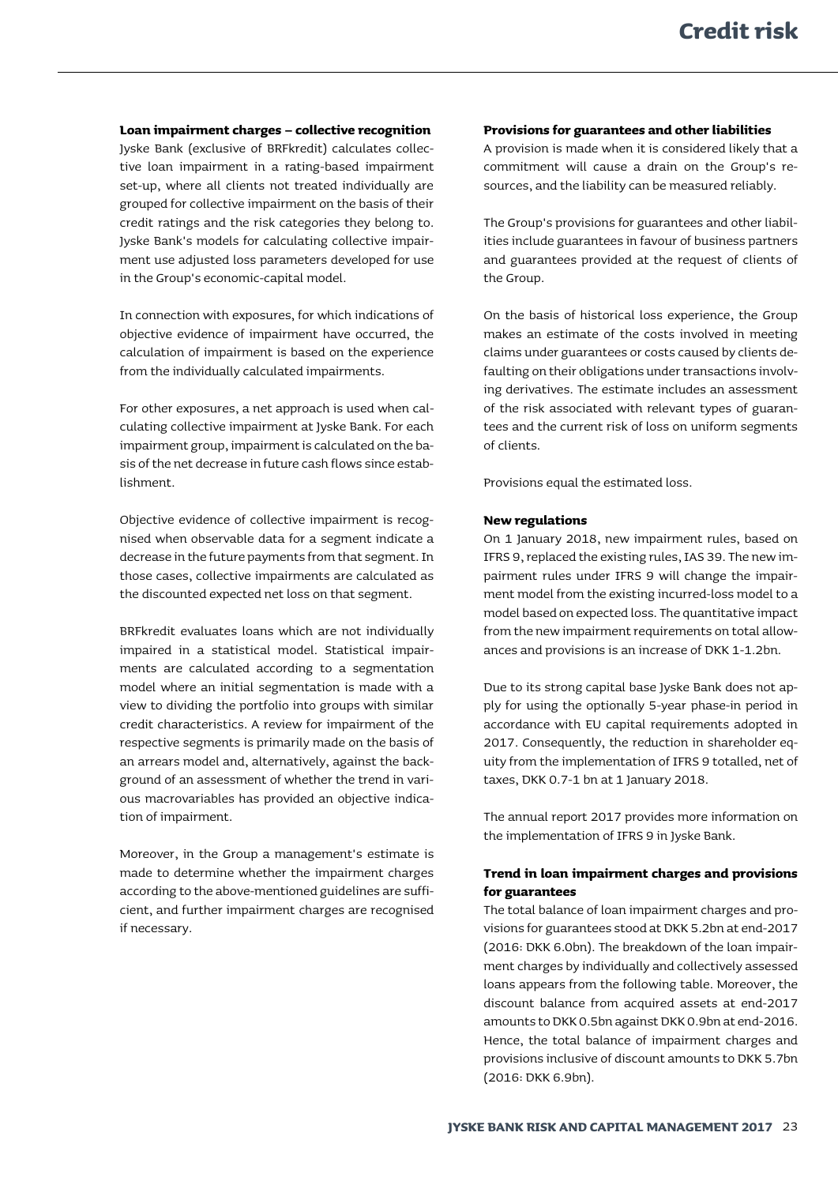### Loan impairment charges – collective recognition

Jyske Bank (exclusive of BRFkredit) calculates collective loan impairment in a rating-based impairment set-up, where all clients not treated individually are grouped for collective impairment on the basis of their credit ratings and the risk categories they belong to. Jyske Bank's models for calculating collective impairment use adjusted loss parameters developed for use in the Group's economic-capital model.

In connection with exposures, for which indications of objective evidence of impairment have occurred, the calculation of impairment is based on the experience from the individually calculated impairments.

For other exposures, a net approach is used when calculating collective impairment at Jyske Bank. For each impairment group, impairment is calculated on the basis of the net decrease in future cash flows since establishment.

Objective evidence of collective impairment is recognised when observable data for a segment indicate a decrease in the future payments from that segment. In those cases, collective impairments are calculated as the discounted expected net loss on that segment.

BRFkredit evaluates loans which are not individually impaired in a statistical model. Statistical impairments are calculated according to a segmentation model where an initial segmentation is made with a view to dividing the portfolio into groups with similar credit characteristics. A review for impairment of the respective segments is primarily made on the basis of an arrears model and, alternatively, against the background of an assessment of whether the trend in various macrovariables has provided an objective indication of impairment.

Moreover, in the Group a management's estimate is made to determine whether the impairment charges according to the above-mentioned guidelines are sufficient, and further impairment charges are recognised if necessary.

### Provisions for guarantees and other liabilities

A provision is made when it is considered likely that a commitment will cause a drain on the Group's resources, and the liability can be measured reliably.

The Group's provisions for guarantees and other liabilities include guarantees in favour of business partners and guarantees provided at the request of clients of the Group.

On the basis of historical loss experience, the Group makes an estimate of the costs involved in meeting claims under guarantees or costs caused by clients defaulting on their obligations under transactions involving derivatives. The estimate includes an assessment of the risk associated with relevant types of guarantees and the current risk of loss on uniform segments of clients.

Provisions equal the estimated loss.

### New regulations

On 1 January 2018, new impairment rules, based on IFRS 9, replaced the existing rules, IAS 39. The new impairment rules under IFRS 9 will change the impairment model from the existing incurred-loss model to a model based on expected loss. The quantitative impact from the new impairment requirements on total allowances and provisions is an increase of DKK 1-1.2bn.

Due to its strong capital base Jyske Bank does not apply for using the optionally 5-year phase-in period in accordance with EU capital requirements adopted in 2017. Consequently, the reduction in shareholder equity from the implementation of IFRS 9 totalled, net of taxes, DKK 0.7-1 bn at 1 January 2018.

The annual report 2017 provides more information on the implementation of IFRS 9 in Jyske Bank.

### Trend in loan impairment charges and provisions for guarantees

The total balance of loan impairment charges and provisions for guarantees stood at DKK 5.2bn at end-2017 (2016: DKK 6.0bn). The breakdown of the loan impairment charges by individually and collectively assessed loans appears from the following table. Moreover, the discount balance from acquired assets at end-2017 amounts to DKK 0.5bn against DKK 0.9bn at end-2016. Hence, the total balance of impairment charges and provisions inclusive of discount amounts to DKK 5.7bn (2016: DKK 6.9bn).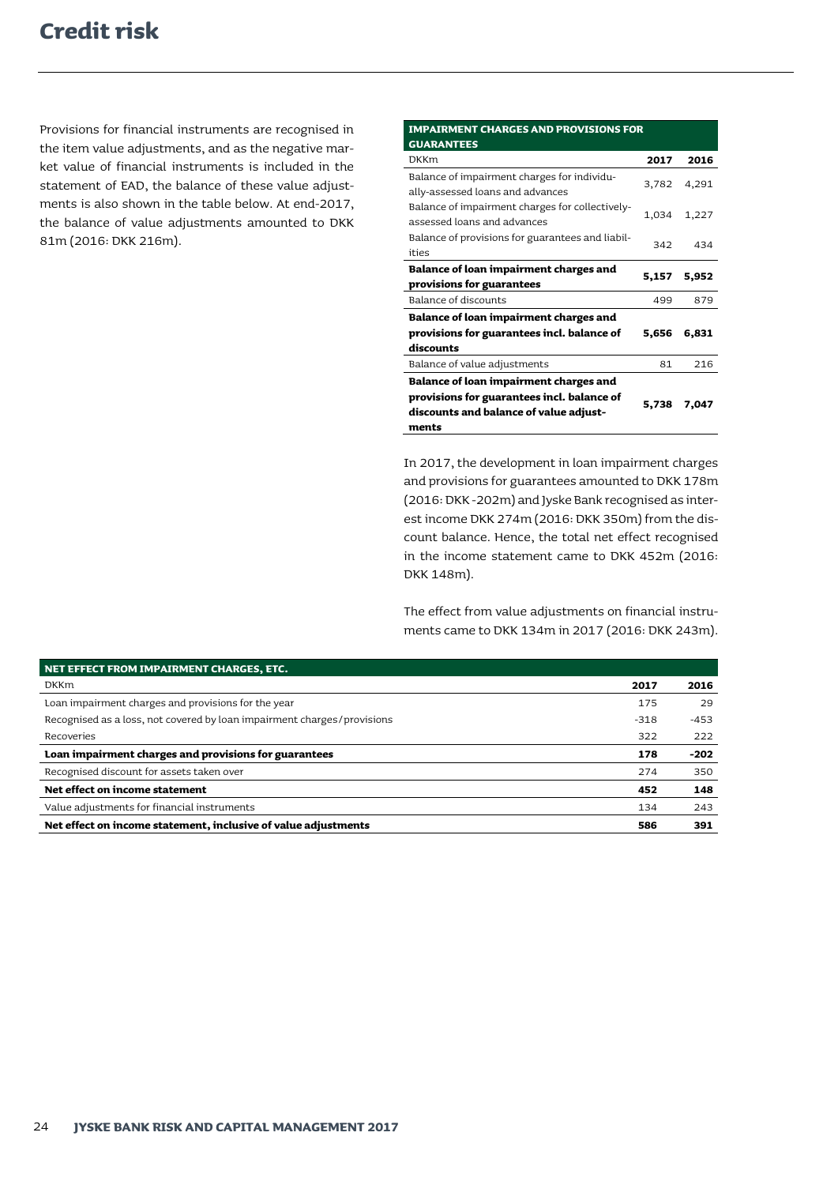# Credit risk

Provisions for financial instruments are recognised in the item value adjustments, and as the negative market value of financial instruments is included in the statement of EAD, the balance of these value adjustments is also shown in the table below. At end-2017, the balance of value adjustments amounted to DKK 81m (2016: DKK 216m).

| IMPAIRMENT CHARGES AND PROVISIONS FOR GUARANTEES | | |
|---|---|---|
| DKKm | 2017 | 2016 |
| Balance of impairment charges for individually-assessed loans and advances | 3,782 | 4,291 |
| Balance of impairment charges for collectively-assessed loans and advances | 1,034 | 1,227 |
| Balance of provisions for guarantees and liabilities | 342 | 434 |
| **Balance of loan impairment charges and provisions for guarantees** | **5,157** | **5,952** |
| Balance of discounts | 499 | 879 |
| **Balance of loan impairment charges and provisions for guarantees incl. balance of discounts** | **5,656** | **6,831** |
| Balance of value adjustments | 81 | 216 |
| **Balance of loan impairment charges and provisions for guarantees incl. balance of discounts and balance of value adjustments** | **5,738** | **7,047** |

In 2017, the development in loan impairment charges and provisions for guarantees amounted to DKK 178m (2016: DKK -202m) and Jyske Bank recognised as interest income DKK 274m (2016: DKK 350m) from the discount balance. Hence, the total net effect recognised in the income statement came to DKK 452m (2016: DKK 148m).

The effect from value adjustments on financial instruments came to DKK 134m in 2017 (2016: DKK 243m).

| NET EFFECT FROM IMPAIRMENT CHARGES, ETC. | | |
|---|---|---|
| DKKm | 2017 | 2016 |
| Loan impairment charges and provisions for the year | 175 | 29 |
| Recognised as a loss, not covered by loan impairment charges/provisions | -318 | -453 |
| Recoveries | 322 | 222 |
| **Loan impairment charges and provisions for guarantees** | **178** | **-202** |
| Recognised discount for assets taken over | 274 | 350 |
| **Net effect on income statement** | **452** | **148** |
| Value adjustments for financial instruments | 134 | 243 |
| **Net effect on income statement, inclusive of value adjustments** | **586** | **391** |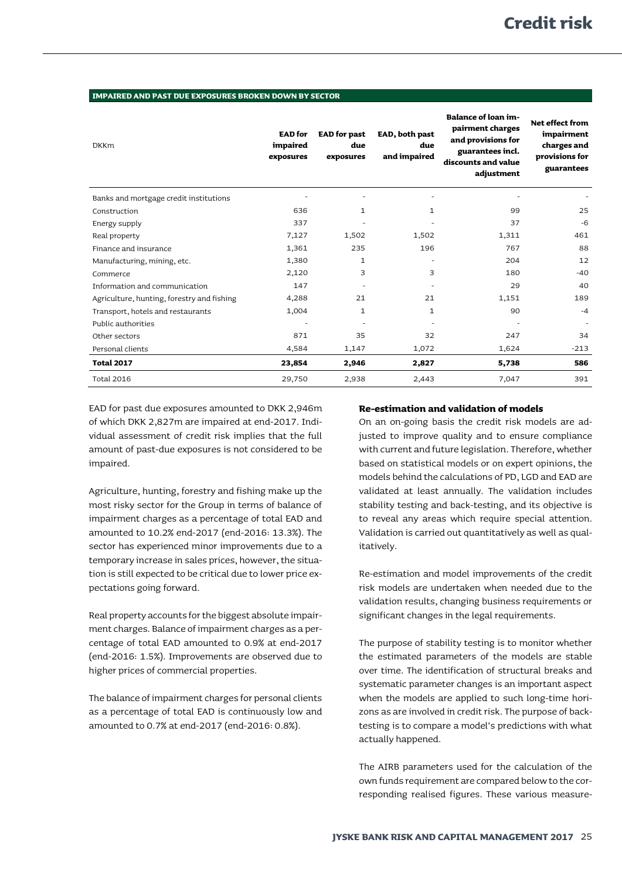**IMPAIRED AND PAST DUE EXPOSURES BROKEN DOWN BY SECTOR**

| DKKm | EAD for impaired exposures | EAD for past due exposures | EAD, both past due and impaired | Balance of loan impairment charges and provisions for guarantees incl. discounts and value adjustment | Net effect from impairment charges and provisions for guarantees |
|---|---|---|---|---|---|
| Banks and mortgage credit institutions | - | - | - | - | - |
| Construction | 636 | 1 | 1 | 99 | 25 |
| Energy supply | 337 | - | - | 37 | -6 |
| Real property | 7,127 | 1,502 | 1,502 | 1,311 | 461 |
| Finance and insurance | 1,361 | 235 | 196 | 767 | 88 |
| Manufacturing, mining, etc. | 1,380 | 1 | - | 204 | 12 |
| Commerce | 2,120 | 3 | 3 | 180 | -40 |
| Information and communication | 147 | - | - | 29 | 40 |
| Agriculture, hunting, forestry and fishing | 4,288 | 21 | 21 | 1,151 | 189 |
| Transport, hotels and restaurants | 1,004 | 1 | 1 | 90 | -4 |
| Public authorities | - | - | - | - | - |
| Other sectors | 871 | 35 | 32 | 247 | 34 |
| Personal clients | 4,584 | 1,147 | 1,072 | 1,624 | -213 |
| **Total 2017** | **23,854** | **2,946** | **2,827** | **5,738** | **586** |
| Total 2016 | 29,750 | 2,938 | 2,443 | 7,047 | 391 |

EAD for past due exposures amounted to DKK 2,946m of which DKK 2,827m are impaired at end-2017. Individual assessment of credit risk implies that the full amount of past-due exposures is not considered to be impaired.

Agriculture, hunting, forestry and fishing make up the most risky sector for the Group in terms of balance of impairment charges as a percentage of total EAD and amounted to 10.2% end-2017 (end-2016: 13.3%). The sector has experienced minor improvements due to a temporary increase in sales prices, however, the situation is still expected to be critical due to lower price expectations going forward.

Real property accounts for the biggest absolute impairment charges. Balance of impairment charges as a percentage of total EAD amounted to 0.9% at end-2017 (end-2016: 1.5%). Improvements are observed due to higher prices of commercial properties.

The balance of impairment charges for personal clients as a percentage of total EAD is continuously low and amounted to 0.7% at end-2017 (end-2016: 0.8%).

### Re-estimation and validation of models

On an on-going basis the credit risk models are adjusted to improve quality and to ensure compliance with current and future legislation. Therefore, whether based on statistical models or on expert opinions, the models behind the calculations of PD, LGD and EAD are validated at least annually. The validation includes stability testing and back-testing, and its objective is to reveal any areas which require special attention. Validation is carried out quantitatively as well as qualitatively.

Re-estimation and model improvements of the credit risk models are undertaken when needed due to the validation results, changing business requirements or significant changes in the legal requirements.

The purpose of stability testing is to monitor whether the estimated parameters of the models are stable over time. The identification of structural breaks and systematic parameter changes is an important aspect when the models are applied to such long-time horizons as are involved in credit risk. The purpose of back-testing is to compare a model's predictions with what actually happened.

The AIRB parameters used for the calculation of the own funds requirement are compared below to the corresponding realised figures. These various measure-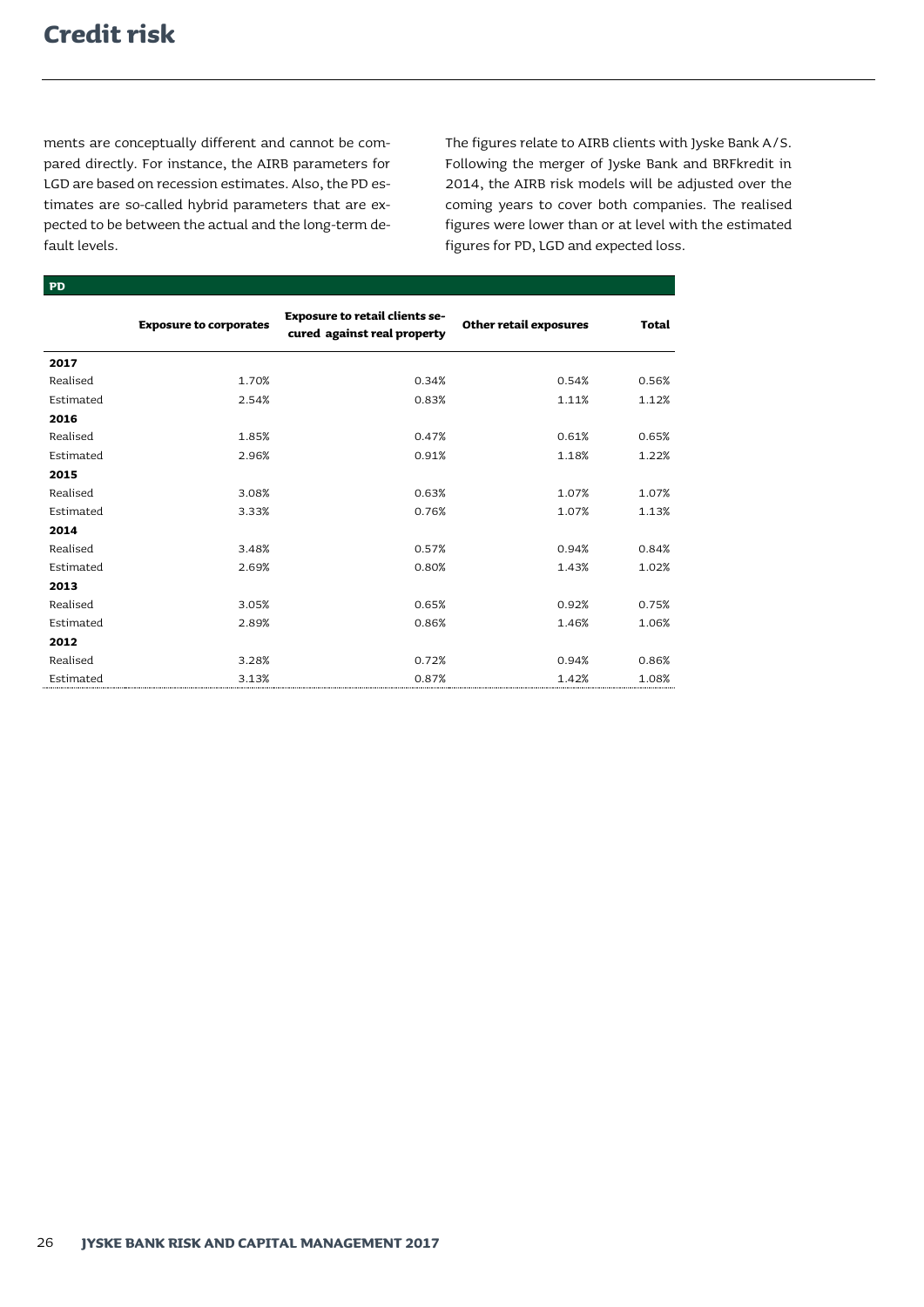# Credit risk

ments are conceptually different and cannot be compared directly. For instance, the AIRB parameters for LGD are based on recession estimates. Also, the PD estimates are so-called hybrid parameters that are expected to be between the actual and the long-term default levels.

The figures relate to AIRB clients with Jyske Bank A/S. Following the merger of Jyske Bank and BRFkredit in 2014, the AIRB risk models will be adjusted over the coming years to cover both companies. The realised figures were lower than or at level with the estimated figures for PD, LGD and expected loss.

**PD**

| | Exposure to corporates | Exposure to retail clients secured against real property | Other retail exposures | Total |
|---|---|---|---|---|
| **2017** | | | | |
| Realised | 1.70% | 0.34% | 0.54% | 0.56% |
| Estimated | 2.54% | 0.83% | 1.11% | 1.12% |
| **2016** | | | | |
| Realised | 1.85% | 0.47% | 0.61% | 0.65% |
| Estimated | 2.96% | 0.91% | 1.18% | 1.22% |
| **2015** | | | | |
| Realised | 3.08% | 0.63% | 1.07% | 1.07% |
| Estimated | 3.33% | 0.76% | 1.07% | 1.13% |
| **2014** | | | | |
| Realised | 3.48% | 0.57% | 0.94% | 0.84% |
| Estimated | 2.69% | 0.80% | 1.43% | 1.02% |
| **2013** | | | | |
| Realised | 3.05% | 0.65% | 0.92% | 0.75% |
| Estimated | 2.89% | 0.86% | 1.46% | 1.06% |
| **2012** | | | | |
| Realised | 3.28% | 0.72% | 0.94% | 0.86% |
| Estimated | 3.13% | 0.87% | 1.42% | 1.08% |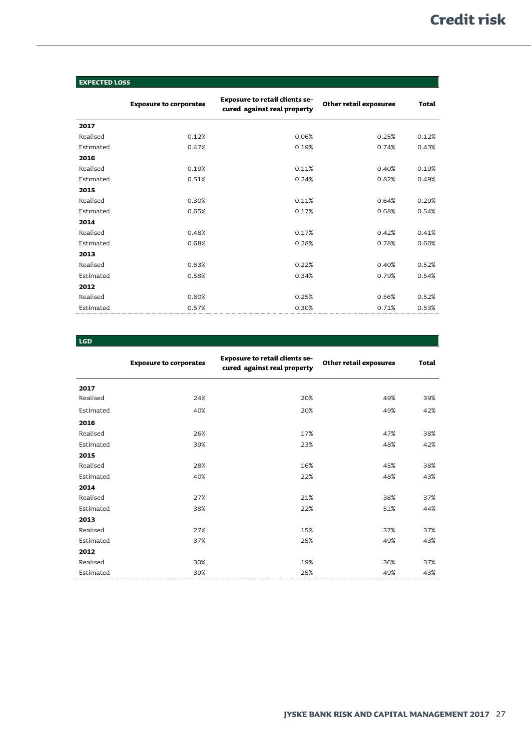# Credit risk

| EXPECTED LOSS | Exposure to corporates | Exposure to retail clients secured against real property | Other retail exposures | Total |
|---|---|---|---|---|
| **2017** | | | | |
| Realised | 0.12% | 0.06% | 0.25% | 0.12% |
| Estimated | 0.47% | 0.19% | 0.74% | 0.43% |
| **2016** | | | | |
| Realised | 0.19% | 0.11% | 0.40% | 0.19% |
| Estimated | 0.51% | 0.24% | 0.82% | 0.49% |
| **2015** | | | | |
| Realised | 0.30% | 0.11% | 0.64% | 0.29% |
| Estimated | 0.65% | 0.17% | 0.68% | 0.54% |
| **2014** | | | | |
| Realised | 0.48% | 0.17% | 0.42% | 0.41% |
| Estimated | 0.68% | 0.28% | 0.78% | 0.60% |
| **2013** | | | | |
| Realised | 0.63% | 0.22% | 0.40% | 0.52% |
| Estimated | 0.58% | 0.34% | 0.79% | 0.54% |
| **2012** | | | | |
| Realised | 0.60% | 0.25% | 0.56% | 0.52% |
| Estimated | 0.57% | 0.30% | 0.71% | 0.53% |

| LGD | Exposure to corporates | Exposure to retail clients secured against real property | Other retail exposures | Total |
|---|---|---|---|---|
| **2017** | | | | |
| Realised | 24% | 20% | 49% | 39% |
| Estimated | 40% | 20% | 49% | 42% |
| **2016** | | | | |
| Realised | 26% | 17% | 47% | 38% |
| Estimated | 39% | 23% | 48% | 42% |
| **2015** | | | | |
| Realised | 28% | 16% | 45% | 38% |
| Estimated | 40% | 22% | 48% | 43% |
| **2014** | | | | |
| Realised | 27% | 21% | 38% | 37% |
| Estimated | 38% | 22% | 51% | 44% |
| **2013** | | | | |
| Realised | 27% | 15% | 37% | 37% |
| Estimated | 37% | 25% | 49% | 43% |
| **2012** | | | | |
| Realised | 30% | 19% | 36% | 37% |
| Estimated | 39% | 25% | 49% | 43% |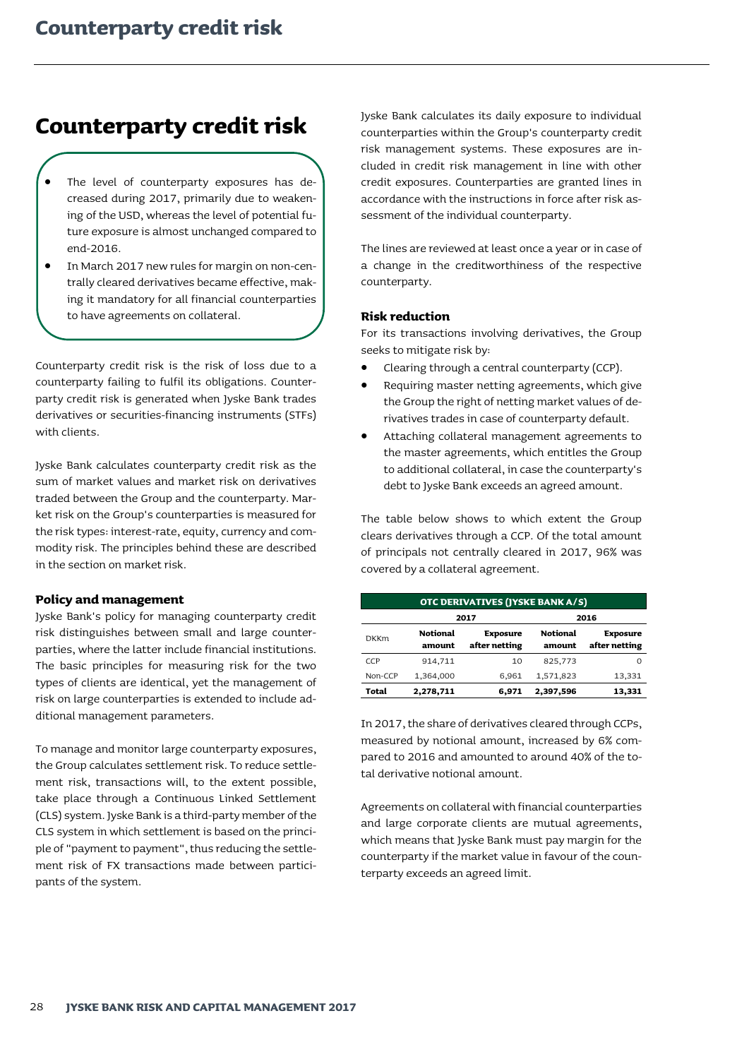# Counterparty credit risk

- The level of counterparty exposures has decreased during 2017, primarily due to weakening of the USD, whereas the level of potential future exposure is almost unchanged compared to end-2016.
- In March 2017 new rules for margin on non-centrally cleared derivatives became effective, making it mandatory for all financial counterparties to have agreements on collateral.

Counterparty credit risk is the risk of loss due to a counterparty failing to fulfil its obligations. Counterparty credit risk is generated when Jyske Bank trades derivatives or securities-financing instruments (STFs) with clients.

Jyske Bank calculates counterparty credit risk as the sum of market values and market risk on derivatives traded between the Group and the counterparty. Market risk on the Group's counterparties is measured for the risk types: interest-rate, equity, currency and commodity risk. The principles behind these are described in the section on market risk.

### Policy and management

Jyske Bank's policy for managing counterparty credit risk distinguishes between small and large counterparties, where the latter include financial institutions. The basic principles for measuring risk for the two types of clients are identical, yet the management of risk on large counterparties is extended to include additional management parameters.

To manage and monitor large counterparty exposures, the Group calculates settlement risk. To reduce settlement risk, transactions will, to the extent possible, take place through a Continuous Linked Settlement (CLS) system. Jyske Bank is a third-party member of the CLS system in which settlement is based on the principle of "payment to payment", thus reducing the settlement risk of FX transactions made between participants of the system.

Jyske Bank calculates its daily exposure to individual counterparties within the Group's counterparty credit risk management systems. These exposures are included in credit risk management in line with other credit exposures. Counterparties are granted lines in accordance with the instructions in force after risk assessment of the individual counterparty.

The lines are reviewed at least once a year or in case of a change in the creditworthiness of the respective counterparty.

### Risk reduction

For its transactions involving derivatives, the Group seeks to mitigate risk by:

- Clearing through a central counterparty (CCP).
- Requiring master netting agreements, which give the Group the right of netting market values of derivatives trades in case of counterparty default.
- Attaching collateral management agreements to the master agreements, which entitles the Group to additional collateral, in case the counterparty's debt to Jyske Bank exceeds an agreed amount.

The table below shows to which extent the Group clears derivatives through a CCP. Of the total amount of principals not centrally cleared in 2017, 96% was covered by a collateral agreement.

**OTC DERIVATIVES (JYSKE BANK A/S)**

| | 2017 | | 2016 | |
|---|---|---|---|---|
| DKKm | Notional amount | Exposure after netting | Notional amount | Exposure after netting |
| CCP | 914,711 | 10 | 825,773 | 0 |
| Non-CCP | 1,364,000 | 6,961 | 1,571,823 | 13,331 |
| **Total** | **2,278,711** | **6,971** | **2,397,596** | **13,331** |

In 2017, the share of derivatives cleared through CCPs, measured by notional amount, increased by 6% compared to 2016 and amounted to around 40% of the total derivative notional amount.

Agreements on collateral with financial counterparties and large corporate clients are mutual agreements, which means that Jyske Bank must pay margin for the counterparty if the market value in favour of the counterparty exceeds an agreed limit.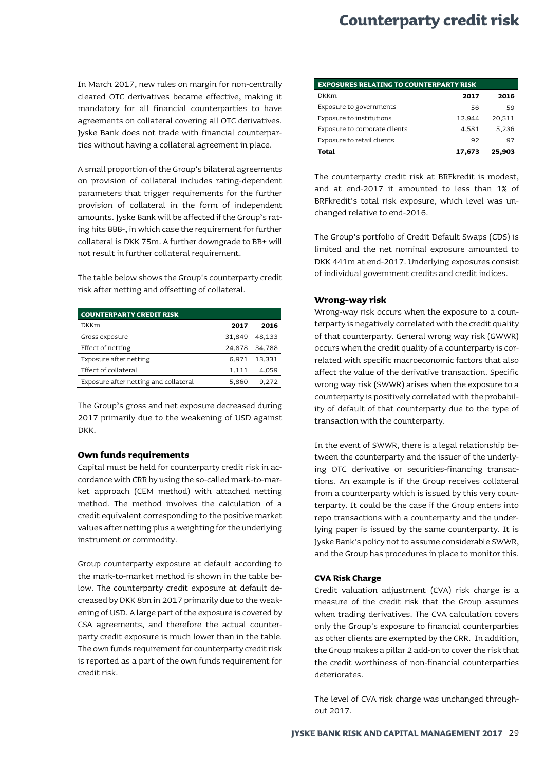# Counterparty credit risk

In March 2017, new rules on margin for non-centrally cleared OTC derivatives became effective, making it mandatory for all financial counterparties to have agreements on collateral covering all OTC derivatives. Jyske Bank does not trade with financial counterparties without having a collateral agreement in place.

A small proportion of the Group's bilateral agreements on provision of collateral includes rating-dependent parameters that trigger requirements for the further provision of collateral in the form of independent amounts. Jyske Bank will be affected if the Group's rating hits BBB-, in which case the requirement for further collateral is DKK 75m. A further downgrade to BB+ will not result in further collateral requirement.

The table below shows the Group's counterparty credit risk after netting and offsetting of collateral.

| COUNTERPARTY CREDIT RISK | | |
|---|---|---|
| DKKm | **2017** | **2016** |
| Gross exposure | 31,849 | 48,133 |
| Effect of netting | 24,878 | 34,788 |
| Exposure after netting | 6,971 | 13,331 |
| Effect of collateral | 1,111 | 4,059 |
| Exposure after netting and collateral | 5,860 | 9,272 |

The Group's gross and net exposure decreased during 2017 primarily due to the weakening of USD against DKK.

### Own funds requirements

Capital must be held for counterparty credit risk in accordance with CRR by using the so-called mark-to-market approach (CEM method) with attached netting method. The method involves the calculation of a credit equivalent corresponding to the positive market values after netting plus a weighting for the underlying instrument or commodity.

Group counterparty exposure at default according to the mark-to-market method is shown in the table below. The counterparty credit exposure at default decreased by DKK 8bn in 2017 primarily due to the weakening of USD. A large part of the exposure is covered by CSA agreements, and therefore the actual counterparty credit exposure is much lower than in the table. The own funds requirement for counterparty credit risk is reported as a part of the own funds requirement for credit risk.

| EXPOSURES RELATING TO COUNTERPARTY RISK | | |
|---|---|---|
| DKKm | **2017** | **2016** |
| Exposure to governments | 56 | 59 |
| Exposure to institutions | 12,944 | 20,511 |
| Exposure to corporate clients | 4,581 | 5,236 |
| Exposure to retail clients | 92 | 97 |
| **Total** | **17,673** | **25,903** |

The counterparty credit risk at BRFkredit is modest, and at end-2017 it amounted to less than 1% of BRFkredit's total risk exposure, which level was unchanged relative to end-2016.

The Group's portfolio of Credit Default Swaps (CDS) is limited and the net nominal exposure amounted to DKK 441m at end-2017. Underlying exposures consist of individual government credits and credit indices.

### Wrong-way risk

Wrong-way risk occurs when the exposure to a counterparty is negatively correlated with the credit quality of that counterparty. General wrong way risk (GWWR) occurs when the credit quality of a counterparty is correlated with specific macroeconomic factors that also affect the value of the derivative transaction. Specific wrong way risk (SWWR) arises when the exposure to a counterparty is positively correlated with the probability of default of that counterparty due to the type of transaction with the counterparty.

In the event of SWWR, there is a legal relationship between the counterparty and the issuer of the underlying OTC derivative or securities-financing transactions. An example is if the Group receives collateral from a counterparty which is issued by this very counterparty. It could be the case if the Group enters into repo transactions with a counterparty and the underlying paper is issued by the same counterparty. It is Jyske Bank's policy not to assume considerable SWWR, and the Group has procedures in place to monitor this.

#### CVA Risk Charge

Credit valuation adjustment (CVA) risk charge is a measure of the credit risk that the Group assumes when trading derivatives. The CVA calculation covers only the Group's exposure to financial counterparties as other clients are exempted by the CRR. In addition, the Group makes a pillar 2 add-on to cover the risk that the credit worthiness of non-financial counterparties deteriorates.

The level of CVA risk charge was unchanged throughout 2017.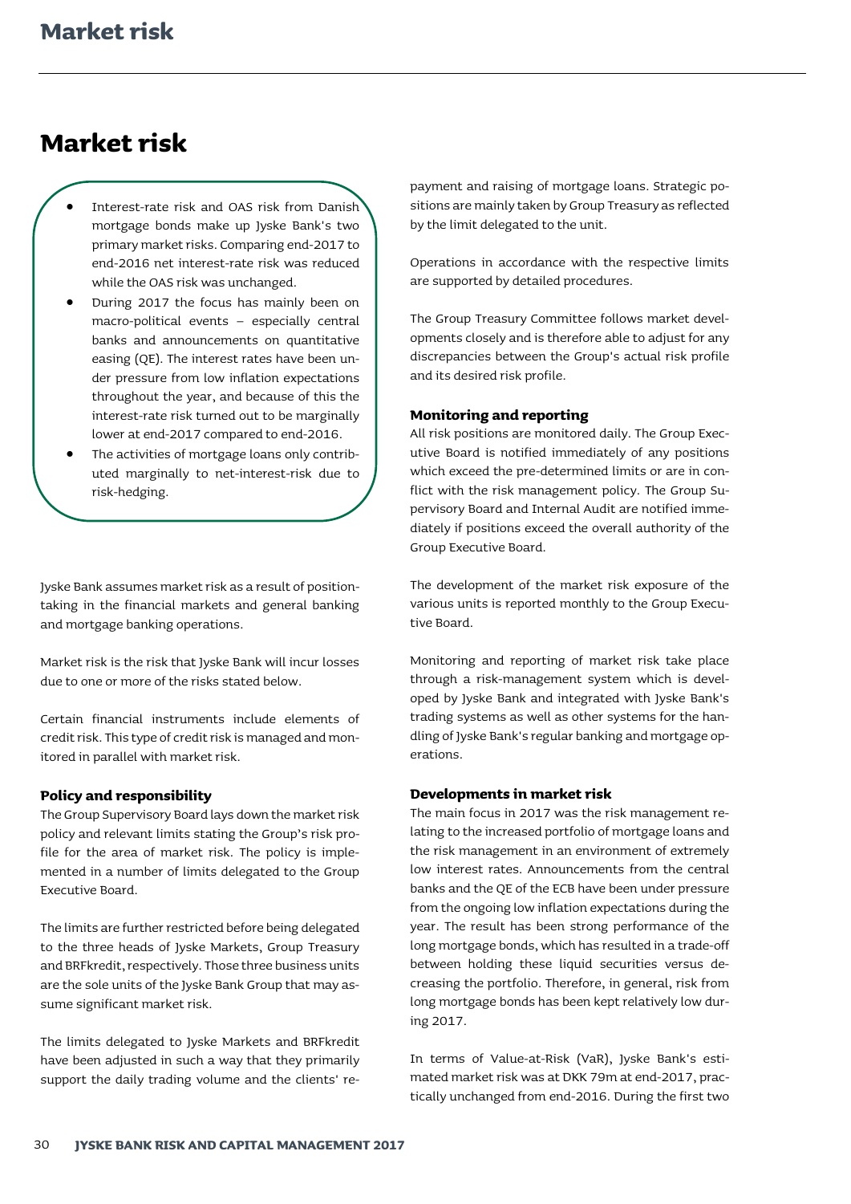# Market risk

- Interest-rate risk and OAS risk from Danish mortgage bonds make up Jyske Bank's two primary market risks. Comparing end-2017 to end-2016 net interest-rate risk was reduced while the OAS risk was unchanged.
- During 2017 the focus has mainly been on macro-political events – especially central banks and announcements on quantitative easing (QE). The interest rates have been under pressure from low inflation expectations throughout the year, and because of this the interest-rate risk turned out to be marginally lower at end-2017 compared to end-2016.
- The activities of mortgage loans only contributed marginally to net-interest-risk due to risk-hedging.

Jyske Bank assumes market risk as a result of position-taking in the financial markets and general banking and mortgage banking operations.

Market risk is the risk that Jyske Bank will incur losses due to one or more of the risks stated below.

Certain financial instruments include elements of credit risk. This type of credit risk is managed and monitored in parallel with market risk.

### Policy and responsibility

The Group Supervisory Board lays down the market risk policy and relevant limits stating the Group's risk profile for the area of market risk. The policy is implemented in a number of limits delegated to the Group Executive Board.

The limits are further restricted before being delegated to the three heads of Jyske Markets, Group Treasury and BRFkredit, respectively. Those three business units are the sole units of the Jyske Bank Group that may assume significant market risk.

The limits delegated to Jyske Markets and BRFkredit have been adjusted in such a way that they primarily support the daily trading volume and the clients' repayment and raising of mortgage loans. Strategic positions are mainly taken by Group Treasury as reflected by the limit delegated to the unit.

Operations in accordance with the respective limits are supported by detailed procedures.

The Group Treasury Committee follows market developments closely and is therefore able to adjust for any discrepancies between the Group's actual risk profile and its desired risk profile.

### Monitoring and reporting

All risk positions are monitored daily. The Group Executive Board is notified immediately of any positions which exceed the pre-determined limits or are in conflict with the risk management policy. The Group Supervisory Board and Internal Audit are notified immediately if positions exceed the overall authority of the Group Executive Board.

The development of the market risk exposure of the various units is reported monthly to the Group Executive Board.

Monitoring and reporting of market risk take place through a risk-management system which is developed by Jyske Bank and integrated with Jyske Bank's trading systems as well as other systems for the handling of Jyske Bank's regular banking and mortgage operations.

### Developments in market risk

The main focus in 2017 was the risk management relating to the increased portfolio of mortgage loans and the risk management in an environment of extremely low interest rates. Announcements from the central banks and the QE of the ECB have been under pressure from the ongoing low inflation expectations during the year. The result has been strong performance of the long mortgage bonds, which has resulted in a trade-off between holding these liquid securities versus decreasing the portfolio. Therefore, in general, risk from long mortgage bonds has been kept relatively low during 2017.

In terms of Value-at-Risk (VaR), Jyske Bank's estimated market risk was at DKK 79m at end-2017, practically unchanged from end-2016. During the first two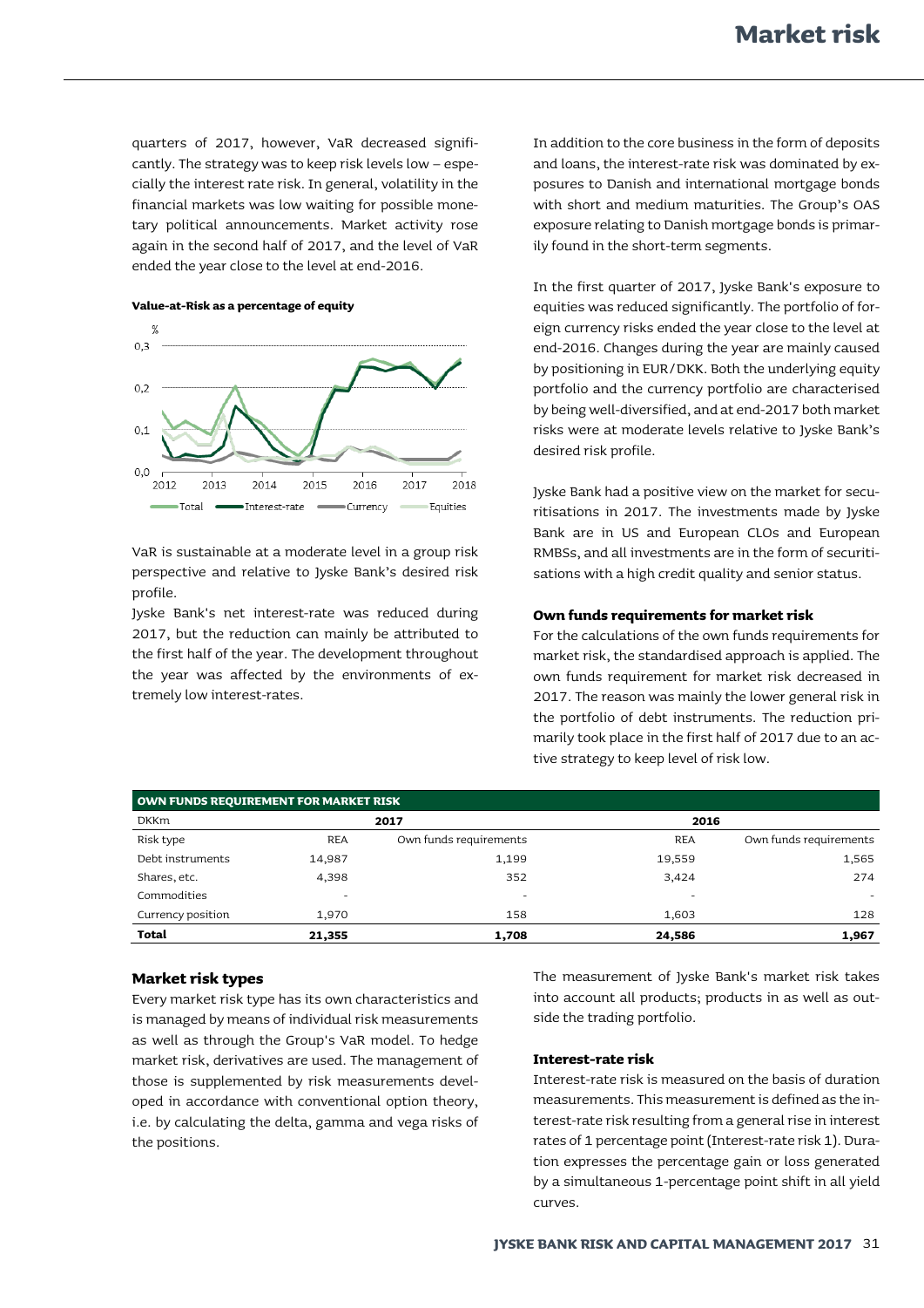quarters of 2017, however, VaR decreased significantly. The strategy was to keep risk levels low – especially the interest rate risk. In general, volatility in the financial markets was low waiting for possible monetary political announcements. Market activity rose again in the second half of 2017, and the level of VaR ended the year close to the level at end-2016.

**Value-at-Risk as a percentage of equity**

%
0,3
0,2
0,1
0,0
2012 2013 2014 2015 2016 2017 2018
Total Interest-rate Currency Equities

VaR is sustainable at a moderate level in a group risk perspective and relative to Jyske Bank's desired risk profile.

Jyske Bank's net interest-rate was reduced during 2017, but the reduction can mainly be attributed to the first half of the year. The development throughout the year was affected by the environments of extremely low interest-rates.

In addition to the core business in the form of deposits and loans, the interest-rate risk was dominated by exposures to Danish and international mortgage bonds with short and medium maturities. The Group's OAS exposure relating to Danish mortgage bonds is primarily found in the short-term segments.

In the first quarter of 2017, Jyske Bank's exposure to equities was reduced significantly. The portfolio of foreign currency risks ended the year close to the level at end-2016. Changes during the year are mainly caused by positioning in EUR/DKK. Both the underlying equity portfolio and the currency portfolio are characterised by being well-diversified, and at end-2017 both market risks were at moderate levels relative to Jyske Bank's desired risk profile.

Jyske Bank had a positive view on the market for securitisations in 2017. The investments made by Jyske Bank are in US and European CLOs and European RMBSs, and all investments are in the form of securitisations with a high credit quality and senior status.

#### Own funds requirements for market risk

For the calculations of the own funds requirements for market risk, the standardised approach is applied. The own funds requirement for market risk decreased in 2017. The reason was mainly the lower general risk in the portfolio of debt instruments. The reduction primarily took place in the first half of 2017 due to an active strategy to keep level of risk low.

**OWN FUNDS REQUIREMENT FOR MARKET RISK**

| DKKm | 2017 | | 2016 | |
|---|---|---|---|---|
| Risk type | REA | Own funds requirements | REA | Own funds requirements |
| Debt instruments | 14,987 | 1,199 | 19,559 | 1,565 |
| Shares, etc. | 4,398 | 352 | 3,424 | 274 |
| Commodities | - | - | - | - |
| Currency position | 1,970 | 158 | 1,603 | 128 |
| **Total** | **21,355** | **1,708** | **24,586** | **1,967** |

### Market risk types

Every market risk type has its own characteristics and is managed by means of individual risk measurements as well as through the Group's VaR model. To hedge market risk, derivatives are used. The management of those is supplemented by risk measurements developed in accordance with conventional option theory, i.e. by calculating the delta, gamma and vega risks of the positions.

The measurement of Jyske Bank's market risk takes into account all products; products in as well as outside the trading portfolio.

#### Interest-rate risk

Interest-rate risk is measured on the basis of duration measurements. This measurement is defined as the interest-rate risk resulting from a general rise in interest rates of 1 percentage point (Interest-rate risk 1). Duration expresses the percentage gain or loss generated by a simultaneous 1-percentage point shift in all yield curves.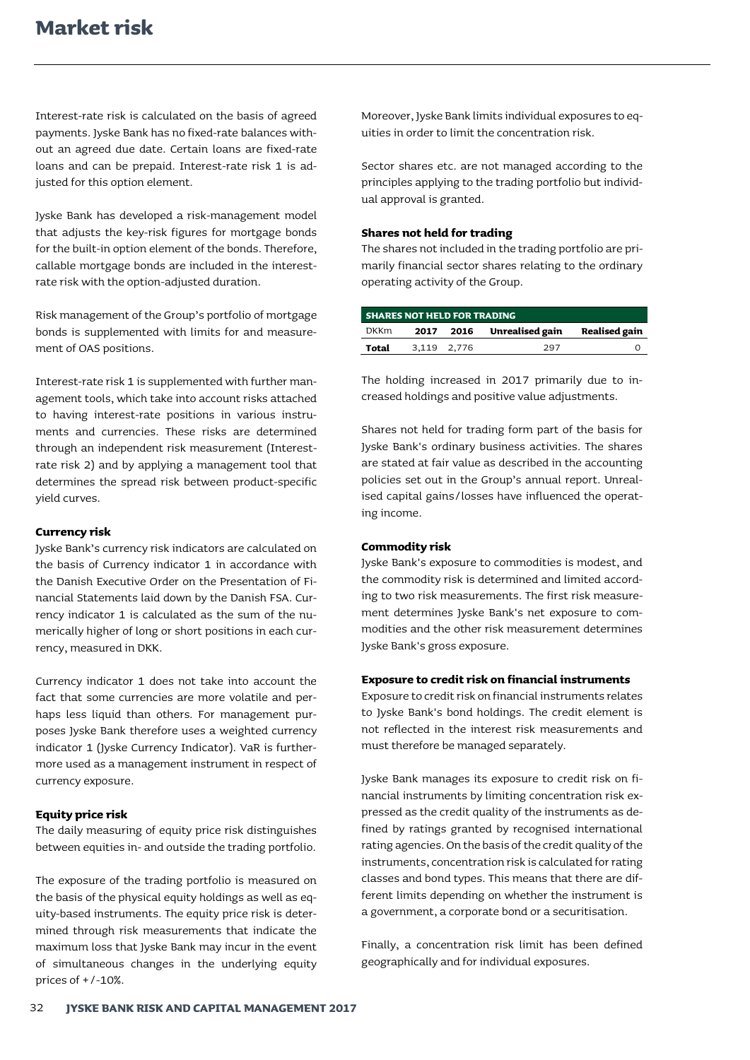# Market risk

Interest-rate risk is calculated on the basis of agreed payments. Jyske Bank has no fixed-rate balances without an agreed due date. Certain loans are fixed-rate loans and can be prepaid. Interest-rate risk 1 is adjusted for this option element.

Jyske Bank has developed a risk-management model that adjusts the key-risk figures for mortgage bonds for the built-in option element of the bonds. Therefore, callable mortgage bonds are included in the interest-rate risk with the option-adjusted duration.

Risk management of the Group's portfolio of mortgage bonds is supplemented with limits for and measurement of OAS positions.

Interest-rate risk 1 is supplemented with further management tools, which take into account risks attached to having interest-rate positions in various instruments and currencies. These risks are determined through an independent risk measurement (Interest-rate risk 2) and by applying a management tool that determines the spread risk between product-specific yield curves.

### Currency risk

Jyske Bank's currency risk indicators are calculated on the basis of Currency indicator 1 in accordance with the Danish Executive Order on the Presentation of Financial Statements laid down by the Danish FSA. Currency indicator 1 is calculated as the sum of the numerically higher of long or short positions in each currency, measured in DKK.

Currency indicator 1 does not take into account the fact that some currencies are more volatile and perhaps less liquid than others. For management purposes Jyske Bank therefore uses a weighted currency indicator 1 (Jyske Currency Indicator). VaR is furthermore used as a management instrument in respect of currency exposure.

### Equity price risk

The daily measuring of equity price risk distinguishes between equities in- and outside the trading portfolio.

The exposure of the trading portfolio is measured on the basis of the physical equity holdings as well as equity-based instruments. The equity price risk is determined through risk measurements that indicate the maximum loss that Jyske Bank may incur in the event of simultaneous changes in the underlying equity prices of +/-10%.

Moreover, Jyske Bank limits individual exposures to equities in order to limit the concentration risk.

Sector shares etc. are not managed according to the principles applying to the trading portfolio but individual approval is granted.

### Shares not held for trading

The shares not included in the trading portfolio are primarily financial sector shares relating to the ordinary operating activity of the Group.

| SHARES NOT HELD FOR TRADING | | | | |
|---|---|---|---|---|
| DKKm | 2017 | 2016 | Unrealised gain | Realised gain |
| **Total** | 3,119 | 2,776 | 297 | 0 |

The holding increased in 2017 primarily due to increased holdings and positive value adjustments.

Shares not held for trading form part of the basis for Jyske Bank's ordinary business activities. The shares are stated at fair value as described in the accounting policies set out in the Group's annual report. Unrealised capital gains/losses have influenced the operating income.

### Commodity risk

Jyske Bank's exposure to commodities is modest, and the commodity risk is determined and limited according to two risk measurements. The first risk measurement determines Jyske Bank's net exposure to commodities and the other risk measurement determines Jyske Bank's gross exposure.

### Exposure to credit risk on financial instruments

Exposure to credit risk on financial instruments relates to Jyske Bank's bond holdings. The credit element is not reflected in the interest risk measurements and must therefore be managed separately.

Jyske Bank manages its exposure to credit risk on financial instruments by limiting concentration risk expressed as the credit quality of the instruments as defined by ratings granted by recognised international rating agencies. On the basis of the credit quality of the instruments, concentration risk is calculated for rating classes and bond types. This means that there are different limits depending on whether the instrument is a government, a corporate bond or a securitisation.

Finally, a concentration risk limit has been defined geographically and for individual exposures.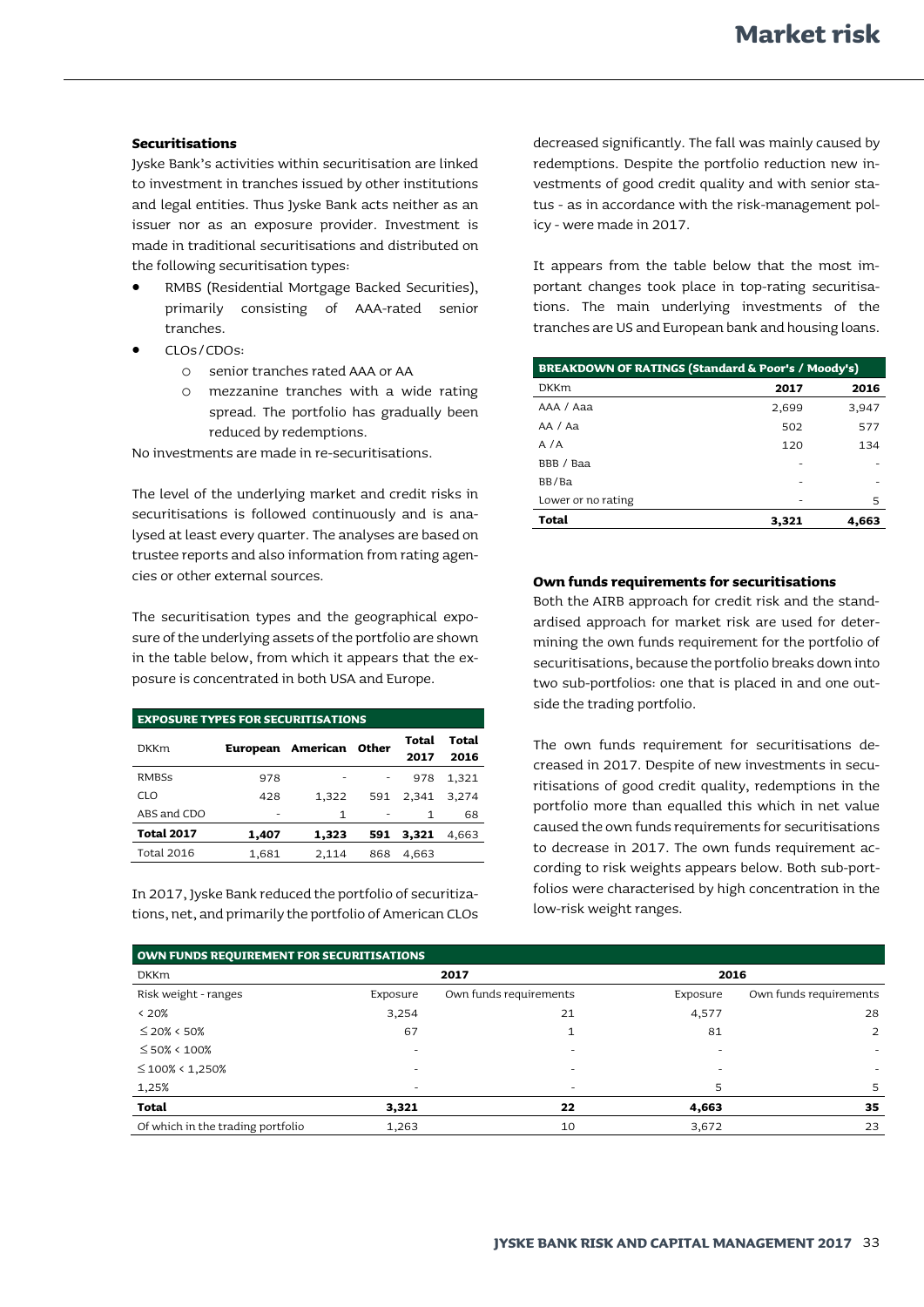### Securitisations

Jyske Bank's activities within securitisation are linked to investment in tranches issued by other institutions and legal entities. Thus Jyske Bank acts neither as an issuer nor as an exposure provider. Investment is made in traditional securitisations and distributed on the following securitisation types:

- RMBS (Residential Mortgage Backed Securities), primarily consisting of AAA-rated senior tranches.
- CLOs/CDOs:
  - senior tranches rated AAA or AA
  - mezzanine tranches with a wide rating spread. The portfolio has gradually been reduced by redemptions.

No investments are made in re-securitisations.

The level of the underlying market and credit risks in securitisations is followed continuously and is analysed at least every quarter. The analyses are based on trustee reports and also information from rating agencies or other external sources.

The securitisation types and the geographical exposure of the underlying assets of the portfolio are shown in the table below, from which it appears that the exposure is concentrated in both USA and Europe.

| EXPOSURE TYPES FOR SECURITISATIONS | | | | | |
|---|---|---|---|---|---|
| DKKm | European | American | Other | Total 2017 | Total 2016 |
| RMBSs | 978 | - | - | 978 | 1,321 |
| CLO | 428 | 1,322 | 591 | 2,341 | 3,274 |
| ABS and CDO | - | 1 | - | 1 | 68 |
| **Total 2017** | **1,407** | **1,323** | **591** | **3,321** | 4,663 |
| Total 2016 | 1,681 | 2,114 | 868 | 4,663 | |

In 2017, Jyske Bank reduced the portfolio of securitizations, net, and primarily the portfolio of American CLOs decreased significantly. The fall was mainly caused by redemptions. Despite the portfolio reduction new investments of good credit quality and with senior status - as in accordance with the risk-management policy - were made in 2017.

It appears from the table below that the most important changes took place in top-rating securitisations. The main underlying investments of the tranches are US and European bank and housing loans.

| BREAKDOWN OF RATINGS (Standard & Poor's / Moody's) | | |
|---|---|---|
| DKKm | 2017 | 2016 |
| AAA / Aaa | 2,699 | 3,947 |
| AA / Aa | 502 | 577 |
| A /A | 120 | 134 |
| BBB / Baa | - | - |
| BB/Ba | - | - |
| Lower or no rating | - | 5 |
| **Total** | **3,321** | **4,663** |

### Own funds requirements for securitisations

Both the AIRB approach for credit risk and the standardised approach for market risk are used for determining the own funds requirement for the portfolio of securitisations, because the portfolio breaks down into two sub-portfolios: one that is placed in and one outside the trading portfolio.

The own funds requirement for securitisations decreased in 2017. Despite of new investments in securitisations of good credit quality, redemptions in the portfolio more than equalled this which in net value caused the own funds requirements for securitisations to decrease in 2017. The own funds requirement according to risk weights appears below. Both sub-portfolios were characterised by high concentration in the low-risk weight ranges.

| OWN FUNDS REQUIREMENT FOR SECURITISATIONS | | | | |
|---|---|---|---|---|
| DKKm | 2017 | | 2016 | |
| Risk weight - ranges | Exposure | Own funds requirements | Exposure | Own funds requirements |
| < 20% | 3,254 | 21 | 4,577 | 28 |
| ≤ 20% < 50% | 67 | 1 | 81 | 2 |
| ≤ 50% < 100% | - | - | - | - |
| ≤ 100% < 1,250% | - | - | - | - |
| 1,25% | - | - | 5 | 5 |
| **Total** | **3,321** | **22** | **4,663** | **35** |
| Of which in the trading portfolio | 1,263 | 10 | 3,672 | 23 |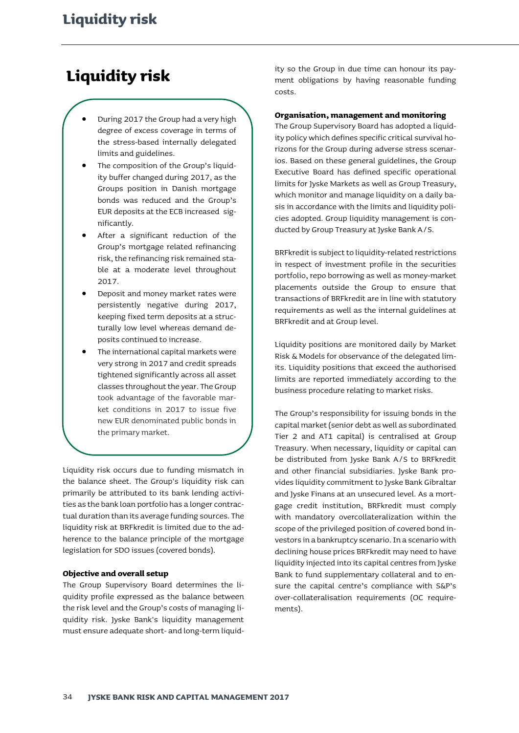# Liquidity risk

- During 2017 the Group had a very high degree of excess coverage in terms of the stress-based internally delegated limits and guidelines.
- The composition of the Group's liquidity buffer changed during 2017, as the Groups position in Danish mortgage bonds was reduced and the Group's EUR deposits at the ECB increased significantly.
- After a significant reduction of the Group's mortgage related refinancing risk, the refinancing risk remained stable at a moderate level throughout 2017.
- Deposit and money market rates were persistently negative during 2017, keeping fixed term deposits at a structurally low level whereas demand deposits continued to increase.
- The international capital markets were very strong in 2017 and credit spreads tightened significantly across all asset classes throughout the year. The Group took advantage of the favorable market conditions in 2017 to issue five new EUR denominated public bonds in the primary market.

Liquidity risk occurs due to funding mismatch in the balance sheet. The Group's liquidity risk can primarily be attributed to its bank lending activities as the bank loan portfolio has a longer contractual duration than its average funding sources. The liquidity risk at BRFkredit is limited due to the adherence to the balance principle of the mortgage legislation for SDO issues (covered bonds).

#### Objective and overall setup

The Group Supervisory Board determines the liquidity profile expressed as the balance between the risk level and the Group's costs of managing liquidity risk. Jyske Bank's liquidity management must ensure adequate short- and long-term liquidity so the Group in due time can honour its payment obligations by having reasonable funding costs.

#### Organisation, management and monitoring

The Group Supervisory Board has adopted a liquidity policy which defines specific critical survival horizons for the Group during adverse stress scenarios. Based on these general guidelines, the Group Executive Board has defined specific operational limits for Jyske Markets as well as Group Treasury, which monitor and manage liquidity on a daily basis in accordance with the limits and liquidity policies adopted. Group liquidity management is conducted by Group Treasury at Jyske Bank A/S.

BRFkredit is subject to liquidity-related restrictions in respect of investment profile in the securities portfolio, repo borrowing as well as money-market placements outside the Group to ensure that transactions of BRFkredit are in line with statutory requirements as well as the internal guidelines at BRFkredit and at Group level.

Liquidity positions are monitored daily by Market Risk & Models for observance of the delegated limits. Liquidity positions that exceed the authorised limits are reported immediately according to the business procedure relating to market risks.

The Group's responsibility for issuing bonds in the capital market (senior debt as well as subordinated Tier 2 and AT1 capital) is centralised at Group Treasury. When necessary, liquidity or capital can be distributed from Jyske Bank A/S to BRFkredit and other financial subsidiaries. Jyske Bank provides liquidity commitment to Jyske Bank Gibraltar and Jyske Finans at an unsecured level. As a mortgage credit institution, BRFkredit must comply with mandatory overcollateralization within the scope of the privileged position of covered bond investors in a bankruptcy scenario. In a scenario with declining house prices BRFkredit may need to have liquidity injected into its capital centres from Jyske Bank to fund supplementary collateral and to ensure the capital centre's compliance with S&P's over-collateralisation requirements (OC requirements).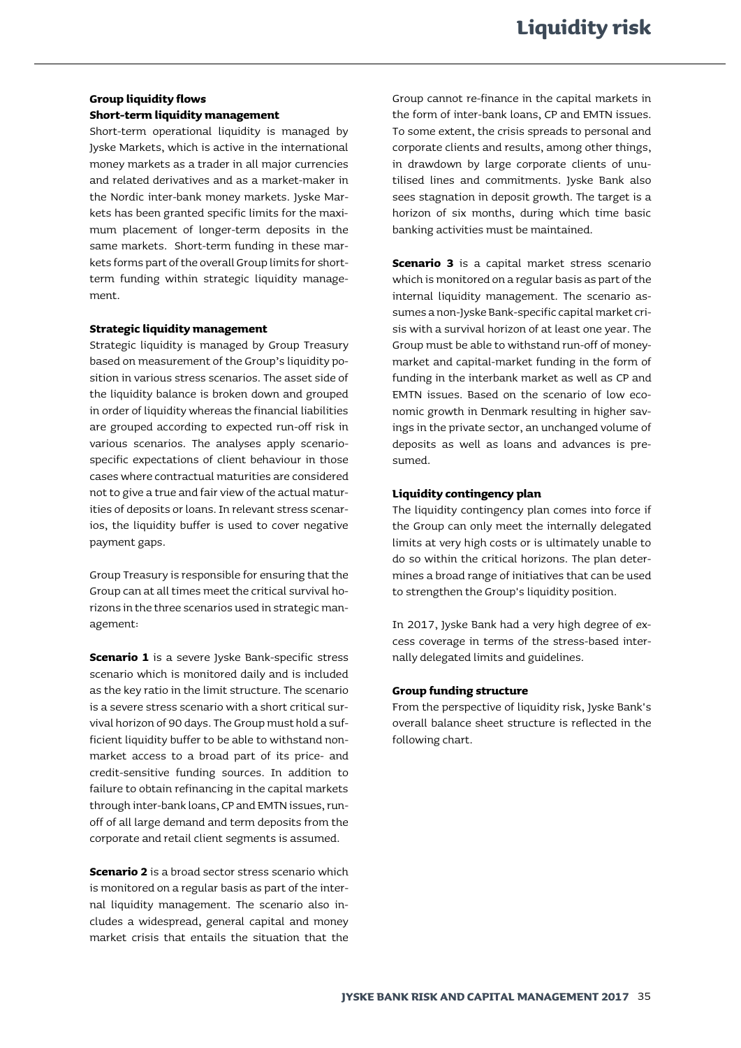# Liquidity risk

### Group liquidity flows

### Short-term liquidity management

Short-term operational liquidity is managed by Jyske Markets, which is active in the international money markets as a trader in all major currencies and related derivatives and as a market-maker in the Nordic inter-bank money markets. Jyske Markets has been granted specific limits for the maximum placement of longer-term deposits in the same markets. Short-term funding in these markets forms part of the overall Group limits for short-term funding within strategic liquidity management.

### Strategic liquidity management

Strategic liquidity is managed by Group Treasury based on measurement of the Group's liquidity position in various stress scenarios. The asset side of the liquidity balance is broken down and grouped in order of liquidity whereas the financial liabilities are grouped according to expected run-off risk in various scenarios. The analyses apply scenario-specific expectations of client behaviour in those cases where contractual maturities are considered not to give a true and fair view of the actual maturities of deposits or loans. In relevant stress scenarios, the liquidity buffer is used to cover negative payment gaps.

Group Treasury is responsible for ensuring that the Group can at all times meet the critical survival horizons in the three scenarios used in strategic management:

**Scenario 1** is a severe Jyske Bank-specific stress scenario which is monitored daily and is included as the key ratio in the limit structure. The scenario is a severe stress scenario with a short critical survival horizon of 90 days. The Group must hold a sufficient liquidity buffer to be able to withstand non-market access to a broad part of its price- and credit-sensitive funding sources. In addition to failure to obtain refinancing in the capital markets through inter-bank loans, CP and EMTN issues, run-off of all large demand and term deposits from the corporate and retail client segments is assumed.

**Scenario 2** is a broad sector stress scenario which is monitored on a regular basis as part of the internal liquidity management. The scenario also includes a widespread, general capital and money market crisis that entails the situation that the Group cannot re-finance in the capital markets in the form of inter-bank loans, CP and EMTN issues. To some extent, the crisis spreads to personal and corporate clients and results, among other things, in drawdown by large corporate clients of unutilised lines and commitments. Jyske Bank also sees stagnation in deposit growth. The target is a horizon of six months, during which time basic banking activities must be maintained.

**Scenario 3** is a capital market stress scenario which is monitored on a regular basis as part of the internal liquidity management. The scenario assumes a non-Jyske Bank-specific capital market crisis with a survival horizon of at least one year. The Group must be able to withstand run-off of money-market and capital-market funding in the form of funding in the interbank market as well as CP and EMTN issues. Based on the scenario of low economic growth in Denmark resulting in higher savings in the private sector, an unchanged volume of deposits as well as loans and advances is presumed.

### Liquidity contingency plan

The liquidity contingency plan comes into force if the Group can only meet the internally delegated limits at very high costs or is ultimately unable to do so within the critical horizons. The plan determines a broad range of initiatives that can be used to strengthen the Group's liquidity position.

In 2017, Jyske Bank had a very high degree of excess coverage in terms of the stress-based internally delegated limits and guidelines.

### Group funding structure

From the perspective of liquidity risk, Jyske Bank's overall balance sheet structure is reflected in the following chart.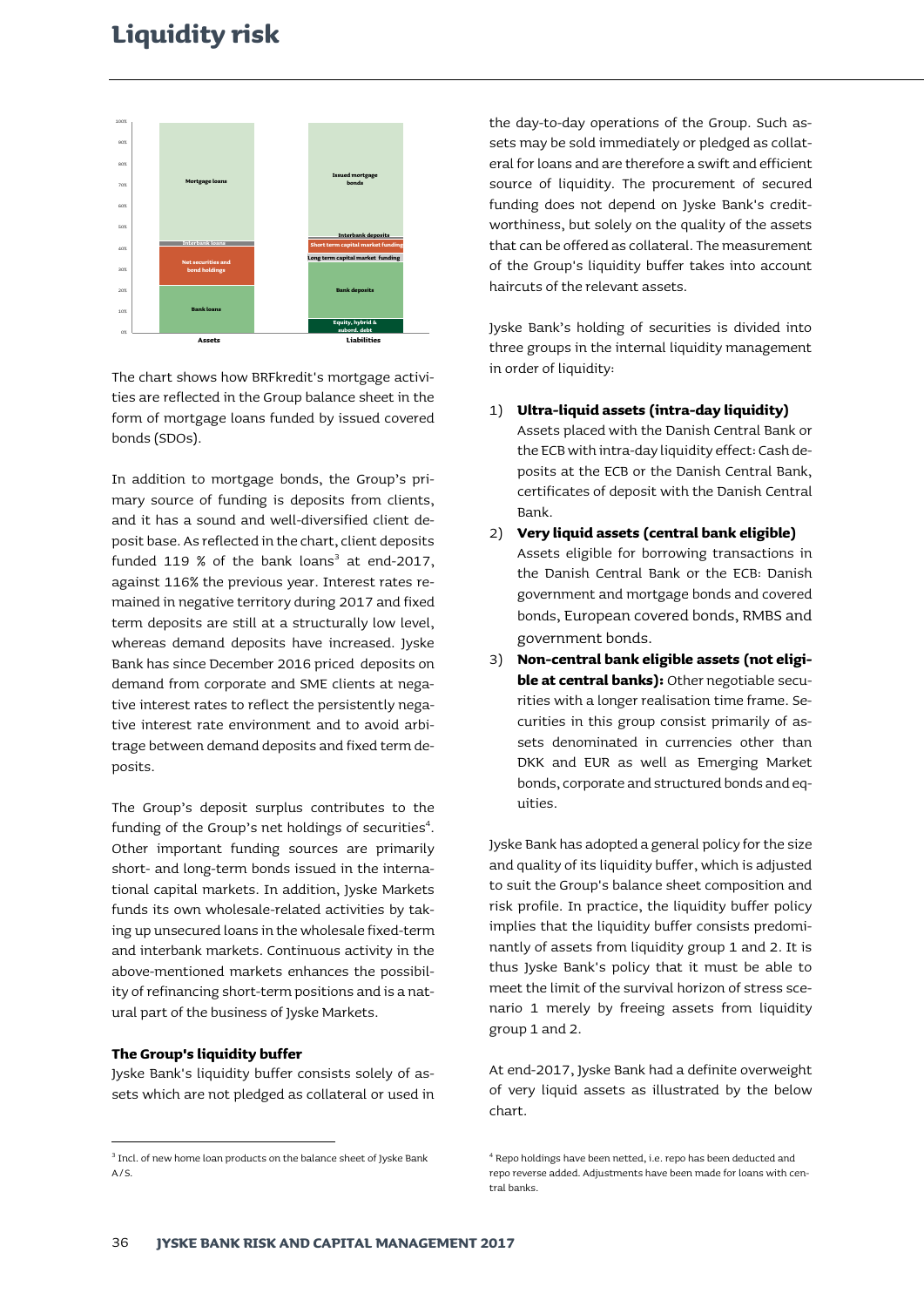# Liquidity risk

100%
90%
80%
70%
60%
50%
40%
30%
20%
10%
0%

Mortgage loans
Interbank loans
Net securities and bond holdings
Bank loans
Assets

Issued mortgage bonds
Interbank deposits
Short term capital market funding
Long term capital market funding
Bank deposits
Equity, hybrid & subord. debt
Liabilities

The chart shows how BRFkredit's mortgage activities are reflected in the Group balance sheet in the form of mortgage loans funded by issued covered bonds (SDOs).

In addition to mortgage bonds, the Group's primary source of funding is deposits from clients, and it has a sound and well-diversified client deposit base. As reflected in the chart, client deposits funded 119 % of the bank loans[3] at end-2017, against 116% the previous year. Interest rates remained in negative territory during 2017 and fixed term deposits are still at a structurally low level, whereas demand deposits have increased. Jyske Bank has since December 2016 priced deposits on demand from corporate and SME clients at negative interest rates to reflect the persistently negative interest rate environment and to avoid arbitrage between demand deposits and fixed term deposits.

The Group's deposit surplus contributes to the funding of the Group's net holdings of securities[4]. Other important funding sources are primarily short- and long-term bonds issued in the international capital markets. In addition, Jyske Markets funds its own wholesale-related activities by taking up unsecured loans in the wholesale fixed-term and interbank markets. Continuous activity in the above-mentioned markets enhances the possibility of refinancing short-term positions and is a natural part of the business of Jyske Markets.

**The Group's liquidity buffer**

Jyske Bank's liquidity buffer consists solely of assets which are not pledged as collateral or used in the day-to-day operations of the Group. Such assets may be sold immediately or pledged as collateral for loans and are therefore a swift and efficient source of liquidity. The procurement of secured funding does not depend on Jyske Bank's creditworthiness, but solely on the quality of the assets that can be offered as collateral. The measurement of the Group's liquidity buffer takes into account haircuts of the relevant assets.

Jyske Bank's holding of securities is divided into three groups in the internal liquidity management in order of liquidity:

1) **Ultra-liquid assets (intra-day liquidity)**
   Assets placed with the Danish Central Bank or the ECB with intra-day liquidity effect: Cash deposits at the ECB or the Danish Central Bank, certificates of deposit with the Danish Central Bank.
2) **Very liquid assets (central bank eligible)**
   Assets eligible for borrowing transactions in the Danish Central Bank or the ECB: Danish government and mortgage bonds and covered bonds, European covered bonds, RMBS and government bonds.
3) **Non-central bank eligible assets (not eligible at central banks):** Other negotiable securities with a longer realisation time frame. Securities in this group consist primarily of assets denominated in currencies other than DKK and EUR as well as Emerging Market bonds, corporate and structured bonds and equities.

Jyske Bank has adopted a general policy for the size and quality of its liquidity buffer, which is adjusted to suit the Group's balance sheet composition and risk profile. In practice, the liquidity buffer policy implies that the liquidity buffer consists predominantly of assets from liquidity group 1 and 2. It is thus Jyske Bank's policy that it must be able to meet the limit of the survival horizon of stress scenario 1 merely by freeing assets from liquidity group 1 and 2.

At end-2017, Jyske Bank had a definite overweight of very liquid assets as illustrated by the below chart.

---

[3] Incl. of new home loan products on the balance sheet of Jyske Bank A/S.

[4] Repo holdings have been netted, i.e. repo has been deducted and repo reverse added. Adjustments have been made for loans with central banks.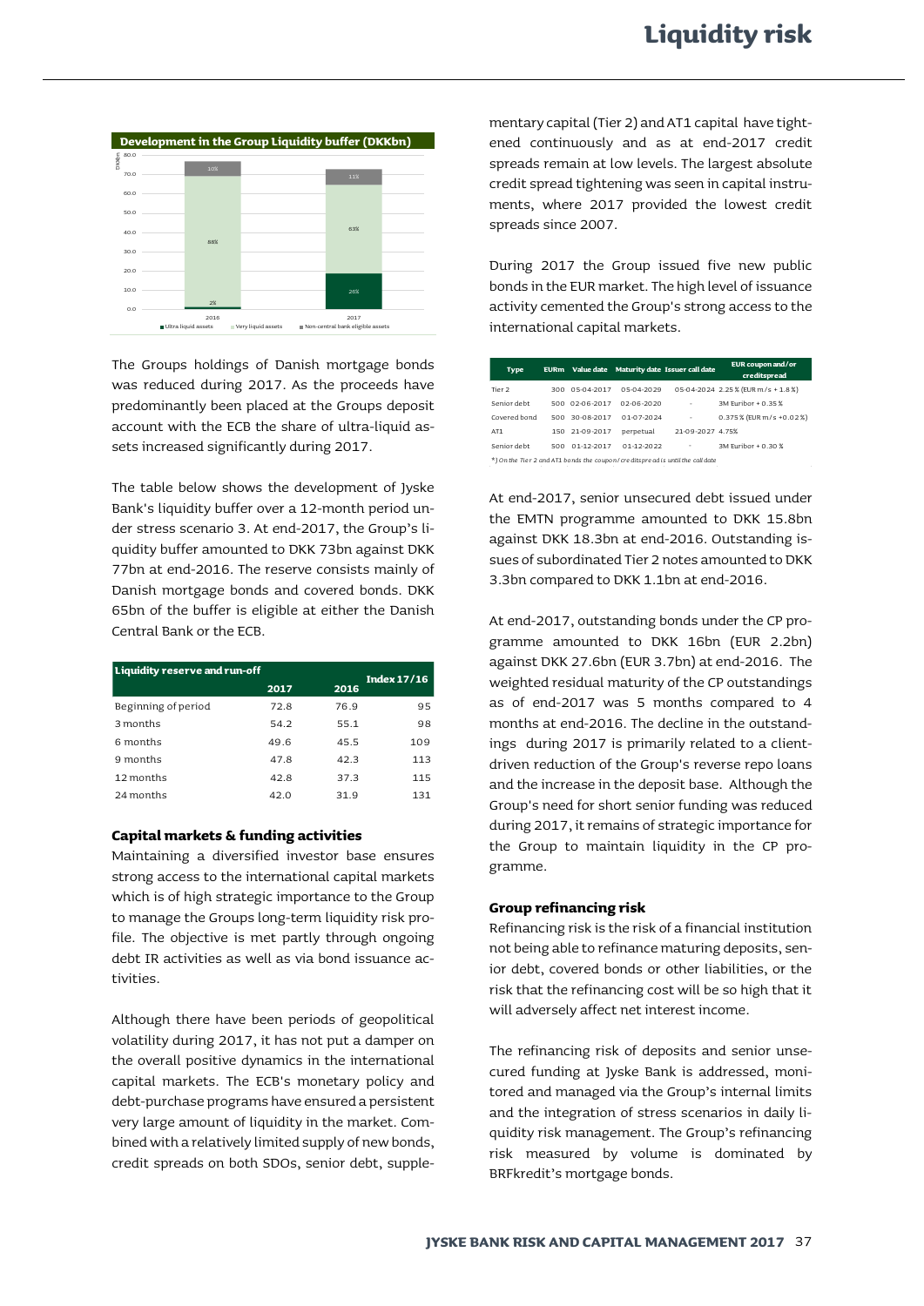# Liquidity risk

**Development in the Group Liquidity buffer (DKKbn)**

DKKbn

80.0
70.0
60.0
50.0
40.0
30.0
20.0
10.0
0.0

10%
88%
2%
11%
63%
26%

2016
2017

Ultra liquid assets
Very liquid assets
Non-central bank eligible assets

The Groups holdings of Danish mortgage bonds was reduced during 2017. As the proceeds have predominantly been placed at the Groups deposit account with the ECB the share of ultra-liquid assets increased significantly during 2017.

The table below shows the development of Jyske Bank's liquidity buffer over a 12-month period under stress scenario 3. At end-2017, the Group's liquidity buffer amounted to DKK 73bn against DKK 77bn at end-2016. The reserve consists mainly of Danish mortgage bonds and covered bonds. DKK 65bn of the buffer is eligible at either the Danish Central Bank or the ECB.

| Liquidity reserve and run-off | 2017 | 2016 | Index 17/16 |
|---|---|---|---|
| Beginning of period | 72.8 | 76.9 | 95 |
| 3 months | 54.2 | 55.1 | 98 |
| 6 months | 49.6 | 45.5 | 109 |
| 9 months | 47.8 | 42.3 | 113 |
| 12 months | 42.8 | 37.3 | 115 |
| 24 months | 42.0 | 31.9 | 131 |

### Capital markets & funding activities

Maintaining a diversified investor base ensures strong access to the international capital markets which is of high strategic importance to the Group to manage the Groups long-term liquidity risk profile. The objective is met partly through ongoing debt IR activities as well as via bond issuance activities.

Although there have been periods of geopolitical volatility during 2017, it has not put a damper on the overall positive dynamics in the international capital markets. The ECB's monetary policy and debt-purchase programs have ensured a persistent very large amount of liquidity in the market. Combined with a relatively limited supply of new bonds, credit spreads on both SDOs, senior debt, supplementary capital (Tier 2) and AT1 capital have tightened continuously and as at end-2017 credit spreads remain at low levels. The largest absolute credit spread tightening was seen in capital instruments, where 2017 provided the lowest credit spreads since 2007.

During 2017 the Group issued five new public bonds in the EUR market. The high level of issuance activity cemented the Group's strong access to the international capital markets.

| Type | EURm | Value date | Maturity date | Issuer call date | EUR coupon and/or creditspread |
|---|---|---|---|---|---|
| Tier 2 | 300 | 05-04-2017 | 05-04-2029 | 05-04-2024 | 2.25 % (EUR m/s + 1.8 %) |
| Senior debt | 500 | 02-06-2017 | 02-06-2020 | - | 3M Euribor + 0.35 % |
| Covered bond | 500 | 30-08-2017 | 01-07-2024 | - | 0.375 % (EUR m/s +0.02 %) |
| AT1 | 150 | 21-09-2017 | perpetual | 21-09-2027 | 4.75% |
| Senior debt | 500 | 01-12-2017 | 01-12-2022 | - | 3M Euribor + 0.30 % |

*) On the Tier 2 and AT1 bonds the coupon/creditspread is until the call date

At end-2017, senior unsecured debt issued under the EMTN programme amounted to DKK 15.8bn against DKK 18.3bn at end-2016. Outstanding issues of subordinated Tier 2 notes amounted to DKK 3.3bn compared to DKK 1.1bn at end-2016.

At end-2017, outstanding bonds under the CP programme amounted to DKK 16bn (EUR 2.2bn) against DKK 27.6bn (EUR 3.7bn) at end-2016. The weighted residual maturity of the CP outstandings as of end-2017 was 5 months compared to 4 months at end-2016. The decline in the outstandings during 2017 is primarily related to a client-driven reduction of the Group's reverse repo loans and the increase in the deposit base. Although the Group's need for short senior funding was reduced during 2017, it remains of strategic importance for the Group to maintain liquidity in the CP programme.

### Group refinancing risk

Refinancing risk is the risk of a financial institution not being able to refinance maturing deposits, senior debt, covered bonds or other liabilities, or the risk that the refinancing cost will be so high that it will adversely affect net interest income.

The refinancing risk of deposits and senior unsecured funding at Jyske Bank is addressed, monitored and managed via the Group's internal limits and the integration of stress scenarios in daily liquidity risk management. The Group's refinancing risk measured by volume is dominated by BRFkredit's mortgage bonds.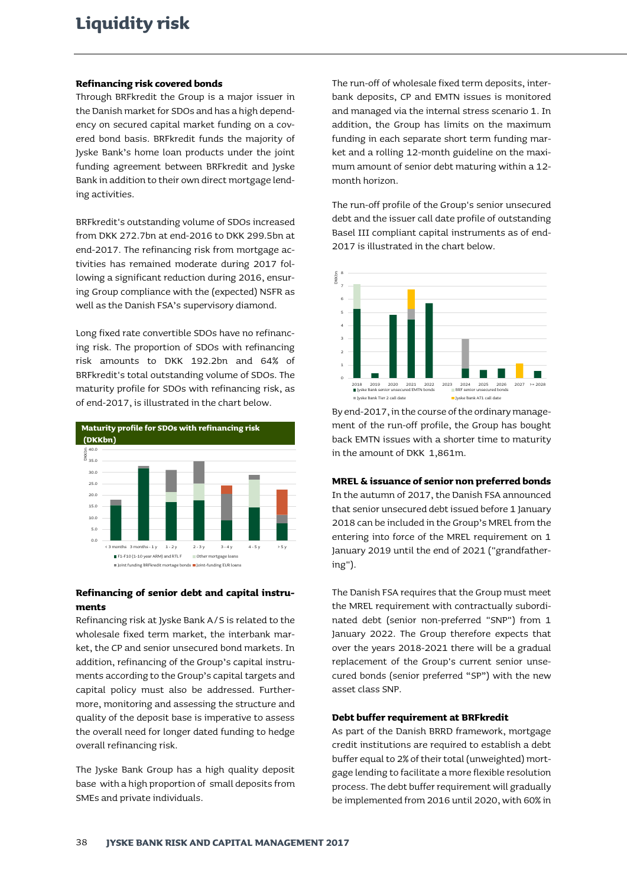# Liquidity risk

### Refinancing risk covered bonds

Through BRFkredit the Group is a major issuer in the Danish market for SDOs and has a high dependency on secured capital market funding on a covered bond basis. BRFkredit funds the majority of Jyske Bank's home loan products under the joint funding agreement between BRFkredit and Jyske Bank in addition to their own direct mortgage lending activities.

BRFkredit's outstanding volume of SDOs increased from DKK 272.7bn at end-2016 to DKK 299.5bn at end-2017. The refinancing risk from mortgage activities has remained moderate during 2017 following a significant reduction during 2016, ensuring Group compliance with the (expected) NSFR as well as the Danish FSA's supervisory diamond.

Long fixed rate convertible SDOs have no refinancing risk. The proportion of SDOs with refinancing risk amounts to DKK 192.2bn and 64% of BRFkredit's total outstanding volume of SDOs. The maturity profile for SDOs with refinancing risk, as of end-2017, is illustrated in the chart below.

**Maturity profile for SDOs with refinancing risk (DKKbn)**

### Refinancing of senior debt and capital instruments

Refinancing risk at Jyske Bank A/S is related to the wholesale fixed term market, the interbank market, the CP and senior unsecured bond markets. In addition, refinancing of the Group's capital instruments according to the Group's capital targets and capital policy must also be addressed. Furthermore, monitoring and assessing the structure and quality of the deposit base is imperative to assess the overall need for longer dated funding to hedge overall refinancing risk.

The Jyske Bank Group has a high quality deposit base with a high proportion of small deposits from SMEs and private individuals.

The run-off of wholesale fixed term deposits, interbank deposits, CP and EMTN issues is monitored and managed via the internal stress scenario 1. In addition, the Group has limits on the maximum funding in each separate short term funding market and a rolling 12-month guideline on the maximum amount of senior debt maturing within a 12-month horizon.

The run-off profile of the Group's senior unsecured debt and the issuer call date profile of outstanding Basel III compliant capital instruments as of end-2017 is illustrated in the chart below.

By end-2017, in the course of the ordinary management of the run-off profile, the Group has bought back EMTN issues with a shorter time to maturity in the amount of DKK 1,861m.

### MREL & issuance of senior non preferred bonds

In the autumn of 2017, the Danish FSA announced that senior unsecured debt issued before 1 January 2018 can be included in the Group's MREL from the entering into force of the MREL requirement on 1 January 2019 until the end of 2021 ("grandfathering").

The Danish FSA requires that the Group must meet the MREL requirement with contractually subordinated debt (senior non-preferred "SNP") from 1 January 2022. The Group therefore expects that over the years 2018-2021 there will be a gradual replacement of the Group's current senior unsecured bonds (senior preferred "SP") with the new asset class SNP.

### Debt buffer requirement at BRFkredit

As part of the Danish BRRD framework, mortgage credit institutions are required to establish a debt buffer equal to 2% of their total (unweighted) mortgage lending to facilitate a more flexible resolution process. The debt buffer requirement will gradually be implemented from 2016 until 2020, with 60% in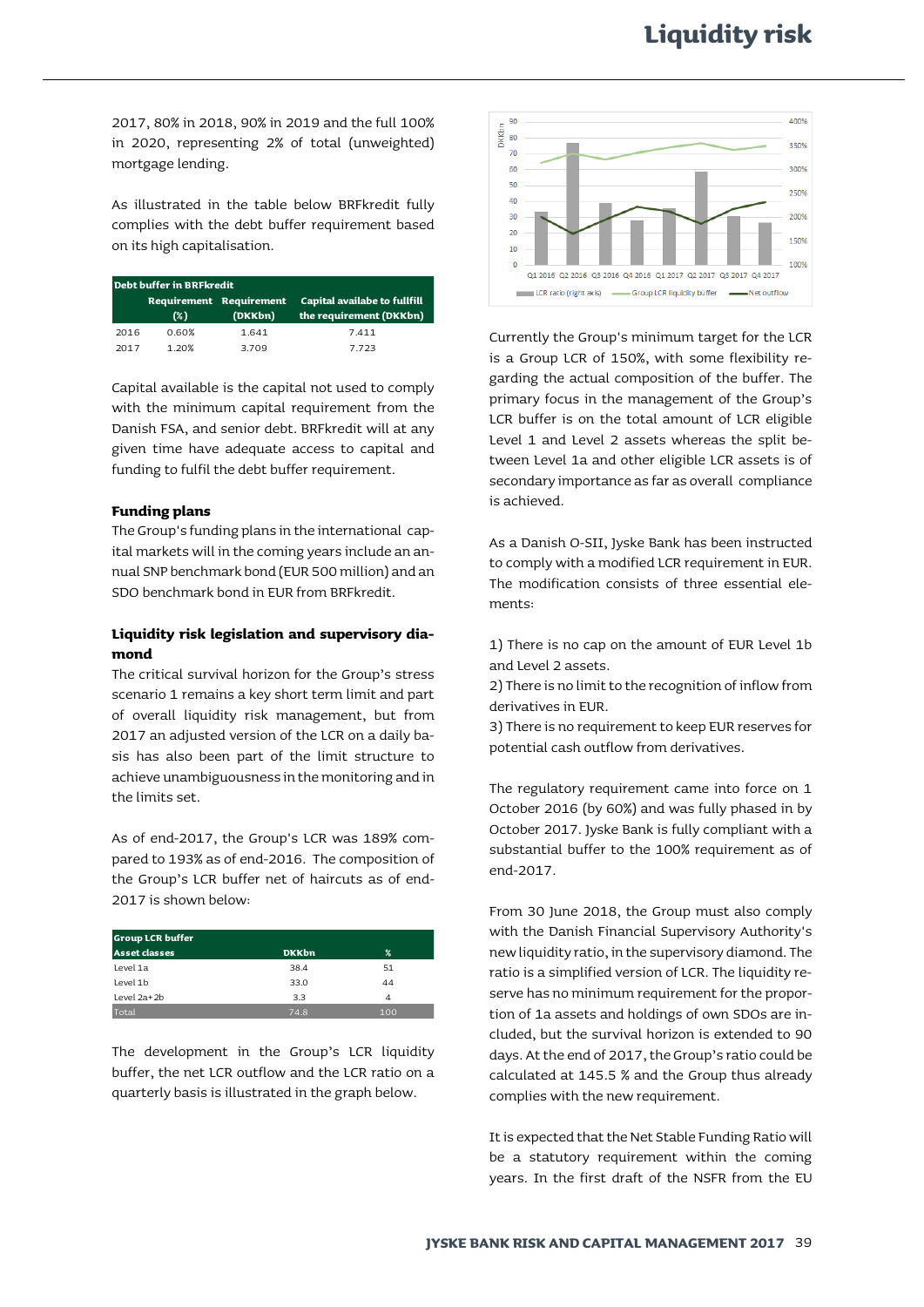# Liquidity risk

2017, 80% in 2018, 90% in 2019 and the full 100% in 2020, representing 2% of total (unweighted) mortgage lending.

As illustrated in the table below BRFkredit fully complies with the debt buffer requirement based on its high capitalisation.

| Debt buffer in BRFkredit | | | |
|---|---|---|---|
| | Requirement (%) | Requirement (DKKbn) | Capital availabe to fullfill the requirement (DKKbn) |
| 2016 | 0.60% | 1.641 | 7.411 |
| 2017 | 1.20% | 3.709 | 7.723 |

Capital available is the capital not used to comply with the minimum capital requirement from the Danish FSA, and senior debt. BRFkredit will at any given time have adequate access to capital and funding to fulfil the debt buffer requirement.

### Funding plans

The Group's funding plans in the international capital markets will in the coming years include an annual SNP benchmark bond (EUR 500 million) and an SDO benchmark bond in EUR from BRFkredit.

### Liquidity risk legislation and supervisory diamond

The critical survival horizon for the Group's stress scenario 1 remains a key short term limit and part of overall liquidity risk management, but from 2017 an adjusted version of the LCR on a daily basis has also been part of the limit structure to achieve unambiguousness in the monitoring and in the limits set.

As of end-2017, the Group's LCR was 189% compared to 193% as of end-2016. The composition of the Group's LCR buffer net of haircuts as of end-2017 is shown below:

| Group LCR buffer | | |
|---|---|---|
| Asset classes | DKKbn | % |
| Level 1a | 38.4 | 51 |
| Level 1b | 33.0 | 44 |
| Level 2a+2b | 3.3 | 4 |
| Total | 74.8 | 100 |

The development in the Group's LCR liquidity buffer, the net LCR outflow and the LCR ratio on a quarterly basis is illustrated in the graph below.

DKKbn
0 10 20 30 40 50 60 70 80 90
100% 150% 200% 250% 300% 350% 400%
Q1 2015 Q2 2016 Q3 2016 Q4 2016 Q1 2017 Q2 2017 Q3 2017 Q4 2017
LCR ratio (right axis) Group LCR liquidity buffer Net outflow

Currently the Group's minimum target for the LCR is a Group LCR of 150%, with some flexibility regarding the actual composition of the buffer. The primary focus in the management of the Group's LCR buffer is on the total amount of LCR eligible Level 1 and Level 2 assets whereas the split between Level 1a and other eligible LCR assets is of secondary importance as far as overall compliance is achieved.

As a Danish O-SII, Jyske Bank has been instructed to comply with a modified LCR requirement in EUR. The modification consists of three essential elements:

1) There is no cap on the amount of EUR Level 1b and Level 2 assets.
2) There is no limit to the recognition of inflow from derivatives in EUR.
3) There is no requirement to keep EUR reserves for potential cash outflow from derivatives.

The regulatory requirement came into force on 1 October 2016 (by 60%) and was fully phased in by October 2017. Jyske Bank is fully compliant with a substantial buffer to the 100% requirement as of end-2017.

From 30 June 2018, the Group must also comply with the Danish Financial Supervisory Authority's new liquidity ratio, in the supervisory diamond. The ratio is a simplified version of LCR. The liquidity reserve has no minimum requirement for the proportion of 1a assets and holdings of own SDOs are included, but the survival horizon is extended to 90 days. At the end of 2017, the Group's ratio could be calculated at 145.5 % and the Group thus already complies with the new requirement.

It is expected that the Net Stable Funding Ratio will be a statutory requirement within the coming years. In the first draft of the NSFR from the EU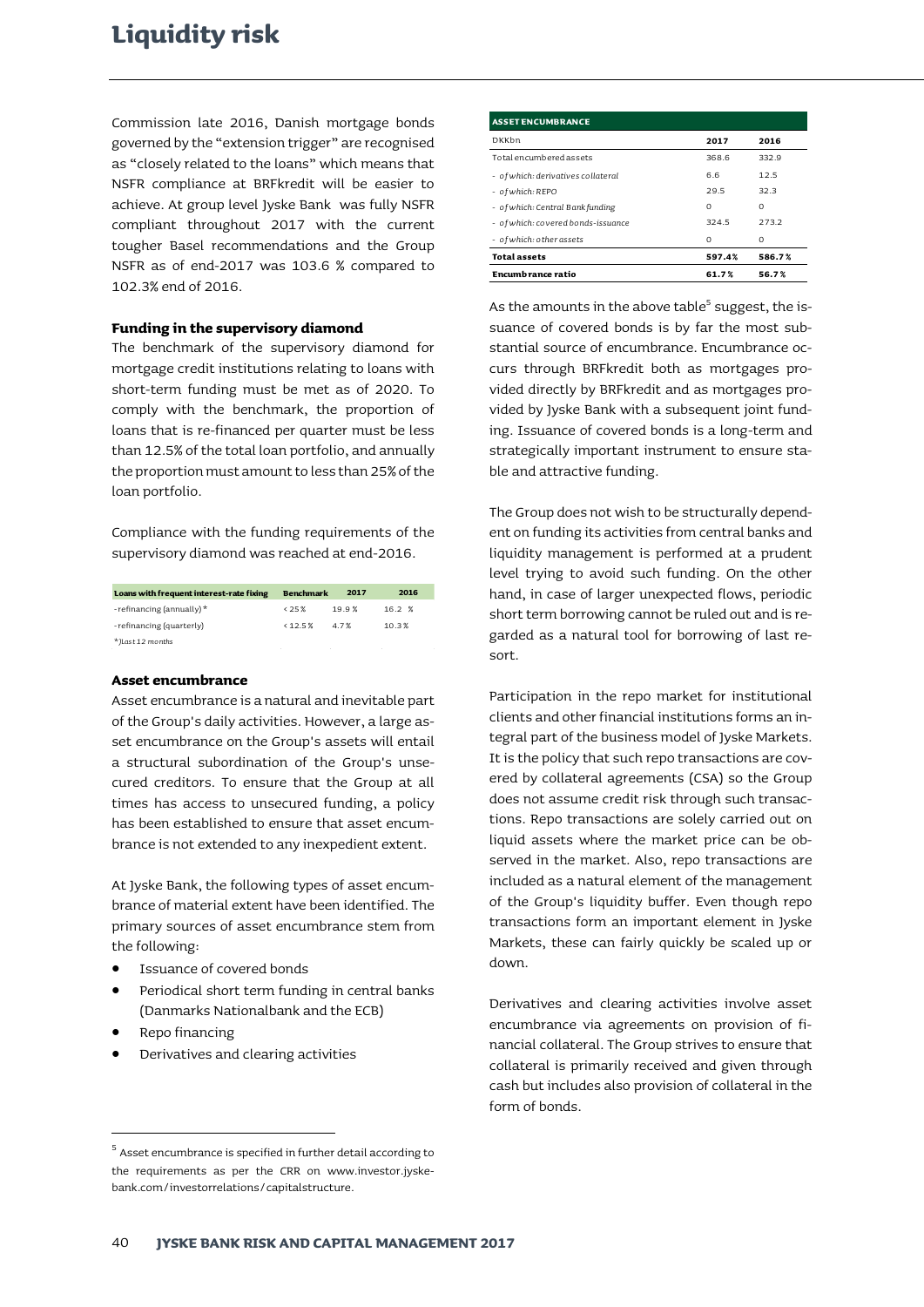# Liquidity risk

Commission late 2016, Danish mortgage bonds governed by the "extension trigger" are recognised as "closely related to the loans" which means that NSFR compliance at BRFkredit will be easier to achieve. At group level Jyske Bank was fully NSFR compliant throughout 2017 with the current tougher Basel recommendations and the Group NSFR as of end-2017 was 103.6 % compared to 102.3% end of 2016.

### Funding in the supervisory diamond

The benchmark of the supervisory diamond for mortgage credit institutions relating to loans with short-term funding must be met as of 2020. To comply with the benchmark, the proportion of loans that is re-financed per quarter must be less than 12.5% of the total loan portfolio, and annually the proportion must amount to less than 25% of the loan portfolio.

Compliance with the funding requirements of the supervisory diamond was reached at end-2016.

| Loans with frequent interest-rate fixing | Benchmark | 2017 | 2016 |
|---|---|---|---|
| -refinancing (annually)* | < 25% | 19.9% | 16.2 % |
| -refinancing (quarterly) | < 12.5% | 4.7% | 10.3% |

*)*Last 12 months*

### Asset encumbrance

Asset encumbrance is a natural and inevitable part of the Group's daily activities. However, a large asset encumbrance on the Group's assets will entail a structural subordination of the Group's unsecured creditors. To ensure that the Group at all times has access to unsecured funding, a policy has been established to ensure that asset encumbrance is not extended to any inexpedient extent.

At Jyske Bank, the following types of asset encumbrance of material extent have been identified. The primary sources of asset encumbrance stem from the following:

- Issuance of covered bonds
- Periodical short term funding in central banks (Danmarks Nationalbank and the ECB)
- Repo financing
- Derivatives and clearing activities

| ASSET ENCUMBRANCE | | |
|---|---|---|
| DKKbn | 2017 | 2016 |
| Total encumbered assets | 368.6 | 332.9 |
| - *of which: derivatives collateral* | 6.6 | 12.5 |
| - *of which: REPO* | 29.5 | 32.3 |
| - *of which: Central Bank funding* | 0 | 0 |
| - *of which: covered bonds-issuance* | 324.5 | 273.2 |
| - *of which: other assets* | 0 | 0 |
| **Total assets** | **597.4%** | **586.7%** |
| **Encumbrance ratio** | **61.7%** | **56.7%** |

As the amounts in the above table[5] suggest, the issuance of covered bonds is by far the most substantial source of encumbrance. Encumbrance occurs through BRFkredit both as mortgages provided directly by BRFkredit and as mortgages provided by Jyske Bank with a subsequent joint funding. Issuance of covered bonds is a long-term and strategically important instrument to ensure stable and attractive funding.

The Group does not wish to be structurally dependent on funding its activities from central banks and liquidity management is performed at a prudent level trying to avoid such funding. On the other hand, in case of larger unexpected flows, periodic short term borrowing cannot be ruled out and is regarded as a natural tool for borrowing of last resort.

Participation in the repo market for institutional clients and other financial institutions forms an integral part of the business model of Jyske Markets. It is the policy that such repo transactions are covered by collateral agreements (CSA) so the Group does not assume credit risk through such transactions. Repo transactions are solely carried out on liquid assets where the market price can be observed in the market. Also, repo transactions are included as a natural element of the management of the Group's liquidity buffer. Even though repo transactions form an important element in Jyske Markets, these can fairly quickly be scaled up or down.

Derivatives and clearing activities involve asset encumbrance via agreements on provision of financial collateral. The Group strives to ensure that collateral is primarily received and given through cash but includes also provision of collateral in the form of bonds.

[5] Asset encumbrance is specified in further detail according to the requirements as per the CRR on www.investor.jyskebank.com/investorrelations/capitalstructure.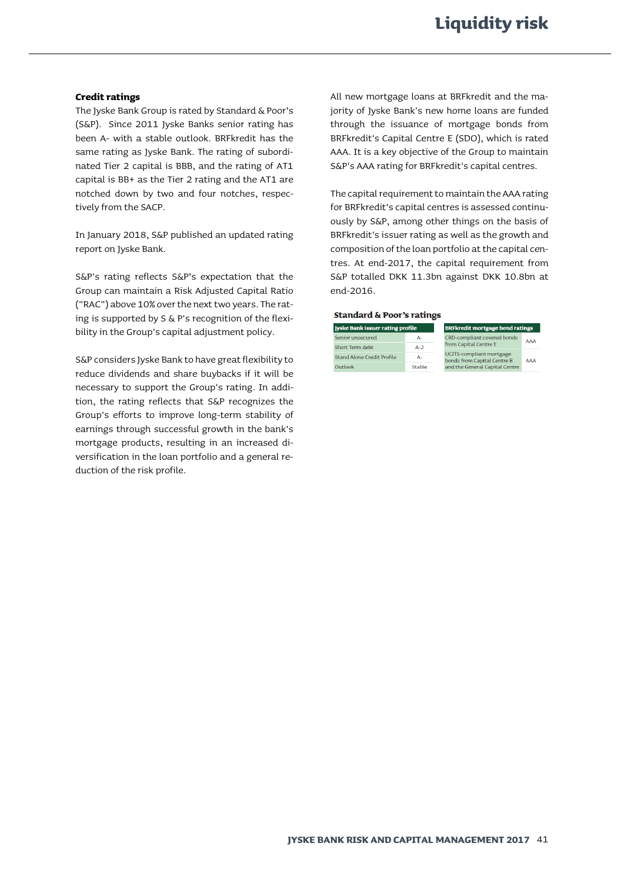# Liquidity risk

### Credit ratings

The Jyske Bank Group is rated by Standard & Poor's (S&P). Since 2011 Jyske Banks senior rating has been A- with a stable outlook. BRFkredit has the same rating as Jyske Bank. The rating of subordinated Tier 2 capital is BBB, and the rating of AT1 capital is BB+ as the Tier 2 rating and the AT1 are notched down by two and four notches, respectively from the SACP.

In January 2018, S&P published an updated rating report on Jyske Bank.

S&P's rating reflects S&P's expectation that the Group can maintain a Risk Adjusted Capital Ratio ("RAC") above 10% over the next two years. The rating is supported by S & P's recognition of the flexibility in the Group's capital adjustment policy.

S&P considers Jyske Bank to have great flexibility to reduce dividends and share buybacks if it will be necessary to support the Group's rating. In addition, the rating reflects that S&P recognizes the Group's efforts to improve long-term stability of earnings through successful growth in the bank's mortgage products, resulting in an increased diversification in the loan portfolio and a general reduction of the risk profile.

All new mortgage loans at BRFkredit and the majority of Jyske Bank's new home loans are funded through the issuance of mortgage bonds from BRFkredit's Capital Centre E (SDO), which is rated AAA. It is a key objective of the Group to maintain S&P's AAA rating for BRFkredit's capital centres.

The capital requirement to maintain the AAA rating for BRFkredit's capital centres is assessed continuously by S&P, among other things on the basis of BRFkredit's issuer rating as well as the growth and composition of the loan portfolio at the capital centres. At end-2017, the capital requirement from S&P totalled DKK 11.3bn against DKK 10.8bn at end-2016.

**Standard & Poor's ratings**

| Jyske Bank issuer rating profile | |
|---|---|
| Senior unsecured | A- |
| Short Term debt | A-2 |
| Stand Alone Credit Profile | A- |
| Outlook | Stable |

| BRFkredit mortgage bond ratings | |
|---|---|
| CRD-compliant covered bonds from Capital Centre E | AAA |
| UCITS-compliant mortgage bonds from Capital Centre B and the General Capital Centre | AAA |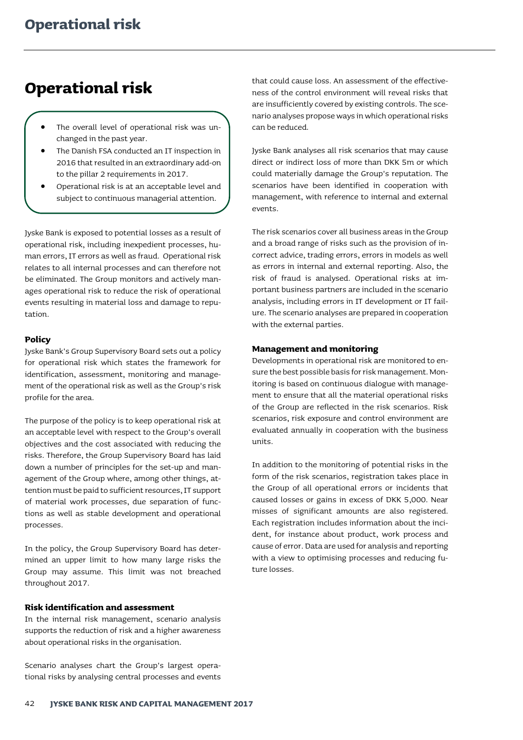# Operational risk

- The overall level of operational risk was unchanged in the past year.
- The Danish FSA conducted an IT inspection in 2016 that resulted in an extraordinary add-on to the pillar 2 requirements in 2017.
- Operational risk is at an acceptable level and subject to continuous managerial attention.

Jyske Bank is exposed to potential losses as a result of operational risk, including inexpedient processes, human errors, IT errors as well as fraud. Operational risk relates to all internal processes and can therefore not be eliminated. The Group monitors and actively manages operational risk to reduce the risk of operational events resulting in material loss and damage to reputation.

### Policy

Jyske Bank's Group Supervisory Board sets out a policy for operational risk which states the framework for identification, assessment, monitoring and management of the operational risk as well as the Group's risk profile for the area.

The purpose of the policy is to keep operational risk at an acceptable level with respect to the Group's overall objectives and the cost associated with reducing the risks. Therefore, the Group Supervisory Board has laid down a number of principles for the set-up and management of the Group where, among other things, attention must be paid to sufficient resources, IT support of material work processes, due separation of functions as well as stable development and operational processes.

In the policy, the Group Supervisory Board has determined an upper limit to how many large risks the Group may assume. This limit was not breached throughout 2017.

### Risk identification and assessment

In the internal risk management, scenario analysis supports the reduction of risk and a higher awareness about operational risks in the organisation.

Scenario analyses chart the Group's largest operational risks by analysing central processes and events that could cause loss. An assessment of the effectiveness of the control environment will reveal risks that are insufficiently covered by existing controls. The scenario analyses propose ways in which operational risks can be reduced.

Jyske Bank analyses all risk scenarios that may cause direct or indirect loss of more than DKK 5m or which could materially damage the Group's reputation. The scenarios have been identified in cooperation with management, with reference to internal and external events.

The risk scenarios cover all business areas in the Group and a broad range of risks such as the provision of incorrect advice, trading errors, errors in models as well as errors in internal and external reporting. Also, the risk of fraud is analysed. Operational risks at important business partners are included in the scenario analysis, including errors in IT development or IT failure. The scenario analyses are prepared in cooperation with the external parties.

### Management and monitoring

Developments in operational risk are monitored to ensure the best possible basis for risk management. Monitoring is based on continuous dialogue with management to ensure that all the material operational risks of the Group are reflected in the risk scenarios. Risk scenarios, risk exposure and control environment are evaluated annually in cooperation with the business units.

In addition to the monitoring of potential risks in the form of the risk scenarios, registration takes place in the Group of all operational errors or incidents that caused losses or gains in excess of DKK 5,000. Near misses of significant amounts are also registered. Each registration includes information about the incident, for instance about product, work process and cause of error. Data are used for analysis and reporting with a view to optimising processes and reducing future losses.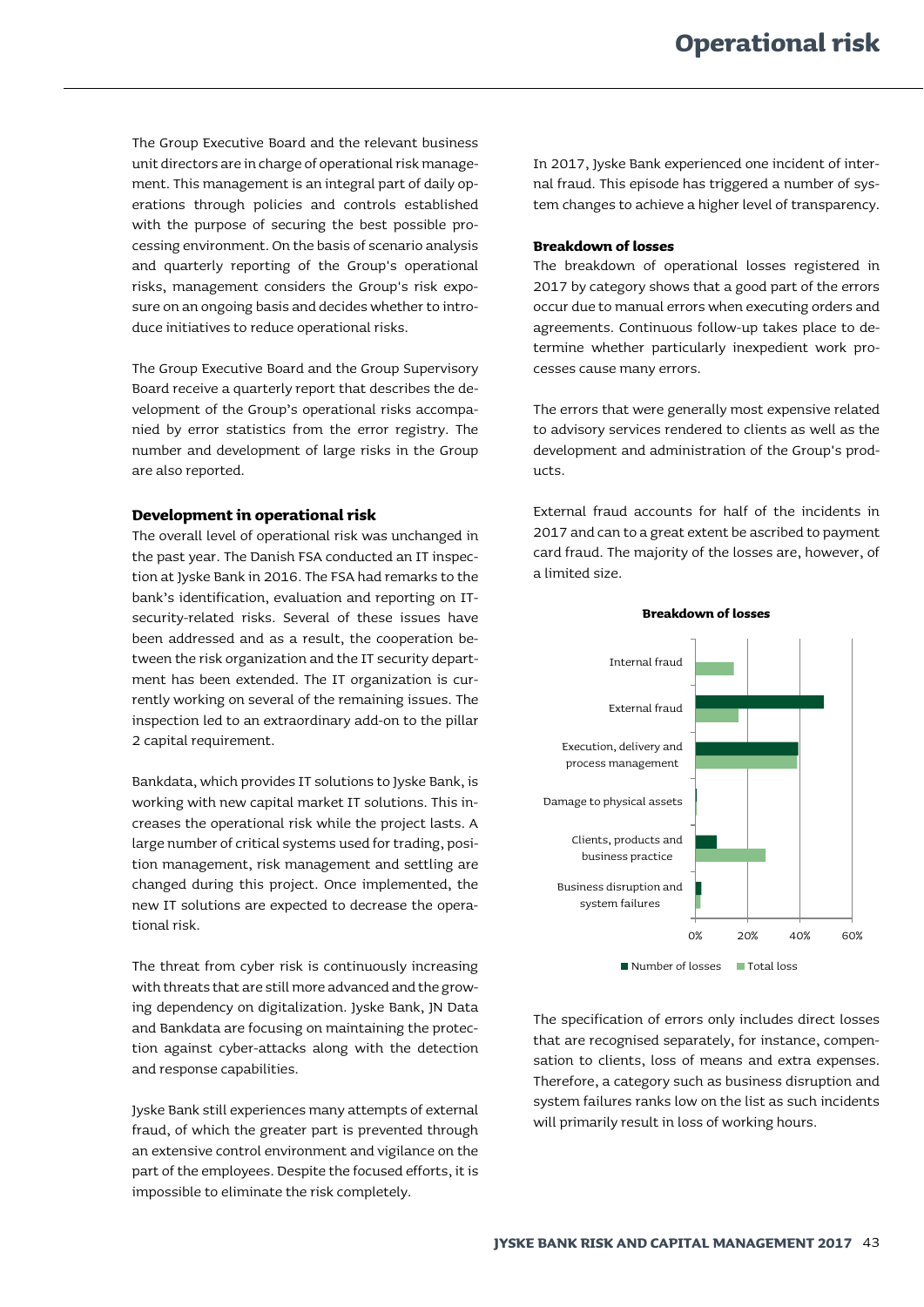# Operational risk

The Group Executive Board and the relevant business unit directors are in charge of operational risk management. This management is an integral part of daily operations through policies and controls established with the purpose of securing the best possible processing environment. On the basis of scenario analysis and quarterly reporting of the Group's operational risks, management considers the Group's risk exposure on an ongoing basis and decides whether to introduce initiatives to reduce operational risks.

The Group Executive Board and the Group Supervisory Board receive a quarterly report that describes the development of the Group's operational risks accompanied by error statistics from the error registry. The number and development of large risks in the Group are also reported.

### Development in operational risk

The overall level of operational risk was unchanged in the past year. The Danish FSA conducted an IT inspection at Jyske Bank in 2016. The FSA had remarks to the bank's identification, evaluation and reporting on IT-security-related risks. Several of these issues have been addressed and as a result, the cooperation between the risk organization and the IT security department has been extended. The IT organization is currently working on several of the remaining issues. The inspection led to an extraordinary add-on to the pillar 2 capital requirement.

Bankdata, which provides IT solutions to Jyske Bank, is working with new capital market IT solutions. This increases the operational risk while the project lasts. A large number of critical systems used for trading, position management, risk management and settling are changed during this project. Once implemented, the new IT solutions are expected to decrease the operational risk.

The threat from cyber risk is continuously increasing with threats that are still more advanced and the growing dependency on digitalization. Jyske Bank, JN Data and Bankdata are focusing on maintaining the protection against cyber-attacks along with the detection and response capabilities.

Jyske Bank still experiences many attempts of external fraud, of which the greater part is prevented through an extensive control environment and vigilance on the part of the employees. Despite the focused efforts, it is impossible to eliminate the risk completely.

In 2017, Jyske Bank experienced one incident of internal fraud. This episode has triggered a number of system changes to achieve a higher level of transparency.

### Breakdown of losses

The breakdown of operational losses registered in 2017 by category shows that a good part of the errors occur due to manual errors when executing orders and agreements. Continuous follow-up takes place to determine whether particularly inexpedient work processes cause many errors.

The errors that were generally most expensive related to advisory services rendered to clients as well as the development and administration of the Group's products.

External fraud accounts for half of the incidents in 2017 and can to a great extent be ascribed to payment card fraud. The majority of the losses are, however, of a limited size.

**Breakdown of losses**

Internal fraud
External fraud
Execution, delivery and process management
Damage to physical assets
Clients, products and business practice
Business disruption and system failures

0% 20% 40% 60%

Number of losses
Total loss

The specification of errors only includes direct losses that are recognised separately, for instance, compensation to clients, loss of means and extra expenses. Therefore, a category such as business disruption and system failures ranks low on the list as such incidents will primarily result in loss of working hours.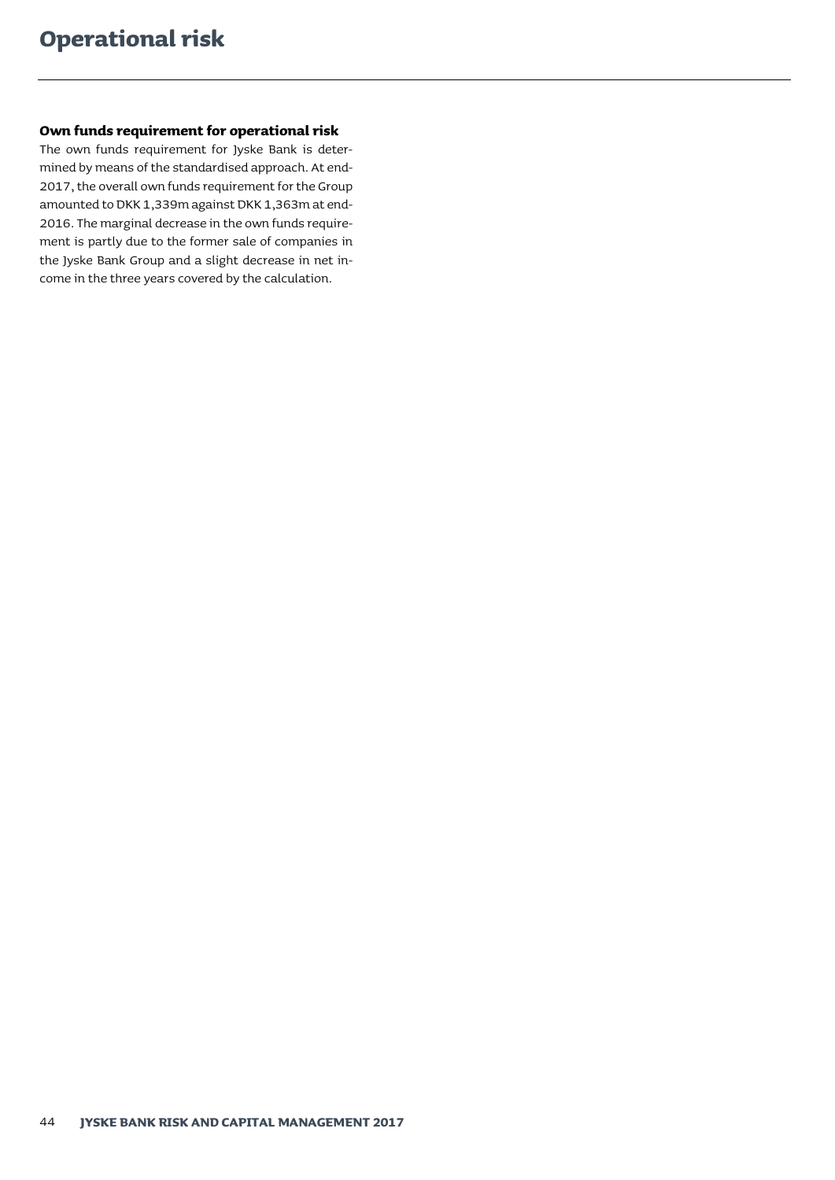# Operational risk

### Own funds requirement for operational risk

The own funds requirement for Jyske Bank is determined by means of the standardised approach. At end-2017, the overall own funds requirement for the Group amounted to DKK 1,339m against DKK 1,363m at end-2016. The marginal decrease in the own funds requirement is partly due to the former sale of companies in the Jyske Bank Group and a slight decrease in net income in the three years covered by the calculation.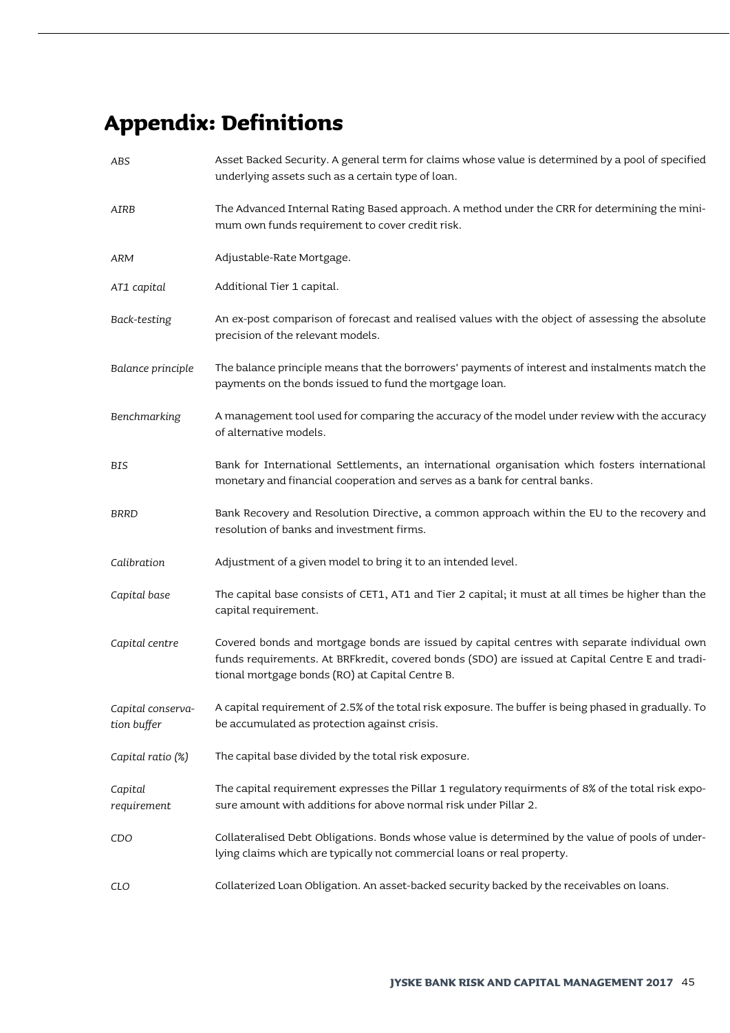# Appendix: Definitions

| | |
|---|---|
| *ABS* | Asset Backed Security. A general term for claims whose value is determined by a pool of specified underlying assets such as a certain type of loan. |
| *AIRB* | The Advanced Internal Rating Based approach. A method under the CRR for determining the minimum own funds requirement to cover credit risk. |
| *ARM* | Adjustable-Rate Mortgage. |
| *AT1 capital* | Additional Tier 1 capital. |
| *Back-testing* | An ex-post comparison of forecast and realised values with the object of assessing the absolute precision of the relevant models. |
| *Balance principle* | The balance principle means that the borrowers' payments of interest and instalments match the payments on the bonds issued to fund the mortgage loan. |
| *Benchmarking* | A management tool used for comparing the accuracy of the model under review with the accuracy of alternative models. |
| *BIS* | Bank for International Settlements, an international organisation which fosters international monetary and financial cooperation and serves as a bank for central banks. |
| *BRRD* | Bank Recovery and Resolution Directive, a common approach within the EU to the recovery and resolution of banks and investment firms. |
| *Calibration* | Adjustment of a given model to bring it to an intended level. |
| *Capital base* | The capital base consists of CET1, AT1 and Tier 2 capital; it must at all times be higher than the capital requirement. |
| *Capital centre* | Covered bonds and mortgage bonds are issued by capital centres with separate individual own funds requirements. At BRFkredit, covered bonds (SDO) are issued at Capital Centre E and traditional mortgage bonds (RO) at Capital Centre B. |
| *Capital conservation buffer* | A capital requirement of 2.5% of the total risk exposure. The buffer is being phased in gradually. To be accumulated as protection against crisis. |
| *Capital ratio (%)* | The capital base divided by the total risk exposure. |
| *Capital requirement* | The capital requirement expresses the Pillar 1 regulatory requirments of 8% of the total risk exposure amount with additions for above normal risk under Pillar 2. |
| *CDO* | Collateralised Debt Obligations. Bonds whose value is determined by the value of pools of underlying claims which are typically not commercial loans or real property. |
| *CLO* | Collaterized Loan Obligation. An asset-backed security backed by the receivables on loans. |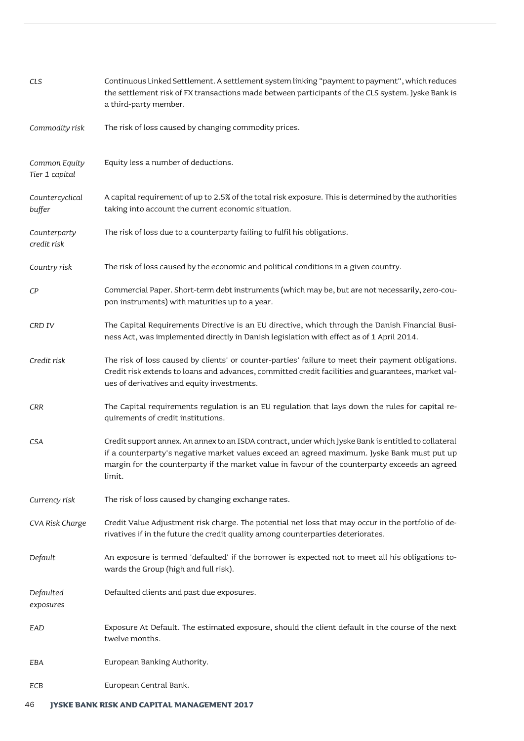| | |
|---|---|
| *CLS* | Continuous Linked Settlement. A settlement system linking "payment to payment", which reduces the settlement risk of FX transactions made between participants of the CLS system. Jyske Bank is a third-party member. |
| *Commodity risk* | The risk of loss caused by changing commodity prices. |
| *Common Equity Tier 1 capital* | Equity less a number of deductions. |
| *Countercyclical buffer* | A capital requirement of up to 2.5% of the total risk exposure. This is determined by the authorities taking into account the current economic situation. |
| *Counterparty credit risk* | The risk of loss due to a counterparty failing to fulfil his obligations. |
| *Country risk* | The risk of loss caused by the economic and political conditions in a given country. |
| *CP* | Commercial Paper. Short-term debt instruments (which may be, but are not necessarily, zero-coupon instruments) with maturities up to a year. |
| *CRD IV* | The Capital Requirements Directive is an EU directive, which through the Danish Financial Business Act, was implemented directly in Danish legislation with effect as of 1 April 2014. |
| *Credit risk* | The risk of loss caused by clients' or counter-parties' failure to meet their payment obligations. Credit risk extends to loans and advances, committed credit facilities and guarantees, market values of derivatives and equity investments. |
| *CRR* | The Capital requirements regulation is an EU regulation that lays down the rules for capital requirements of credit institutions. |
| *CSA* | Credit support annex. An annex to an ISDA contract, under which Jyske Bank is entitled to collateral if a counterparty's negative market values exceed an agreed maximum. Jyske Bank must put up margin for the counterparty if the market value in favour of the counterparty exceeds an agreed limit. |
| *Currency risk* | The risk of loss caused by changing exchange rates. |
| *CVA Risk Charge* | Credit Value Adjustment risk charge. The potential net loss that may occur in the portfolio of derivatives if in the future the credit quality among counterparties deteriorates. |
| *Default* | An exposure is termed 'defaulted' if the borrower is expected not to meet all his obligations towards the Group (high and full risk). |
| *Defaulted exposures* | Defaulted clients and past due exposures. |
| *EAD* | Exposure At Default. The estimated exposure, should the client default in the course of the next twelve months. |
| *EBA* | European Banking Authority. |
| *ECB* | European Central Bank. |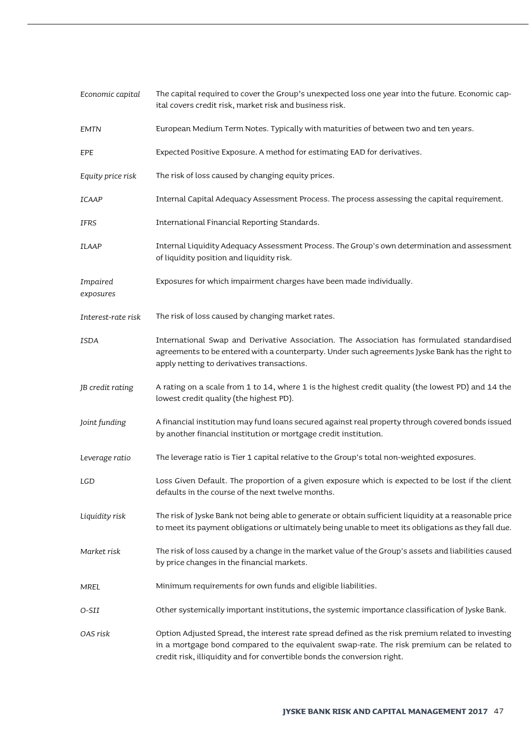| | |
|---|---|
| *Economic capital* | The capital required to cover the Group's unexpected loss one year into the future. Economic capital covers credit risk, market risk and business risk. |
| *EMTN* | European Medium Term Notes. Typically with maturities of between two and ten years. |
| *EPE* | Expected Positive Exposure. A method for estimating EAD for derivatives. |
| *Equity price risk* | The risk of loss caused by changing equity prices. |
| *ICAAP* | Internal Capital Adequacy Assessment Process. The process assessing the capital requirement. |
| *IFRS* | International Financial Reporting Standards. |
| *ILAAP* | Internal Liquidity Adequacy Assessment Process. The Group's own determination and assessment of liquidity position and liquidity risk. |
| *Impaired exposures* | Exposures for which impairment charges have been made individually. |
| *Interest-rate risk* | The risk of loss caused by changing market rates. |
| *ISDA* | International Swap and Derivative Association. The Association has formulated standardised agreements to be entered with a counterparty. Under such agreements Jyske Bank has the right to apply netting to derivatives transactions. |
| *JB credit rating* | A rating on a scale from 1 to 14, where 1 is the highest credit quality (the lowest PD) and 14 the lowest credit quality (the highest PD). |
| *Joint funding* | A financial institution may fund loans secured against real property through covered bonds issued by another financial institution or mortgage credit institution. |
| *Leverage ratio* | The leverage ratio is Tier 1 capital relative to the Group's total non-weighted exposures. |
| *LGD* | Loss Given Default. The proportion of a given exposure which is expected to be lost if the client defaults in the course of the next twelve months. |
| *Liquidity risk* | The risk of Jyske Bank not being able to generate or obtain sufficient liquidity at a reasonable price to meet its payment obligations or ultimately being unable to meet its obligations as they fall due. |
| *Market risk* | The risk of loss caused by a change in the market value of the Group's assets and liabilities caused by price changes in the financial markets. |
| *MREL* | Minimum requirements for own funds and eligible liabilities. |
| *O-SII* | Other systemically important institutions, the systemic importance classification of Jyske Bank. |
| *OAS risk* | Option Adjusted Spread, the interest rate spread defined as the risk premium related to investing in a mortgage bond compared to the equivalent swap-rate. The risk premium can be related to credit risk, illiquidity and for convertible bonds the conversion right. |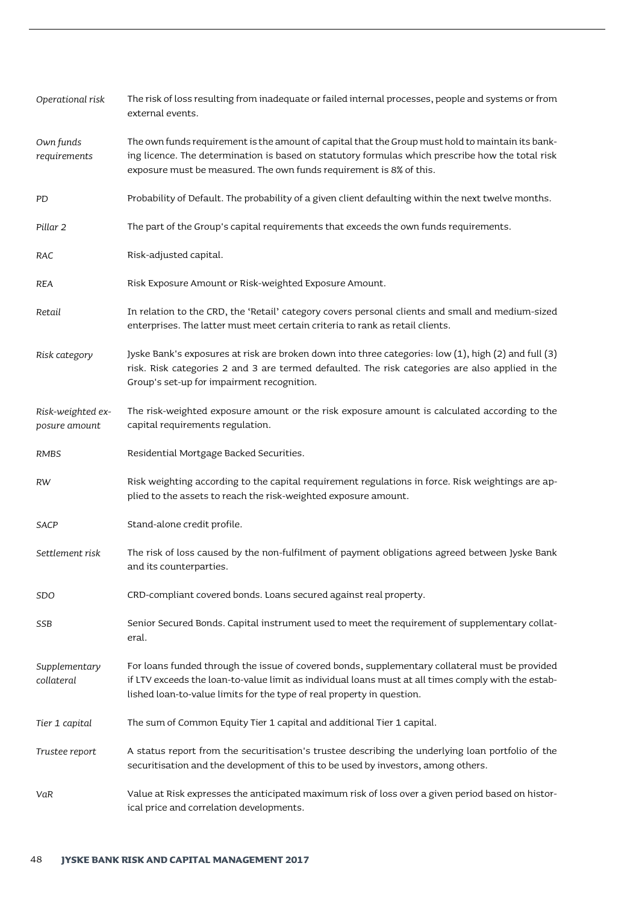| | |
|---|---|
| *Operational risk* | The risk of loss resulting from inadequate or failed internal processes, people and systems or from external events. |
| *Own funds requirements* | The own funds requirement is the amount of capital that the Group must hold to maintain its banking licence. The determination is based on statutory formulas which prescribe how the total risk exposure must be measured. The own funds requirement is 8% of this. |
| *PD* | Probability of Default. The probability of a given client defaulting within the next twelve months. |
| *Pillar 2* | The part of the Group's capital requirements that exceeds the own funds requirements. |
| *RAC* | Risk-adjusted capital. |
| *REA* | Risk Exposure Amount or Risk-weighted Exposure Amount. |
| *Retail* | In relation to the CRD, the 'Retail' category covers personal clients and small and medium-sized enterprises. The latter must meet certain criteria to rank as retail clients. |
| *Risk category* | Jyske Bank's exposures at risk are broken down into three categories: low (1), high (2) and full (3) risk. Risk categories 2 and 3 are termed defaulted. The risk categories are also applied in the Group's set-up for impairment recognition. |
| *Risk-weighted exposure amount* | The risk-weighted exposure amount or the risk exposure amount is calculated according to the capital requirements regulation. |
| *RMBS* | Residential Mortgage Backed Securities. |
| *RW* | Risk weighting according to the capital requirement regulations in force. Risk weightings are applied to the assets to reach the risk-weighted exposure amount. |
| *SACP* | Stand-alone credit profile. |
| *Settlement risk* | The risk of loss caused by the non-fulfilment of payment obligations agreed between Jyske Bank and its counterparties. |
| *SDO* | CRD-compliant covered bonds. Loans secured against real property. |
| *SSB* | Senior Secured Bonds. Capital instrument used to meet the requirement of supplementary collateral. |
| *Supplementary collateral* | For loans funded through the issue of covered bonds, supplementary collateral must be provided if LTV exceeds the loan-to-value limit as individual loans must at all times comply with the established loan-to-value limits for the type of real property in question. |
| *Tier 1 capital* | The sum of Common Equity Tier 1 capital and additional Tier 1 capital. |
| *Trustee report* | A status report from the securitisation's trustee describing the underlying loan portfolio of the securitisation and the development of this to be used by investors, among others. |
| *VaR* | Value at Risk expresses the anticipated maximum risk of loss over a given period based on historical price and correlation developments. |